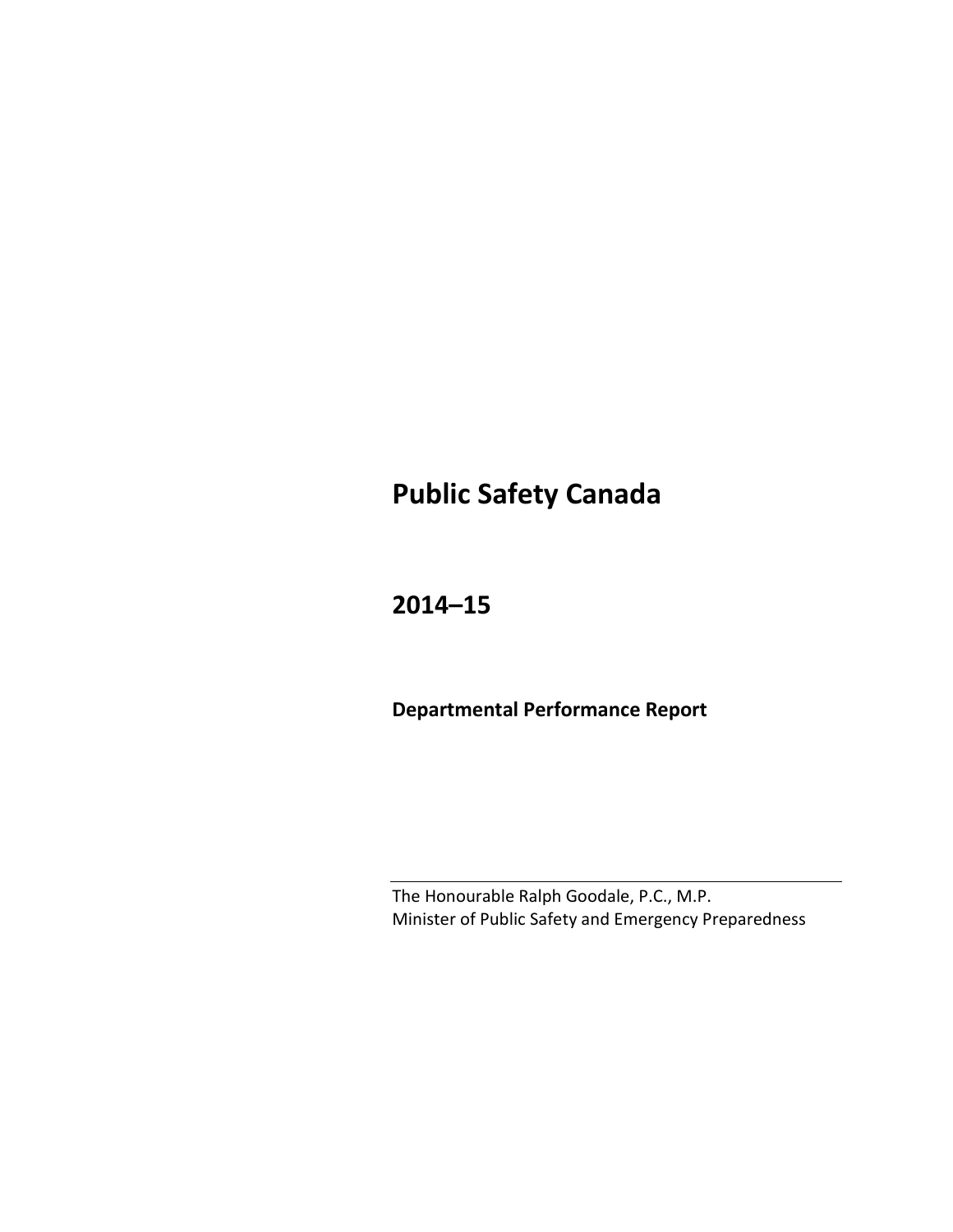# Public Safety Canada

## 2014–15

### Departmental Performance Report

---

The Honourable Ralph Goodale, P.C., M.P.
Minister of Public Safety and Emergency Preparedness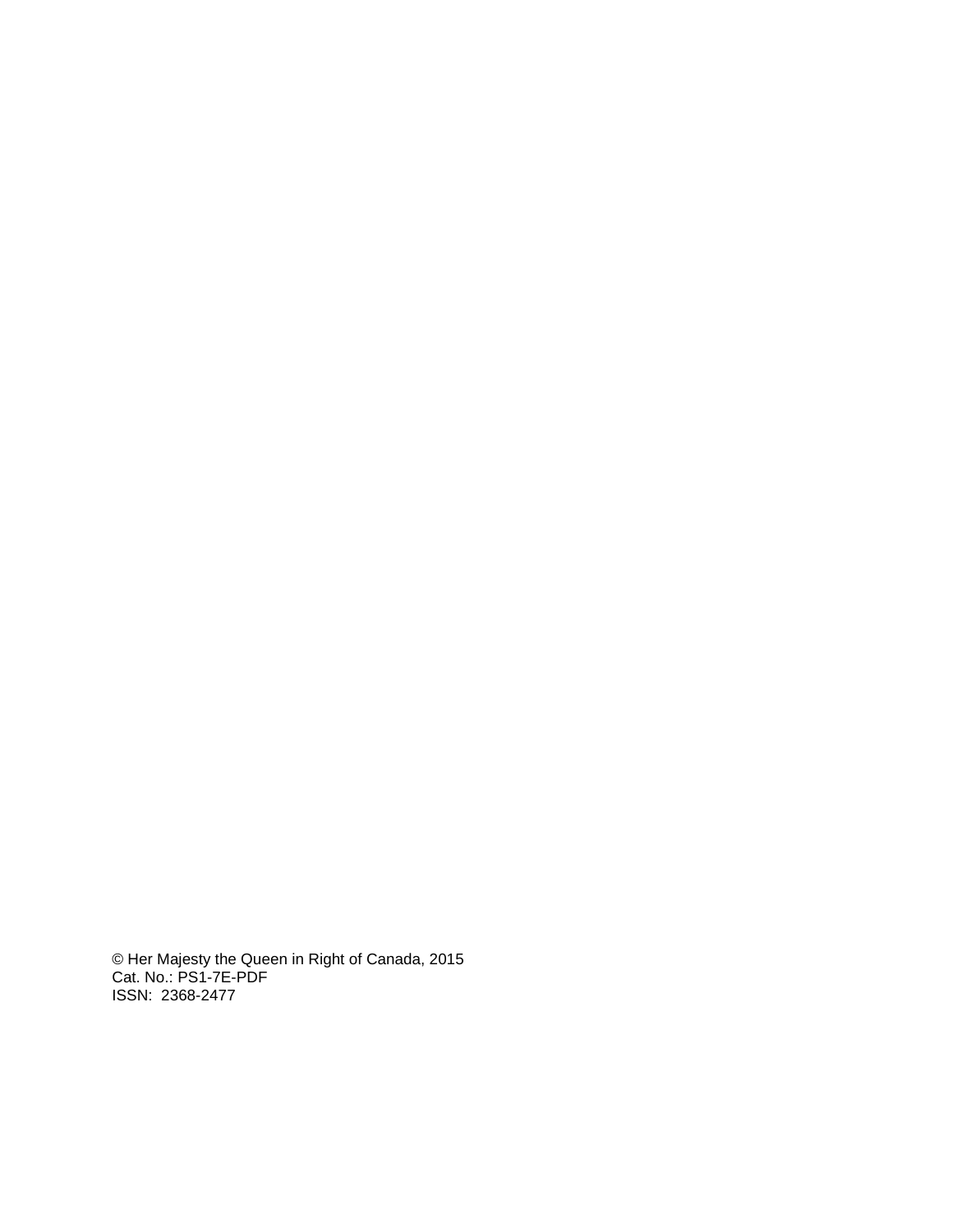© Her Majesty the Queen in Right of Canada, 2015
Cat. No.: PS1-7E-PDF
ISSN: 2368-2477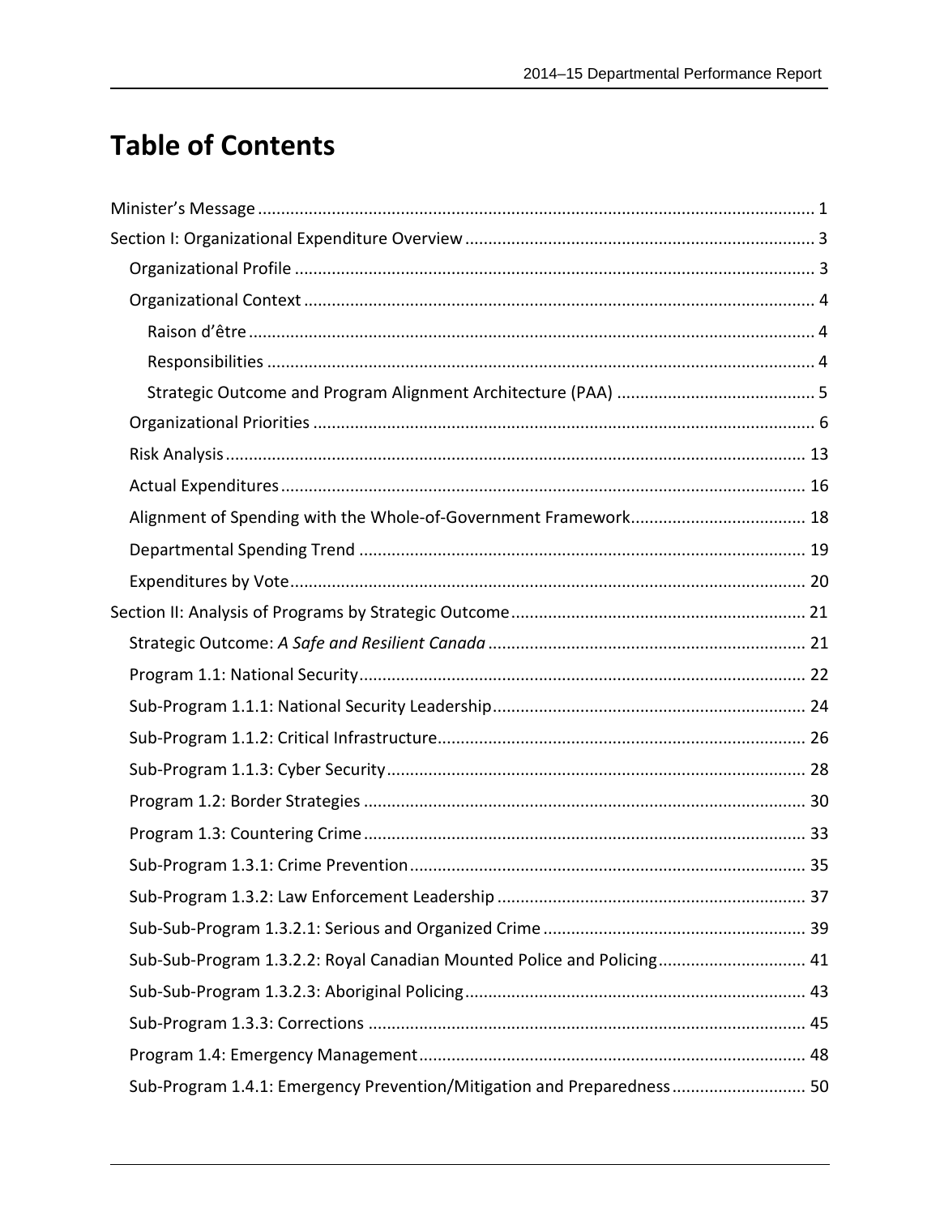# Table of Contents

Minister's Message ........................................................................................................................ 1

Section I: Organizational Expenditure Overview ........................................................................... 3

- Organizational Profile ................................................................................................................ 3
- Organizational Context .............................................................................................................. 4
  - Raison d'être .......................................................................................................................... 4
  - Responsibilities ...................................................................................................................... 4
  - Strategic Outcome and Program Alignment Architecture (PAA) ........................................... 5
- Organizational Priorities ............................................................................................................ 6
- Risk Analysis ............................................................................................................................. 13
- Actual Expenditures ................................................................................................................. 16
- Alignment of Spending with the Whole-of-Government Framework ...................................... 18
- Departmental Spending Trend ................................................................................................ 19
- Expenditures by Vote ............................................................................................................... 20

Section II: Analysis of Programs by Strategic Outcome ............................................................... 21

- Strategic Outcome: *A Safe and Resilient Canada* .................................................................... 21
- Program 1.1: National Security ................................................................................................ 22
- Sub-Program 1.1.1: National Security Leadership ................................................................... 24
- Sub-Program 1.1.2: Critical Infrastructure ............................................................................... 26
- Sub-Program 1.1.3: Cyber Security .......................................................................................... 28
- Program 1.2: Border Strategies ............................................................................................... 30
- Program 1.3: Countering Crime ............................................................................................... 33
- Sub-Program 1.3.1: Crime Prevention ..................................................................................... 35
- Sub-Program 1.3.2: Law Enforcement Leadership .................................................................. 37
- Sub-Sub-Program 1.3.2.1: Serious and Organized Crime ........................................................ 39
- Sub-Sub-Program 1.3.2.2: Royal Canadian Mounted Police and Policing ................................ 41
- Sub-Sub-Program 1.3.2.3: Aboriginal Policing ......................................................................... 43
- Sub-Program 1.3.3: Corrections .............................................................................................. 45
- Program 1.4: Emergency Management ................................................................................... 48
- Sub-Program 1.4.1: Emergency Prevention/Mitigation and Preparedness ............................ 50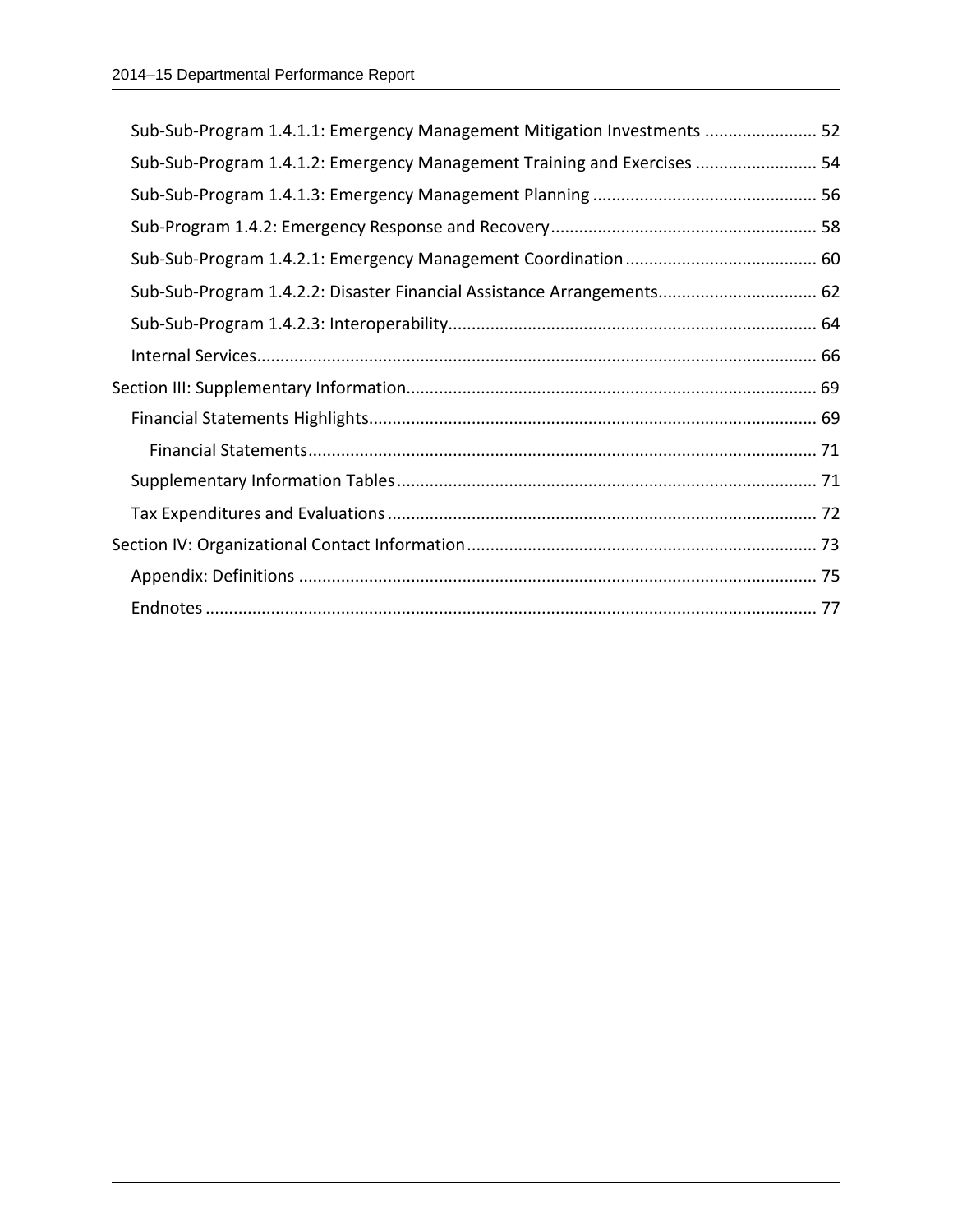Sub-Sub-Program 1.4.1.1: Emergency Management Mitigation Investments ........................ 52

Sub-Sub-Program 1.4.1.2: Emergency Management Training and Exercises .......................... 54

Sub-Sub-Program 1.4.1.3: Emergency Management Planning ................................................ 56

Sub-Program 1.4.2: Emergency Response and Recovery......................................................... 58

Sub-Sub-Program 1.4.2.1: Emergency Management Coordination......................................... 60

Sub-Sub-Program 1.4.2.2: Disaster Financial Assistance Arrangements.................................. 62

Sub-Sub-Program 1.4.2.3: Interoperability............................................................................... 64

Internal Services........................................................................................................................ 66

Section III: Supplementary Information....................................................................................... 69

Financial Statements Highlights................................................................................................ 69

Financial Statements............................................................................................................ 71

Supplementary Information Tables.......................................................................................... 71

Tax Expenditures and Evaluations............................................................................................ 72

Section IV: Organizational Contact Information........................................................................... 73

Appendix: Definitions .............................................................................................................. 75

Endnotes .................................................................................................................................. 77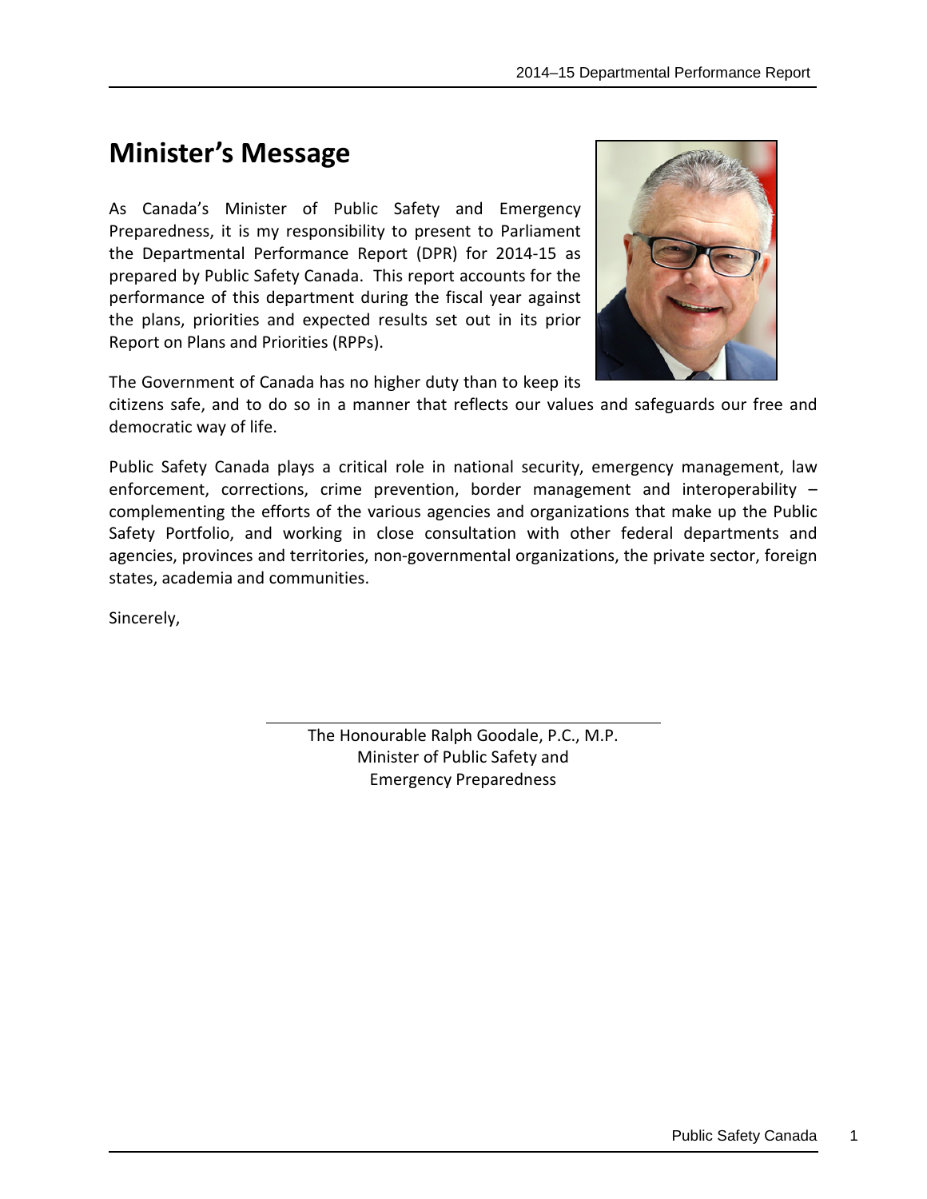# Minister's Message

As Canada's Minister of Public Safety and Emergency Preparedness, it is my responsibility to present to Parliament the Departmental Performance Report (DPR) for 2014-15 as prepared by Public Safety Canada. This report accounts for the performance of this department during the fiscal year against the plans, priorities and expected results set out in its prior Report on Plans and Priorities (RPPs).

The Government of Canada has no higher duty than to keep its citizens safe, and to do so in a manner that reflects our values and safeguards our free and democratic way of life.

Public Safety Canada plays a critical role in national security, emergency management, law enforcement, corrections, crime prevention, border management and interoperability – complementing the efforts of the various agencies and organizations that make up the Public Safety Portfolio, and working in close consultation with other federal departments and agencies, provinces and territories, non-governmental organizations, the private sector, foreign states, academia and communities.

Sincerely,

The Honourable Ralph Goodale, P.C., M.P.
Minister of Public Safety and
Emergency Preparedness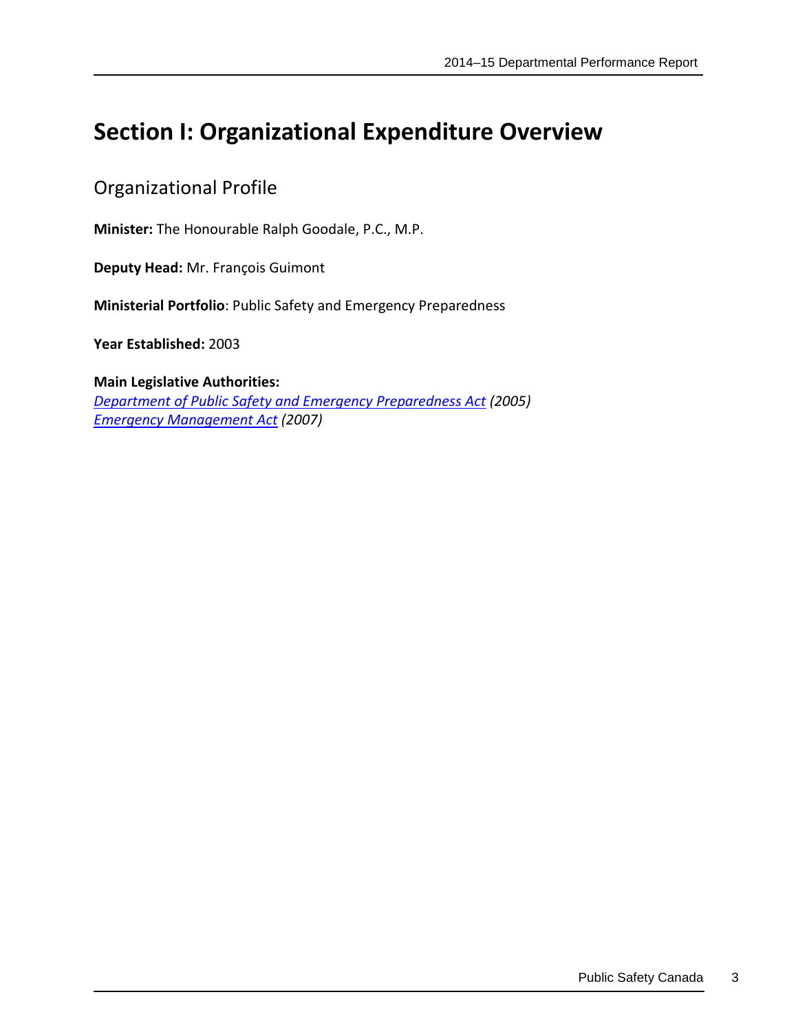# Section I: Organizational Expenditure Overview

## Organizational Profile

**Minister:** The Honourable Ralph Goodale, P.C., M.P.

**Deputy Head:** Mr. François Guimont

**Ministerial Portfolio**: Public Safety and Emergency Preparedness

**Year Established:** 2003

**Main Legislative Authorities:**
*Department of Public Safety and Emergency Preparedness Act (2005)*
*Emergency Management Act (2007)*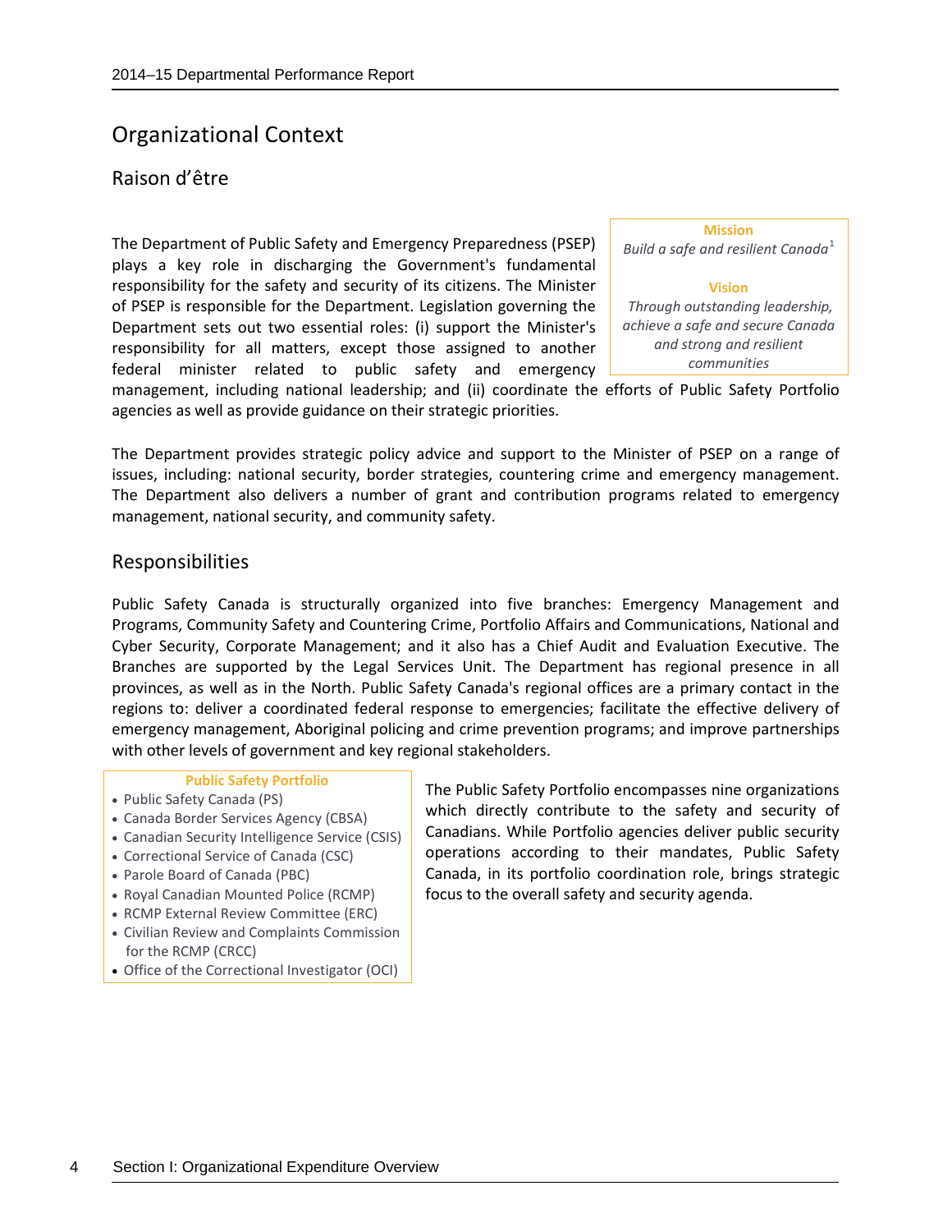# Organizational Context

## Raison d'être

**Mission**

*Build a safe and resilient Canada*[1]

**Vision**

*Through outstanding leadership, achieve a safe and secure Canada and strong and resilient communities*

The Department of Public Safety and Emergency Preparedness (PSEP) plays a key role in discharging the Government's fundamental responsibility for the safety and security of its citizens. The Minister of PSEP is responsible for the Department. Legislation governing the Department sets out two essential roles: (i) support the Minister's responsibility for all matters, except those assigned to another federal minister related to public safety and emergency management, including national leadership; and (ii) coordinate the efforts of Public Safety Portfolio agencies as well as provide guidance on their strategic priorities.

The Department provides strategic policy advice and support to the Minister of PSEP on a range of issues, including: national security, border strategies, countering crime and emergency management. The Department also delivers a number of grant and contribution programs related to emergency management, national security, and community safety.

## Responsibilities

Public Safety Canada is structurally organized into five branches: Emergency Management and Programs, Community Safety and Countering Crime, Portfolio Affairs and Communications, National and Cyber Security, Corporate Management; and it also has a Chief Audit and Evaluation Executive. The Branches are supported by the Legal Services Unit. The Department has regional presence in all provinces, as well as in the North. Public Safety Canada's regional offices are a primary contact in the regions to: deliver a coordinated federal response to emergencies; facilitate the effective delivery of emergency management, Aboriginal policing and crime prevention programs; and improve partnerships with other levels of government and key regional stakeholders.

**Public Safety Portfolio**

- Public Safety Canada (PS)
- Canada Border Services Agency (CBSA)
- Canadian Security Intelligence Service (CSIS)
- Correctional Service of Canada (CSC)
- Parole Board of Canada (PBC)
- Royal Canadian Mounted Police (RCMP)
- RCMP External Review Committee (ERC)
- Civilian Review and Complaints Commission for the RCMP (CRCC)
- Office of the Correctional Investigator (OCI)

The Public Safety Portfolio encompasses nine organizations which directly contribute to the safety and security of Canadians. While Portfolio agencies deliver public security operations according to their mandates, Public Safety Canada, in its portfolio coordination role, brings strategic focus to the overall safety and security agenda.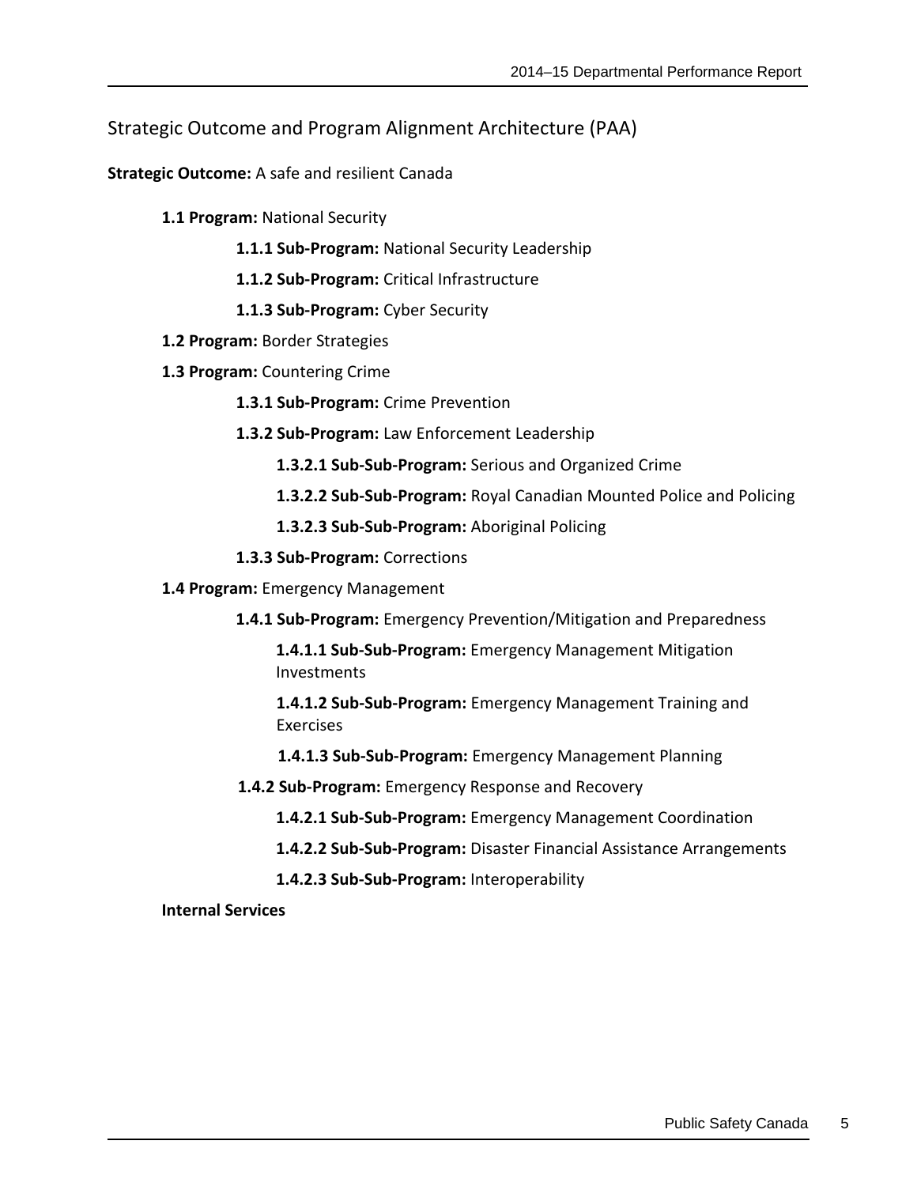## Strategic Outcome and Program Alignment Architecture (PAA)

**Strategic Outcome:** A safe and resilient Canada

- **1.1 Program:** National Security
  - **1.1.1 Sub-Program:** National Security Leadership
  - **1.1.2 Sub-Program:** Critical Infrastructure
  - **1.1.3 Sub-Program:** Cyber Security
- **1.2 Program:** Border Strategies
- **1.3 Program:** Countering Crime
  - **1.3.1 Sub-Program:** Crime Prevention
  - **1.3.2 Sub-Program:** Law Enforcement Leadership
    - **1.3.2.1 Sub-Sub-Program:** Serious and Organized Crime
    - **1.3.2.2 Sub-Sub-Program:** Royal Canadian Mounted Police and Policing
    - **1.3.2.3 Sub-Sub-Program:** Aboriginal Policing
  - **1.3.3 Sub-Program:** Corrections
- **1.4 Program:** Emergency Management
  - **1.4.1 Sub-Program:** Emergency Prevention/Mitigation and Preparedness
    - **1.4.1.1 Sub-Sub-Program:** Emergency Management Mitigation Investments
    - **1.4.1.2 Sub-Sub-Program:** Emergency Management Training and Exercises
    - **1.4.1.3 Sub-Sub-Program:** Emergency Management Planning
  - **1.4.2 Sub-Program:** Emergency Response and Recovery
    - **1.4.2.1 Sub-Sub-Program:** Emergency Management Coordination
    - **1.4.2.2 Sub-Sub-Program:** Disaster Financial Assistance Arrangements
    - **1.4.2.3 Sub-Sub-Program:** Interoperability
- **Internal Services**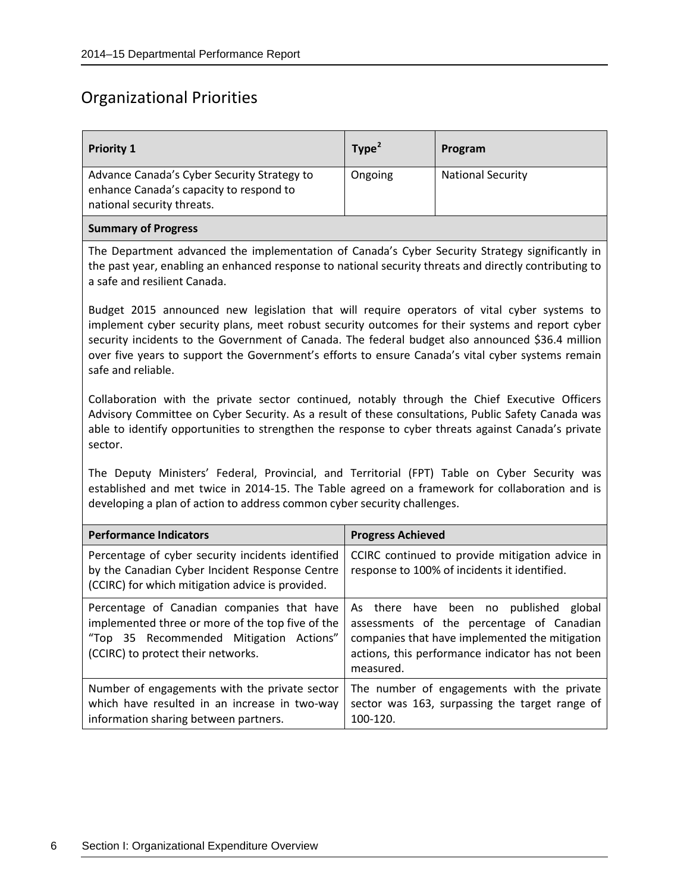## Organizational Priorities

| Priority 1 | Type[2] | Program |
|---|---|---|
| Advance Canada's Cyber Security Strategy to enhance Canada's capacity to respond to national security threats. | Ongoing | National Security |

**Summary of Progress**

The Department advanced the implementation of Canada's Cyber Security Strategy significantly in the past year, enabling an enhanced response to national security threats and directly contributing to a safe and resilient Canada.

Budget 2015 announced new legislation that will require operators of vital cyber systems to implement cyber security plans, meet robust security outcomes for their systems and report cyber security incidents to the Government of Canada. The federal budget also announced $36.4 million over five years to support the Government's efforts to ensure Canada's vital cyber systems remain safe and reliable.

Collaboration with the private sector continued, notably through the Chief Executive Officers Advisory Committee on Cyber Security. As a result of these consultations, Public Safety Canada was able to identify opportunities to strengthen the response to cyber threats against Canada's private sector.

The Deputy Ministers' Federal, Provincial, and Territorial (FPT) Table on Cyber Security was established and met twice in 2014-15. The Table agreed on a framework for collaboration and is developing a plan of action to address common cyber security challenges.

| Performance Indicators | Progress Achieved |
|---|---|
| Percentage of cyber security incidents identified by the Canadian Cyber Incident Response Centre (CCIRC) for which mitigation advice is provided. | CCIRC continued to provide mitigation advice in response to 100% of incidents it identified. |
| Percentage of Canadian companies that have implemented three or more of the top five of the "Top 35 Recommended Mitigation Actions" (CCIRC) to protect their networks. | As there have been no published global assessments of the percentage of Canadian companies that have implemented the mitigation actions, this performance indicator has not been measured. |
| Number of engagements with the private sector which have resulted in an increase in two-way information sharing between partners. | The number of engagements with the private sector was 163, surpassing the target range of 100-120. |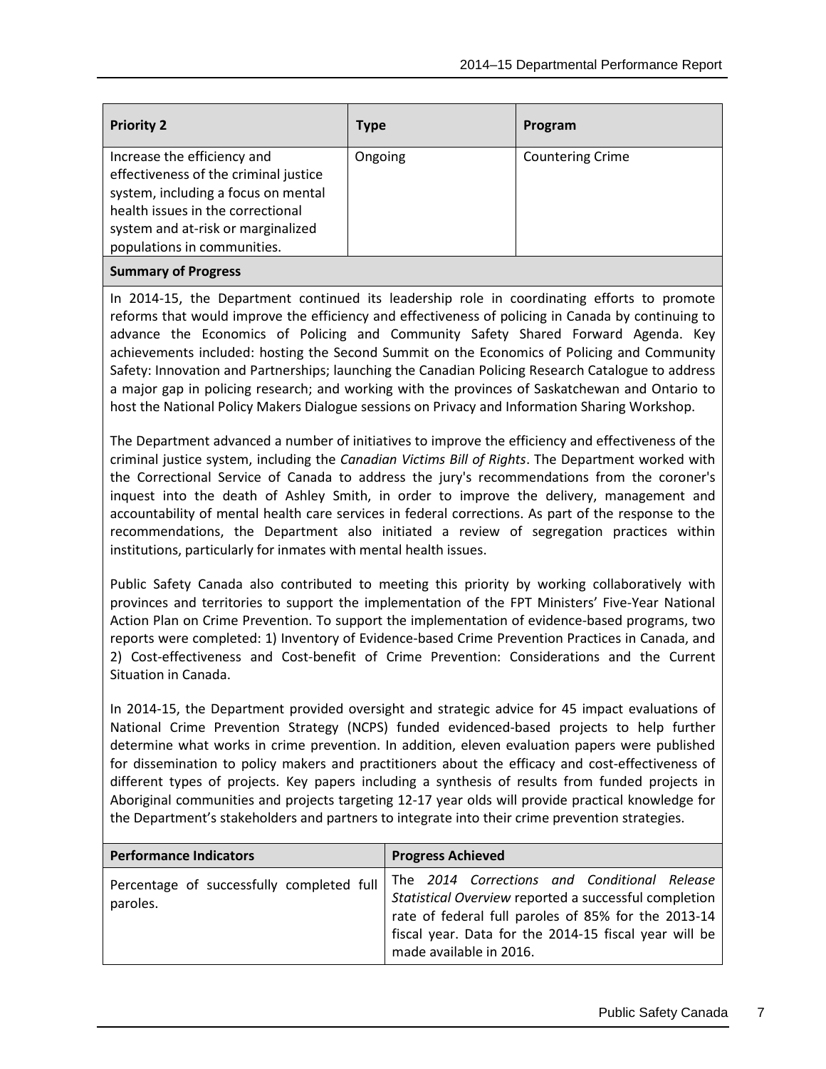| Priority 2 | Type | Program |
|---|---|---|
| Increase the efficiency and effectiveness of the criminal justice system, including a focus on mental health issues in the correctional system and at-risk or marginalized populations in communities. | Ongoing | Countering Crime |

**Summary of Progress**

In 2014-15, the Department continued its leadership role in coordinating efforts to promote reforms that would improve the efficiency and effectiveness of policing in Canada by continuing to advance the Economics of Policing and Community Safety Shared Forward Agenda. Key achievements included: hosting the Second Summit on the Economics of Policing and Community Safety: Innovation and Partnerships; launching the Canadian Policing Research Catalogue to address a major gap in policing research; and working with the provinces of Saskatchewan and Ontario to host the National Policy Makers Dialogue sessions on Privacy and Information Sharing Workshop.

The Department advanced a number of initiatives to improve the efficiency and effectiveness of the criminal justice system, including the *Canadian Victims Bill of Rights*. The Department worked with the Correctional Service of Canada to address the jury's recommendations from the coroner's inquest into the death of Ashley Smith, in order to improve the delivery, management and accountability of mental health care services in federal corrections. As part of the response to the recommendations, the Department also initiated a review of segregation practices within institutions, particularly for inmates with mental health issues.

Public Safety Canada also contributed to meeting this priority by working collaboratively with provinces and territories to support the implementation of the FPT Ministers' Five-Year National Action Plan on Crime Prevention. To support the implementation of evidence-based programs, two reports were completed: 1) Inventory of Evidence-based Crime Prevention Practices in Canada, and 2) Cost-effectiveness and Cost-benefit of Crime Prevention: Considerations and the Current Situation in Canada.

In 2014-15, the Department provided oversight and strategic advice for 45 impact evaluations of National Crime Prevention Strategy (NCPS) funded evidenced-based projects to help further determine what works in crime prevention. In addition, eleven evaluation papers were published for dissemination to policy makers and practitioners about the efficacy and cost-effectiveness of different types of projects. Key papers including a synthesis of results from funded projects in Aboriginal communities and projects targeting 12-17 year olds will provide practical knowledge for the Department's stakeholders and partners to integrate into their crime prevention strategies.

| Performance Indicators | Progress Achieved |
|---|---|
| Percentage of successfully completed full paroles. | The *2014 Corrections and Conditional Release Statistical Overview* reported a successful completion rate of federal full paroles of 85% for the 2013-14 fiscal year. Data for the 2014-15 fiscal year will be made available in 2016. |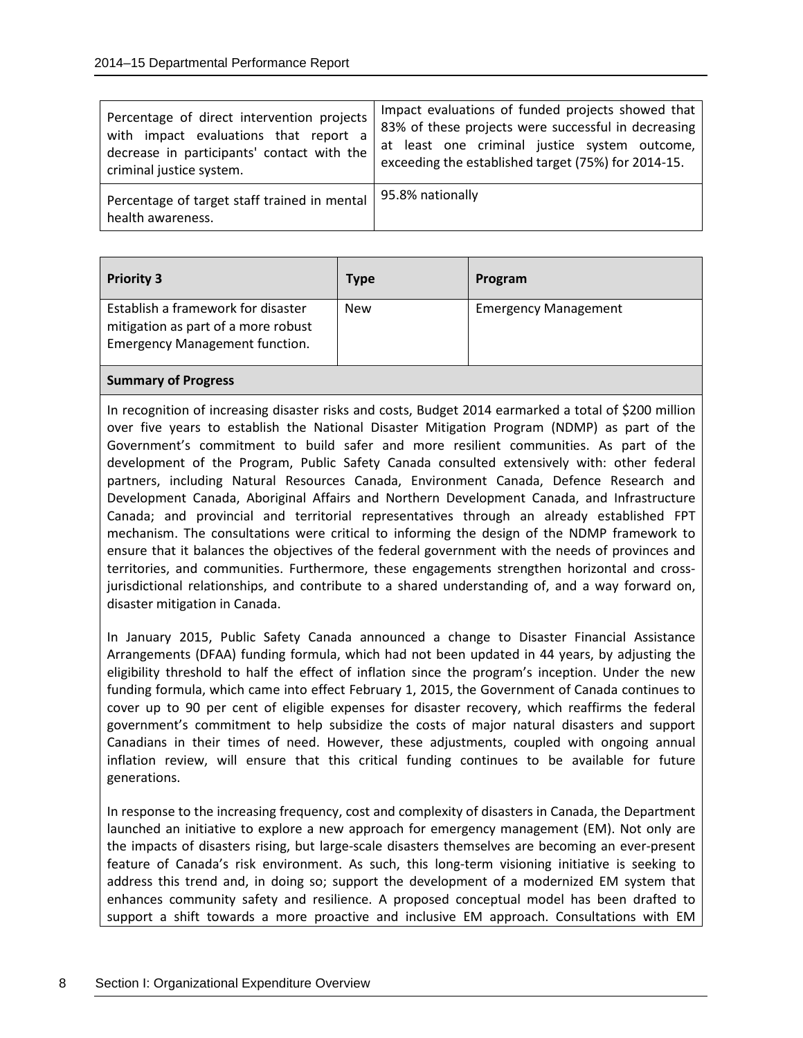| | |
|---|---|
| Percentage of direct intervention projects with impact evaluations that report a decrease in participants' contact with the criminal justice system. | Impact evaluations of funded projects showed that 83% of these projects were successful in decreasing at least one criminal justice system outcome, exceeding the established target (75%) for 2014-15. |
| Percentage of target staff trained in mental health awareness. | 95.8% nationally |

| **Priority 3** | **Type** | **Program** |
|---|---|---|
| Establish a framework for disaster mitigation as part of a more robust Emergency Management function. | New | Emergency Management |

**Summary of Progress**

In recognition of increasing disaster risks and costs, Budget 2014 earmarked a total of $200 million over five years to establish the National Disaster Mitigation Program (NDMP) as part of the Government's commitment to build safer and more resilient communities. As part of the development of the Program, Public Safety Canada consulted extensively with: other federal partners, including Natural Resources Canada, Environment Canada, Defence Research and Development Canada, Aboriginal Affairs and Northern Development Canada, and Infrastructure Canada; and provincial and territorial representatives through an already established FPT mechanism. The consultations were critical to informing the design of the NDMP framework to ensure that it balances the objectives of the federal government with the needs of provinces and territories, and communities. Furthermore, these engagements strengthen horizontal and cross-jurisdictional relationships, and contribute to a shared understanding of, and a way forward on, disaster mitigation in Canada.

In January 2015, Public Safety Canada announced a change to Disaster Financial Assistance Arrangements (DFAA) funding formula, which had not been updated in 44 years, by adjusting the eligibility threshold to half the effect of inflation since the program's inception. Under the new funding formula, which came into effect February 1, 2015, the Government of Canada continues to cover up to 90 per cent of eligible expenses for disaster recovery, which reaffirms the federal government's commitment to help subsidize the costs of major natural disasters and support Canadians in their times of need. However, these adjustments, coupled with ongoing annual inflation review, will ensure that this critical funding continues to be available for future generations.

In response to the increasing frequency, cost and complexity of disasters in Canada, the Department launched an initiative to explore a new approach for emergency management (EM). Not only are the impacts of disasters rising, but large-scale disasters themselves are becoming an ever-present feature of Canada's risk environment. As such, this long-term visioning initiative is seeking to address this trend and, in doing so; support the development of a modernized EM system that enhances community safety and resilience. A proposed conceptual model has been drafted to support a shift towards a more proactive and inclusive EM approach. Consultations with EM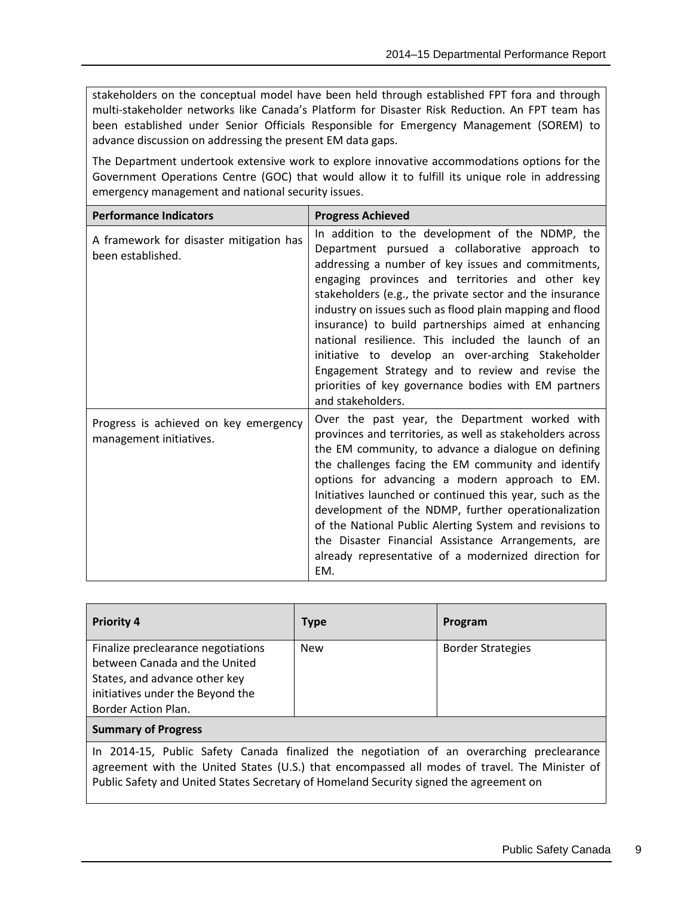stakeholders on the conceptual model have been held through established FPT fora and through multi-stakeholder networks like Canada's Platform for Disaster Risk Reduction. An FPT team has been established under Senior Officials Responsible for Emergency Management (SOREM) to advance discussion on addressing the present EM data gaps.

The Department undertook extensive work to explore innovative accommodations options for the Government Operations Centre (GOC) that would allow it to fulfill its unique role in addressing emergency management and national security issues.

| Performance Indicators | Progress Achieved |
| --- | --- |
| A framework for disaster mitigation has been established. | In addition to the development of the NDMP, the Department pursued a collaborative approach to addressing a number of key issues and commitments, engaging provinces and territories and other key stakeholders (e.g., the private sector and the insurance industry on issues such as flood plain mapping and flood insurance) to build partnerships aimed at enhancing national resilience. This included the launch of an initiative to develop an over-arching Stakeholder Engagement Strategy and to review and revise the priorities of key governance bodies with EM partners and stakeholders. |
| Progress is achieved on key emergency management initiatives. | Over the past year, the Department worked with provinces and territories, as well as stakeholders across the EM community, to advance a dialogue on defining the challenges facing the EM community and identify options for advancing a modern approach to EM. Initiatives launched or continued this year, such as the development of the NDMP, further operationalization of the National Public Alerting System and revisions to the Disaster Financial Assistance Arrangements, are already representative of a modernized direction for EM. |

| Priority 4 | Type | Program |
| --- | --- | --- |
| Finalize preclearance negotiations between Canada and the United States, and advance other key initiatives under the Beyond the Border Action Plan. | New | Border Strategies |

**Summary of Progress**

In 2014-15, Public Safety Canada finalized the negotiation of an overarching preclearance agreement with the United States (U.S.) that encompassed all modes of travel. The Minister of Public Safety and United States Secretary of Homeland Security signed the agreement on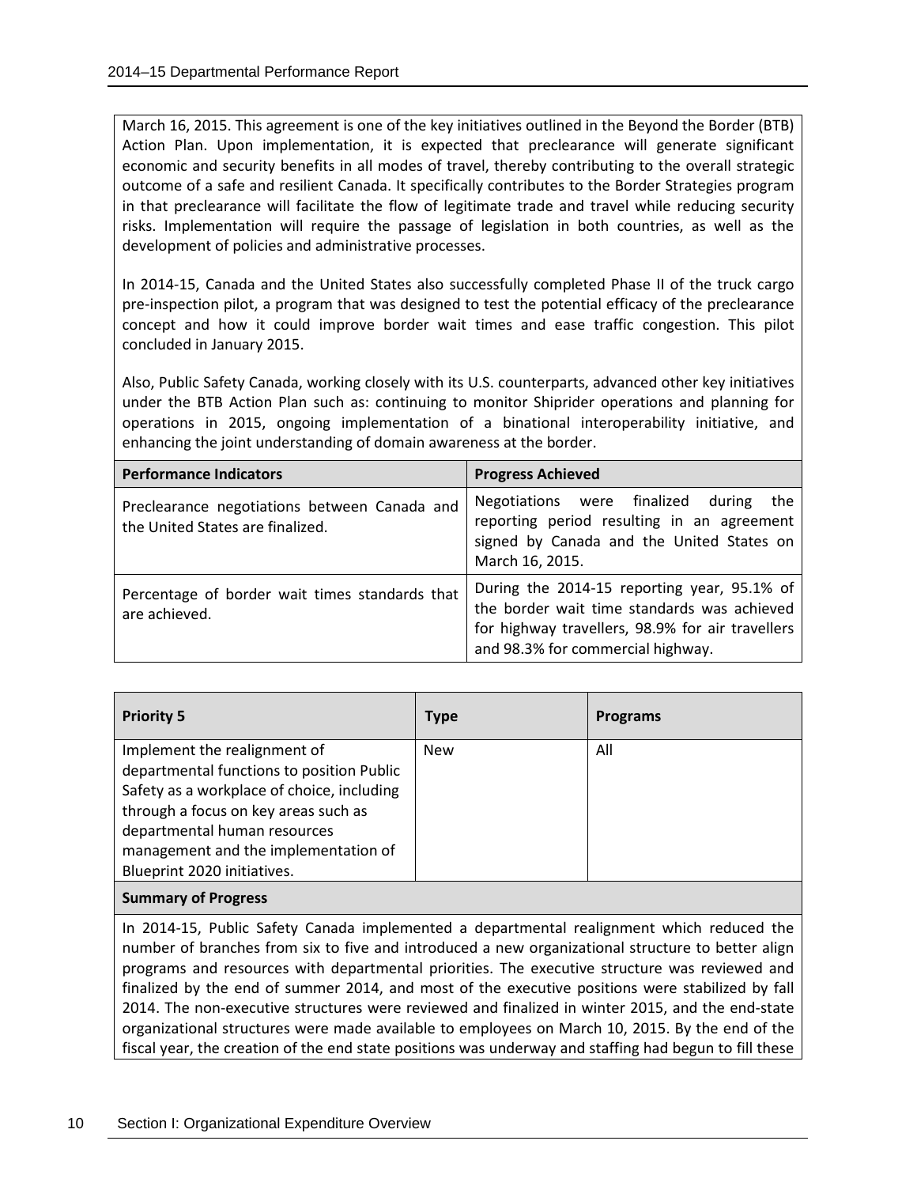March 16, 2015. This agreement is one of the key initiatives outlined in the Beyond the Border (BTB) Action Plan. Upon implementation, it is expected that preclearance will generate significant economic and security benefits in all modes of travel, thereby contributing to the overall strategic outcome of a safe and resilient Canada. It specifically contributes to the Border Strategies program in that preclearance will facilitate the flow of legitimate trade and travel while reducing security risks. Implementation will require the passage of legislation in both countries, as well as the development of policies and administrative processes.

In 2014-15, Canada and the United States also successfully completed Phase II of the truck cargo pre-inspection pilot, a program that was designed to test the potential efficacy of the preclearance concept and how it could improve border wait times and ease traffic congestion. This pilot concluded in January 2015.

Also, Public Safety Canada, working closely with its U.S. counterparts, advanced other key initiatives under the BTB Action Plan such as: continuing to monitor Shiprider operations and planning for operations in 2015, ongoing implementation of a binational interoperability initiative, and enhancing the joint understanding of domain awareness at the border.

| Performance Indicators | Progress Achieved |
| --- | --- |
| Preclearance negotiations between Canada and the United States are finalized. | Negotiations were finalized during the reporting period resulting in an agreement signed by Canada and the United States on March 16, 2015. |
| Percentage of border wait times standards that are achieved. | During the 2014-15 reporting year, 95.1% of the border wait time standards was achieved for highway travellers, 98.9% for air travellers and 98.3% for commercial highway. |

| Priority 5 | Type | Programs |
| --- | --- | --- |
| Implement the realignment of departmental functions to position Public Safety as a workplace of choice, including through a focus on key areas such as departmental human resources management and the implementation of Blueprint 2020 initiatives. | New | All |

**Summary of Progress**

In 2014-15, Public Safety Canada implemented a departmental realignment which reduced the number of branches from six to five and introduced a new organizational structure to better align programs and resources with departmental priorities. The executive structure was reviewed and finalized by the end of summer 2014, and most of the executive positions were stabilized by fall 2014. The non-executive structures were reviewed and finalized in winter 2015, and the end-state organizational structures were made available to employees on March 10, 2015. By the end of the fiscal year, the creation of the end state positions was underway and staffing had begun to fill these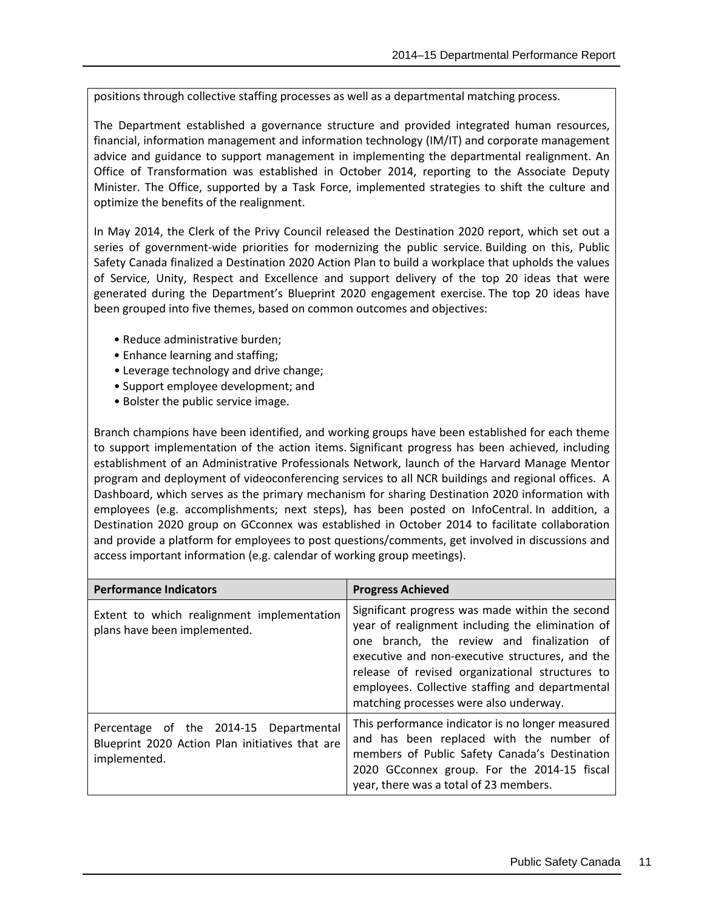positions through collective staffing processes as well as a departmental matching process.

The Department established a governance structure and provided integrated human resources, financial, information management and information technology (IM/IT) and corporate management advice and guidance to support management in implementing the departmental realignment. An Office of Transformation was established in October 2014, reporting to the Associate Deputy Minister. The Office, supported by a Task Force, implemented strategies to shift the culture and optimize the benefits of the realignment.

In May 2014, the Clerk of the Privy Council released the Destination 2020 report, which set out a series of government-wide priorities for modernizing the public service. Building on this, Public Safety Canada finalized a Destination 2020 Action Plan to build a workplace that upholds the values of Service, Unity, Respect and Excellence and support delivery of the top 20 ideas that were generated during the Department's Blueprint 2020 engagement exercise. The top 20 ideas have been grouped into five themes, based on common outcomes and objectives:

- Reduce administrative burden;
- Enhance learning and staffing;
- Leverage technology and drive change;
- Support employee development; and
- Bolster the public service image.

Branch champions have been identified, and working groups have been established for each theme to support implementation of the action items. Significant progress has been achieved, including establishment of an Administrative Professionals Network, launch of the Harvard Manage Mentor program and deployment of videoconferencing services to all NCR buildings and regional offices. A Dashboard, which serves as the primary mechanism for sharing Destination 2020 information with employees (e.g. accomplishments; next steps), has been posted on InfoCentral. In addition, a Destination 2020 group on GCconnex was established in October 2014 to facilitate collaboration and provide a platform for employees to post questions/comments, get involved in discussions and access important information (e.g. calendar of working group meetings).

| Performance Indicators | Progress Achieved |
| --- | --- |
| Extent to which realignment implementation plans have been implemented. | Significant progress was made within the second year of realignment including the elimination of one branch, the review and finalization of executive and non-executive structures, and the release of revised organizational structures to employees. Collective staffing and departmental matching processes were also underway. |
| Percentage of the 2014-15 Departmental Blueprint 2020 Action Plan initiatives that are implemented. | This performance indicator is no longer measured and has been replaced with the number of members of Public Safety Canada's Destination 2020 GCconnex group. For the 2014-15 fiscal year, there was a total of 23 members. |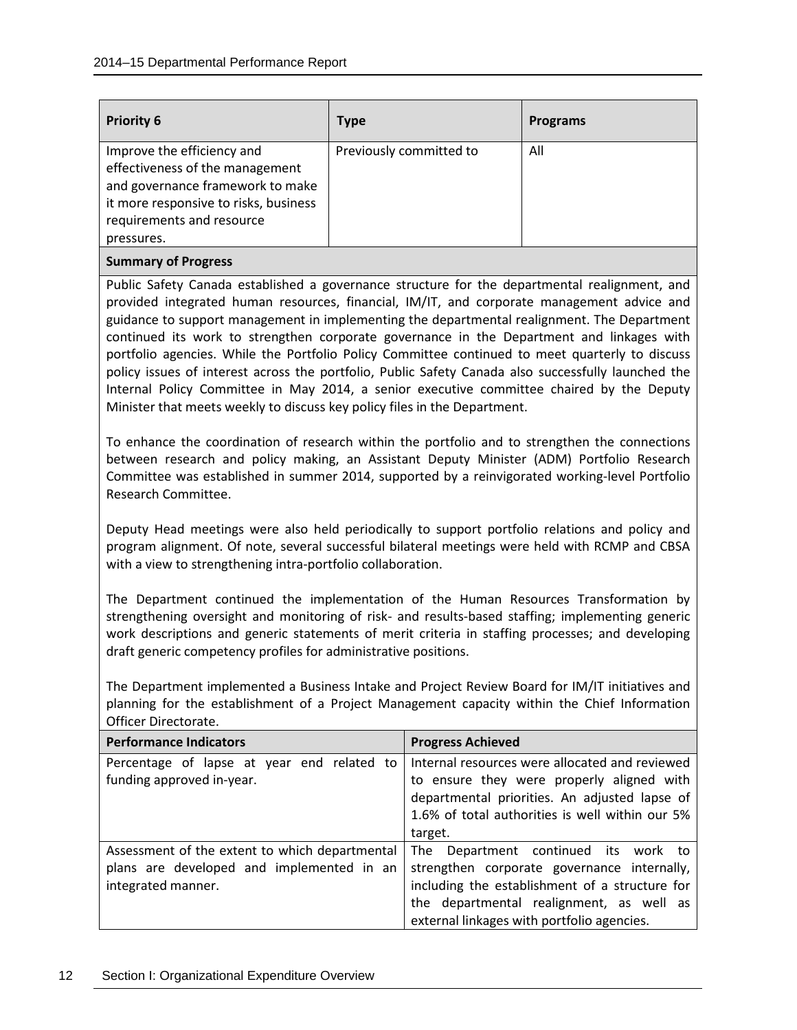| Priority 6 | Type | Programs |
| --- | --- | --- |
| Improve the efficiency and effectiveness of the management and governance framework to make it more responsive to risks, business requirements and resource pressures. | Previously committed to | All |

**Summary of Progress**

Public Safety Canada established a governance structure for the departmental realignment, and provided integrated human resources, financial, IM/IT, and corporate management advice and guidance to support management in implementing the departmental realignment. The Department continued its work to strengthen corporate governance in the Department and linkages with portfolio agencies. While the Portfolio Policy Committee continued to meet quarterly to discuss policy issues of interest across the portfolio, Public Safety Canada also successfully launched the Internal Policy Committee in May 2014, a senior executive committee chaired by the Deputy Minister that meets weekly to discuss key policy files in the Department.

To enhance the coordination of research within the portfolio and to strengthen the connections between research and policy making, an Assistant Deputy Minister (ADM) Portfolio Research Committee was established in summer 2014, supported by a reinvigorated working-level Portfolio Research Committee.

Deputy Head meetings were also held periodically to support portfolio relations and policy and program alignment. Of note, several successful bilateral meetings were held with RCMP and CBSA with a view to strengthening intra-portfolio collaboration.

The Department continued the implementation of the Human Resources Transformation by strengthening oversight and monitoring of risk- and results-based staffing; implementing generic work descriptions and generic statements of merit criteria in staffing processes; and developing draft generic competency profiles for administrative positions.

The Department implemented a Business Intake and Project Review Board for IM/IT initiatives and planning for the establishment of a Project Management capacity within the Chief Information Officer Directorate.

| Performance Indicators | Progress Achieved |
| --- | --- |
| Percentage of lapse at year end related to funding approved in-year. | Internal resources were allocated and reviewed to ensure they were properly aligned with departmental priorities. An adjusted lapse of 1.6% of total authorities is well within our 5% target. |
| Assessment of the extent to which departmental plans are developed and implemented in an integrated manner. | The Department continued its work to strengthen corporate governance internally, including the establishment of a structure for the departmental realignment, as well as external linkages with portfolio agencies. |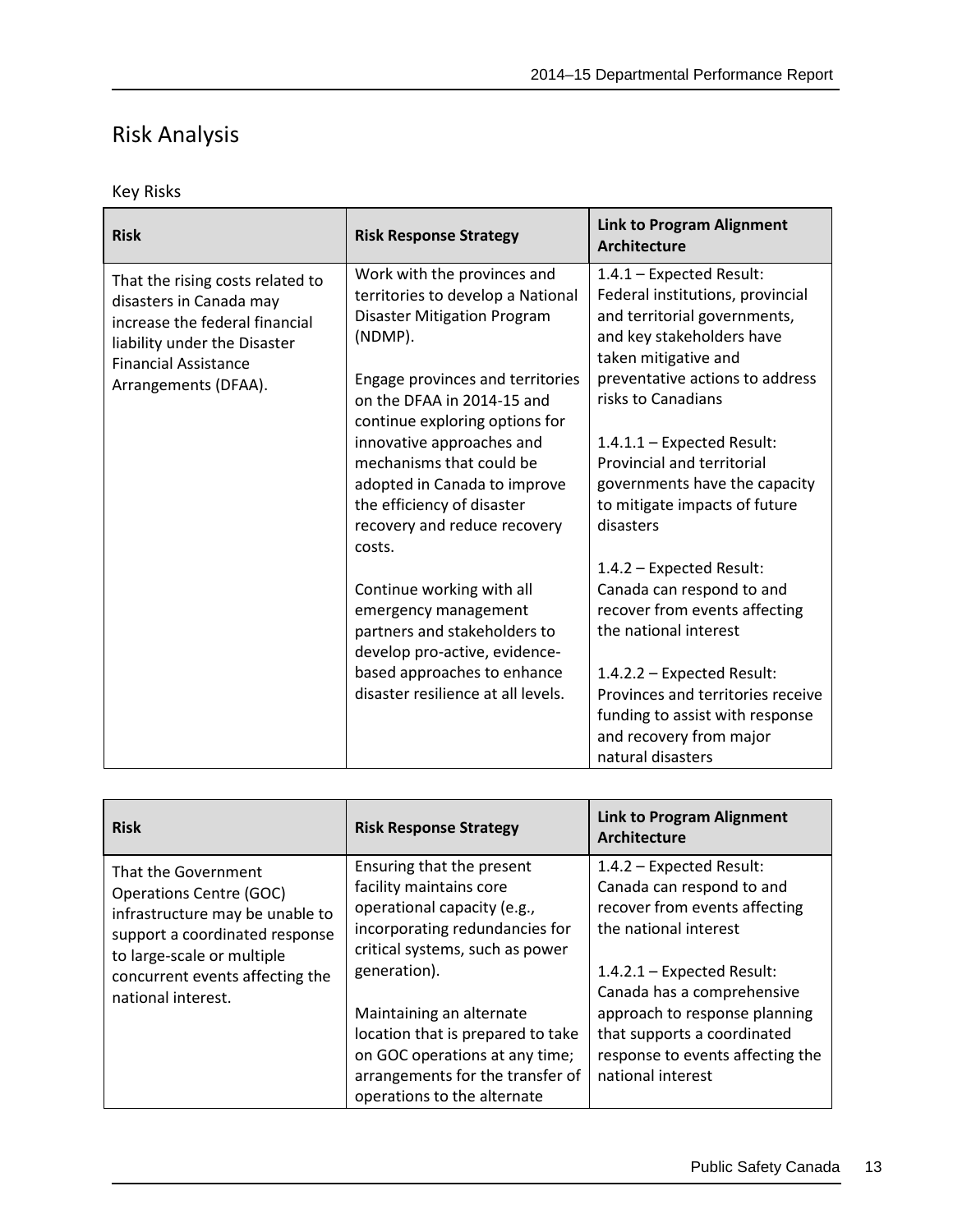# Risk Analysis

Key Risks

| Risk | Risk Response Strategy | Link to Program Alignment Architecture |
|---|---|---|
| That the rising costs related to disasters in Canada may increase the federal financial liability under the Disaster Financial Assistance Arrangements (DFAA). | Work with the provinces and territories to develop a National Disaster Mitigation Program (NDMP).<br><br>Engage provinces and territories on the DFAA in 2014-15 and continue exploring options for innovative approaches and mechanisms that could be adopted in Canada to improve the efficiency of disaster recovery and reduce recovery costs.<br><br>Continue working with all emergency management partners and stakeholders to develop pro-active, evidence-based approaches to enhance disaster resilience at all levels. | 1.4.1 – Expected Result: Federal institutions, provincial and territorial governments, and key stakeholders have taken mitigative and preventative actions to address risks to Canadians<br><br>1.4.1.1 – Expected Result: Provincial and territorial governments have the capacity to mitigate impacts of future disasters<br><br>1.4.2 – Expected Result: Canada can respond to and recover from events affecting the national interest<br><br>1.4.2.2 – Expected Result: Provinces and territories receive funding to assist with response and recovery from major natural disasters |

| Risk | Risk Response Strategy | Link to Program Alignment Architecture |
|---|---|---|
| That the Government Operations Centre (GOC) infrastructure may be unable to support a coordinated response to large-scale or multiple concurrent events affecting the national interest. | Ensuring that the present facility maintains core operational capacity (e.g., incorporating redundancies for critical systems, such as power generation).<br><br>Maintaining an alternate location that is prepared to take on GOC operations at any time; arrangements for the transfer of operations to the alternate | 1.4.2 – Expected Result: Canada can respond to and recover from events affecting the national interest<br><br>1.4.2.1 – Expected Result: Canada has a comprehensive approach to response planning that supports a coordinated response to events affecting the national interest |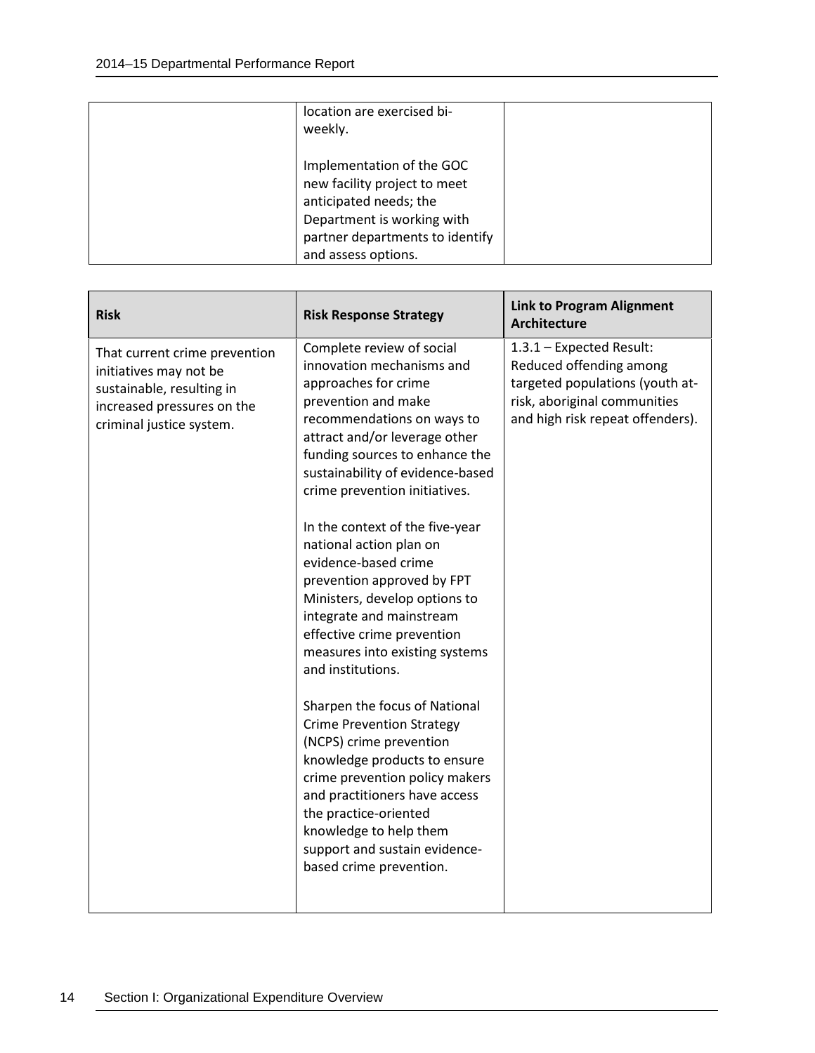| | | |
|---|---|---|
| | location are exercised bi-weekly.<br><br>Implementation of the GOC new facility project to meet anticipated needs; the Department is working with partner departments to identify and assess options. | |

| Risk | Risk Response Strategy | Link to Program Alignment Architecture |
|---|---|---|
| That current crime prevention initiatives may not be sustainable, resulting in increased pressures on the criminal justice system. | Complete review of social innovation mechanisms and approaches for crime prevention and make recommendations on ways to attract and/or leverage other funding sources to enhance the sustainability of evidence-based crime prevention initiatives.<br><br>In the context of the five-year national action plan on evidence-based crime prevention approved by FPT Ministers, develop options to integrate and mainstream effective crime prevention measures into existing systems and institutions.<br><br>Sharpen the focus of National Crime Prevention Strategy (NCPS) crime prevention knowledge products to ensure crime prevention policy makers and practitioners have access the practice-oriented knowledge to help them support and sustain evidence-based crime prevention. | 1.3.1 – Expected Result: Reduced offending among targeted populations (youth at-risk, aboriginal communities and high risk repeat offenders). |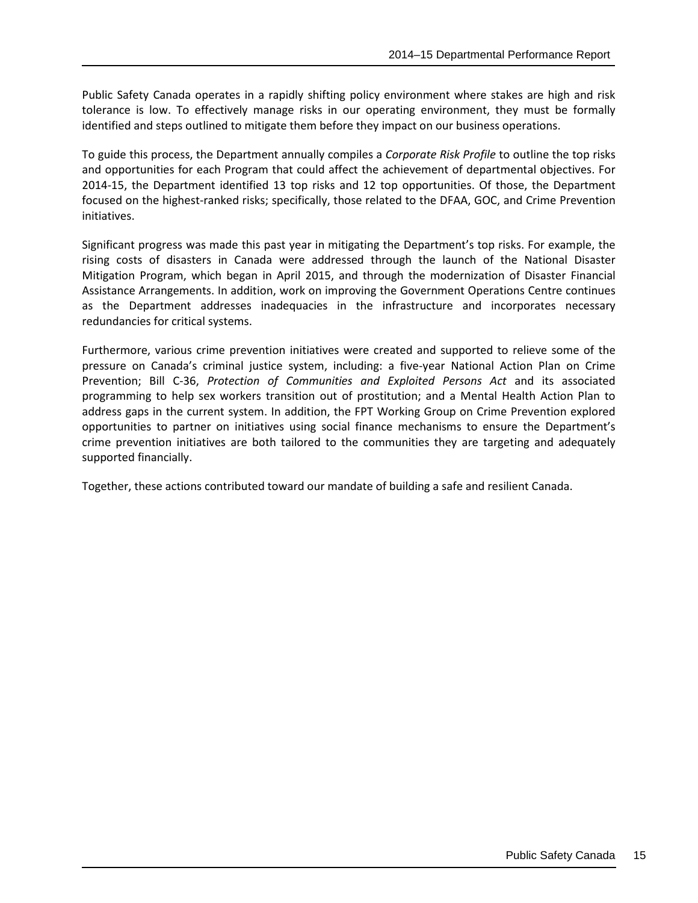Public Safety Canada operates in a rapidly shifting policy environment where stakes are high and risk tolerance is low. To effectively manage risks in our operating environment, they must be formally identified and steps outlined to mitigate them before they impact on our business operations.

To guide this process, the Department annually compiles a *Corporate Risk Profile* to outline the top risks and opportunities for each Program that could affect the achievement of departmental objectives. For 2014-15, the Department identified 13 top risks and 12 top opportunities. Of those, the Department focused on the highest-ranked risks; specifically, those related to the DFAA, GOC, and Crime Prevention initiatives.

Significant progress was made this past year in mitigating the Department's top risks. For example, the rising costs of disasters in Canada were addressed through the launch of the National Disaster Mitigation Program, which began in April 2015, and through the modernization of Disaster Financial Assistance Arrangements. In addition, work on improving the Government Operations Centre continues as the Department addresses inadequacies in the infrastructure and incorporates necessary redundancies for critical systems.

Furthermore, various crime prevention initiatives were created and supported to relieve some of the pressure on Canada's criminal justice system, including: a five-year National Action Plan on Crime Prevention; Bill C-36, *Protection of Communities and Exploited Persons Act* and its associated programming to help sex workers transition out of prostitution; and a Mental Health Action Plan to address gaps in the current system. In addition, the FPT Working Group on Crime Prevention explored opportunities to partner on initiatives using social finance mechanisms to ensure the Department's crime prevention initiatives are both tailored to the communities they are targeting and adequately supported financially.

Together, these actions contributed toward our mandate of building a safe and resilient Canada.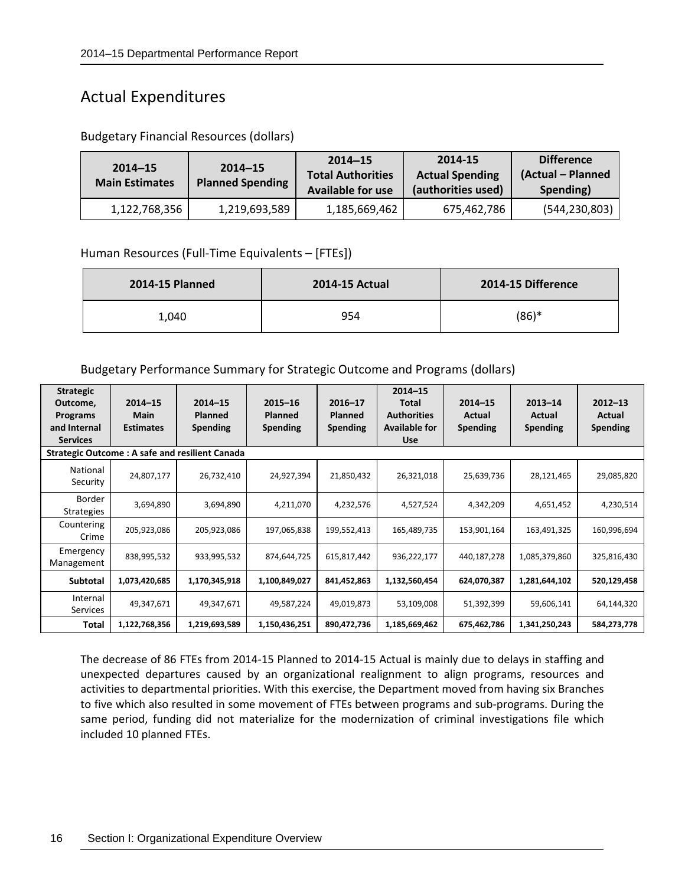## Actual Expenditures

Budgetary Financial Resources (dollars)

| 2014–15 Main Estimates | 2014–15 Planned Spending | 2014–15 Total Authorities Available for use | 2014-15 Actual Spending (authorities used) | Difference (Actual – Planned Spending) |
|---|---|---|---|---|
| 1,122,768,356 | 1,219,693,589 | 1,185,669,462 | 675,462,786 | (544,230,803) |

Human Resources (Full-Time Equivalents – [FTEs])

| 2014-15 Planned | 2014-15 Actual | 2014-15 Difference |
|---|---|---|
| 1,040 | 954 | (86)* |

Budgetary Performance Summary for Strategic Outcome and Programs (dollars)

| Strategic Outcome, Programs and Internal Services | 2014–15 Main Estimates | 2014–15 Planned Spending | 2015–16 Planned Spending | 2016–17 Planned Spending | 2014–15 Total Authorities Available for Use | 2014–15 Actual Spending | 2013–14 Actual Spending | 2012–13 Actual Spending |
|---|---|---|---|---|---|---|---|---|
| **Strategic Outcome : A safe and resilient Canada** | | | | | | | | |
| National Security | 24,807,177 | 26,732,410 | 24,927,394 | 21,850,432 | 26,321,018 | 25,639,736 | 28,121,465 | 29,085,820 |
| Border Strategies | 3,694,890 | 3,694,890 | 4,211,070 | 4,232,576 | 4,527,524 | 4,342,209 | 4,651,452 | 4,230,514 |
| Countering Crime | 205,923,086 | 205,923,086 | 197,065,838 | 199,552,413 | 165,489,735 | 153,901,164 | 163,491,325 | 160,996,694 |
| Emergency Management | 838,995,532 | 933,995,532 | 874,644,725 | 615,817,442 | 936,222,177 | 440,187,278 | 1,085,379,860 | 325,816,430 |
| **Subtotal** | **1,073,420,685** | **1,170,345,918** | **1,100,849,027** | **841,452,863** | **1,132,560,454** | **624,070,387** | **1,281,644,102** | **520,129,458** |
| Internal Services | 49,347,671 | 49,347,671 | 49,587,224 | 49,019,873 | 53,109,008 | 51,392,399 | 59,606,141 | 64,144,320 |
| **Total** | **1,122,768,356** | **1,219,693,589** | **1,150,436,251** | **890,472,736** | **1,185,669,462** | **675,462,786** | **1,341,250,243** | **584,273,778** |

The decrease of 86 FTEs from 2014-15 Planned to 2014-15 Actual is mainly due to delays in staffing and unexpected departures caused by an organizational realignment to align programs, resources and activities to departmental priorities. With this exercise, the Department moved from having six Branches to five which also resulted in some movement of FTEs between programs and sub-programs. During the same period, funding did not materialize for the modernization of criminal investigations file which included 10 planned FTEs.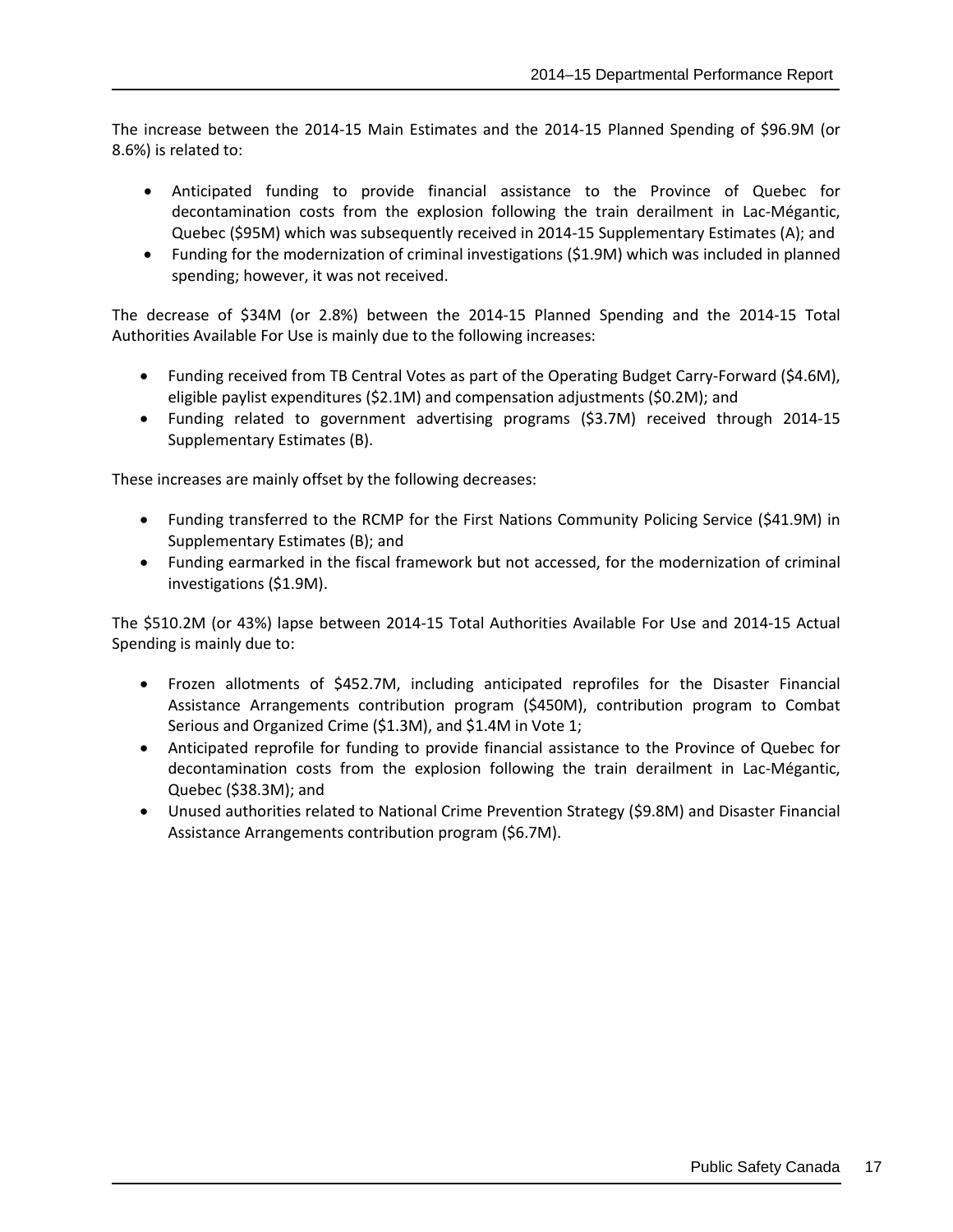The increase between the 2014-15 Main Estimates and the 2014-15 Planned Spending of $96.9M (or 8.6%) is related to:

- Anticipated funding to provide financial assistance to the Province of Quebec for decontamination costs from the explosion following the train derailment in Lac-Mégantic, Quebec ($95M) which was subsequently received in 2014-15 Supplementary Estimates (A); and
- Funding for the modernization of criminal investigations ($1.9M) which was included in planned spending; however, it was not received.

The decrease of $34M (or 2.8%) between the 2014-15 Planned Spending and the 2014-15 Total Authorities Available For Use is mainly due to the following increases:

- Funding received from TB Central Votes as part of the Operating Budget Carry-Forward ($4.6M), eligible paylist expenditures ($2.1M) and compensation adjustments ($0.2M); and
- Funding related to government advertising programs ($3.7M) received through 2014-15 Supplementary Estimates (B).

These increases are mainly offset by the following decreases:

- Funding transferred to the RCMP for the First Nations Community Policing Service ($41.9M) in Supplementary Estimates (B); and
- Funding earmarked in the fiscal framework but not accessed, for the modernization of criminal investigations ($1.9M).

The $510.2M (or 43%) lapse between 2014-15 Total Authorities Available For Use and 2014-15 Actual Spending is mainly due to:

- Frozen allotments of $452.7M, including anticipated reprofiles for the Disaster Financial Assistance Arrangements contribution program ($450M), contribution program to Combat Serious and Organized Crime ($1.3M), and $1.4M in Vote 1;
- Anticipated reprofile for funding to provide financial assistance to the Province of Quebec for decontamination costs from the explosion following the train derailment in Lac-Mégantic, Quebec ($38.3M); and
- Unused authorities related to National Crime Prevention Strategy ($9.8M) and Disaster Financial Assistance Arrangements contribution program ($6.7M).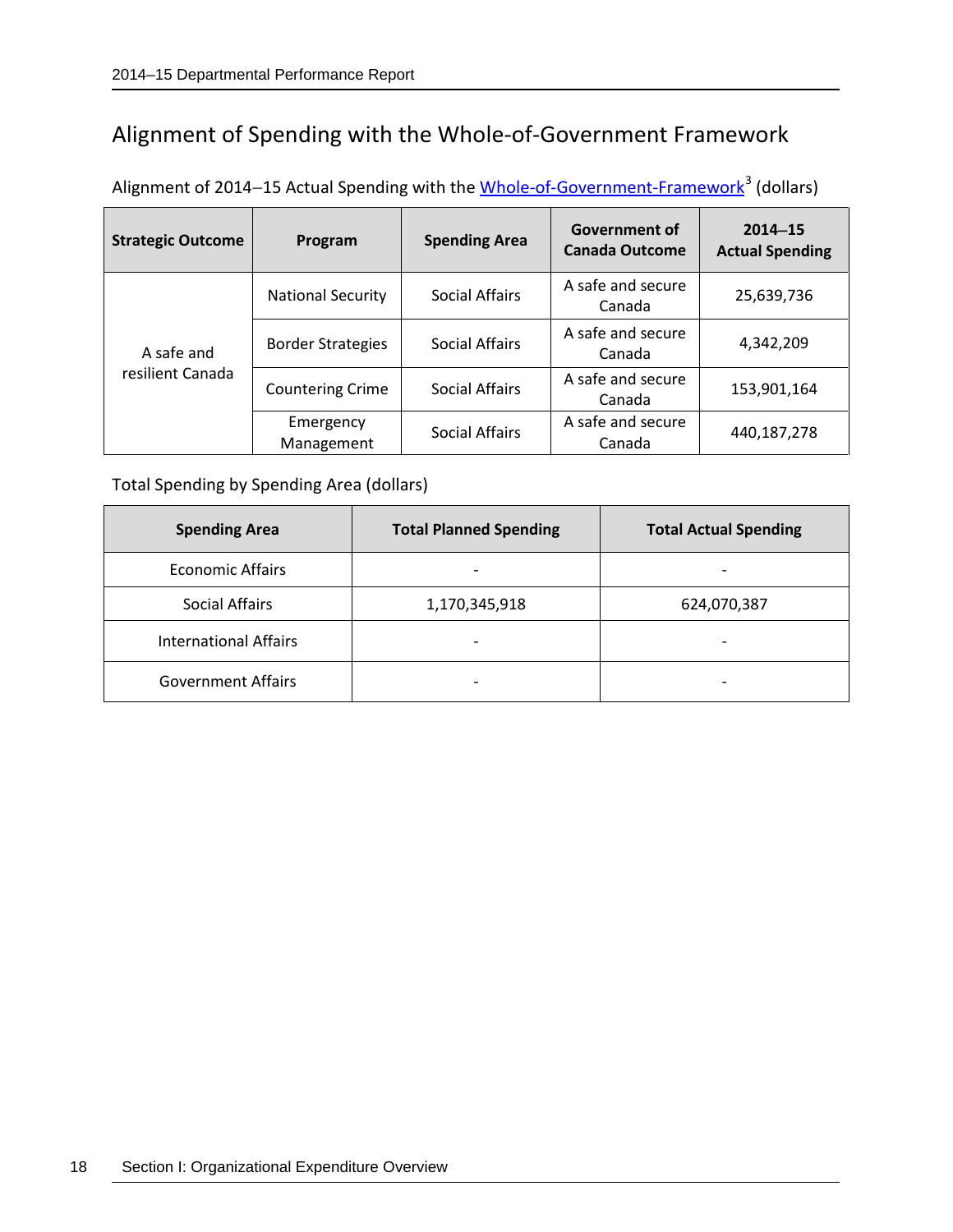## Alignment of Spending with the Whole-of-Government Framework

Alignment of 2014–15 Actual Spending with the Whole-of-Government-Framework[3] (dollars)

| Strategic Outcome | Program | Spending Area | Government of Canada Outcome | 2014–15 Actual Spending |
|---|---|---|---|---|
| A safe and resilient Canada | National Security | Social Affairs | A safe and secure Canada | 25,639,736 |
| | Border Strategies | Social Affairs | A safe and secure Canada | 4,342,209 |
| | Countering Crime | Social Affairs | A safe and secure Canada | 153,901,164 |
| | Emergency Management | Social Affairs | A safe and secure Canada | 440,187,278 |

Total Spending by Spending Area (dollars)

| Spending Area | Total Planned Spending | Total Actual Spending |
|---|---|---|
| Economic Affairs | - | - |
| Social Affairs | 1,170,345,918 | 624,070,387 |
| International Affairs | - | - |
| Government Affairs | - | - |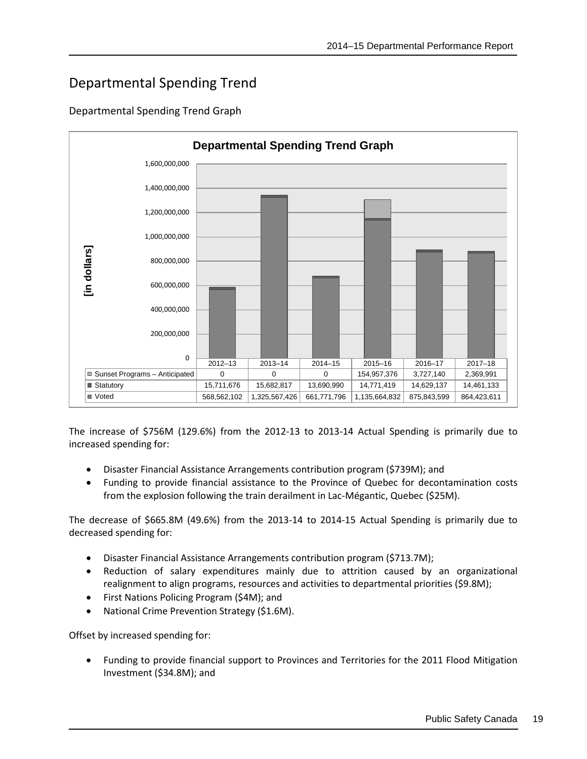# Departmental Spending Trend

## Departmental Spending Trend Graph

**Departmental Spending Trend Graph**

[in dollars]

| | 2012–13 | 2013–14 | 2014–15 | 2015–16 | 2016–17 | 2017–18 |
|---|---|---|---|---|---|---|
| Sunset Programs – Anticipated | 0 | 0 | 0 | 154,957,376 | 3,727,140 | 2,369,991 |
| Statutory | 15,711,676 | 15,682,817 | 13,690,990 | 14,771,419 | 14,629,137 | 14,461,133 |
| Voted | 568,562,102 | 1,325,567,426 | 661,771,796 | 1,135,664,832 | 875,843,599 | 864,423,611 |

The increase of $756M (129.6%) from the 2012-13 to 2013-14 Actual Spending is primarily due to increased spending for:

- Disaster Financial Assistance Arrangements contribution program ($739M); and
- Funding to provide financial assistance to the Province of Quebec for decontamination costs from the explosion following the train derailment in Lac-Mégantic, Quebec ($25M).

The decrease of $665.8M (49.6%) from the 2013-14 to 2014-15 Actual Spending is primarily due to decreased spending for:

- Disaster Financial Assistance Arrangements contribution program ($713.7M);
- Reduction of salary expenditures mainly due to attrition caused by an organizational realignment to align programs, resources and activities to departmental priorities ($9.8M);
- First Nations Policing Program ($4M); and
- National Crime Prevention Strategy ($1.6M).

Offset by increased spending for:

- Funding to provide financial support to Provinces and Territories for the 2011 Flood Mitigation Investment ($34.8M); and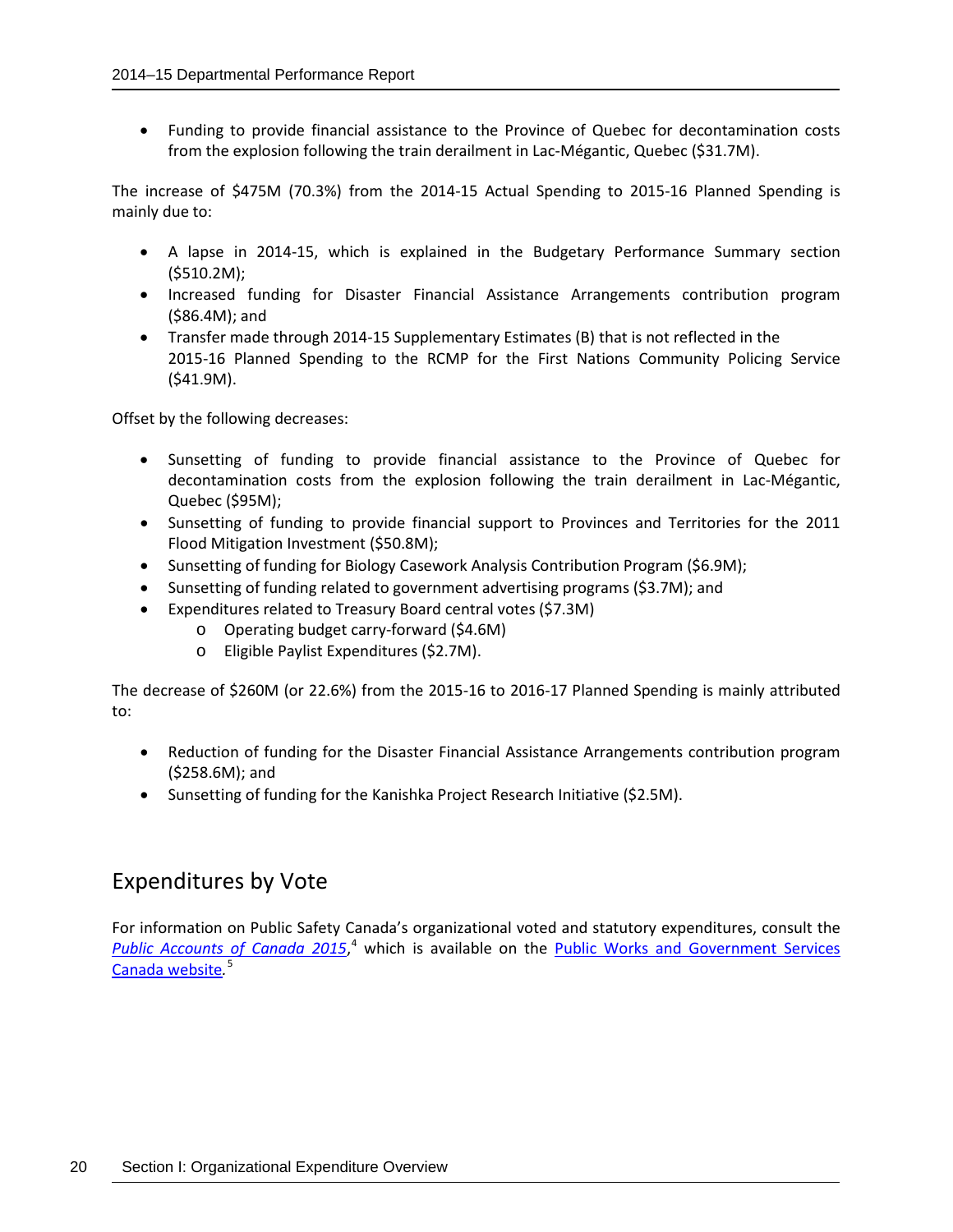- Funding to provide financial assistance to the Province of Quebec for decontamination costs from the explosion following the train derailment in Lac-Mégantic, Quebec ($31.7M).

The increase of $475M (70.3%) from the 2014-15 Actual Spending to 2015-16 Planned Spending is mainly due to:

- A lapse in 2014-15, which is explained in the Budgetary Performance Summary section ($510.2M);
- Increased funding for Disaster Financial Assistance Arrangements contribution program ($86.4M); and
- Transfer made through 2014-15 Supplementary Estimates (B) that is not reflected in the 2015-16 Planned Spending to the RCMP for the First Nations Community Policing Service ($41.9M).

Offset by the following decreases:

- Sunsetting of funding to provide financial assistance to the Province of Quebec for decontamination costs from the explosion following the train derailment in Lac-Mégantic, Quebec ($95M);
- Sunsetting of funding to provide financial support to Provinces and Territories for the 2011 Flood Mitigation Investment ($50.8M);
- Sunsetting of funding for Biology Casework Analysis Contribution Program ($6.9M);
- Sunsetting of funding related to government advertising programs ($3.7M); and
- Expenditures related to Treasury Board central votes ($7.3M)
  - Operating budget carry-forward ($4.6M)
  - Eligible Paylist Expenditures ($2.7M).

The decrease of $260M (or 22.6%) from the 2015-16 to 2016-17 Planned Spending is mainly attributed to:

- Reduction of funding for the Disaster Financial Assistance Arrangements contribution program ($258.6M); and
- Sunsetting of funding for the Kanishka Project Research Initiative ($2.5M).

## Expenditures by Vote

For information on Public Safety Canada's organizational voted and statutory expenditures, consult the *Public Accounts of Canada 2015*,[4] which is available on the Public Works and Government Services Canada website.[5]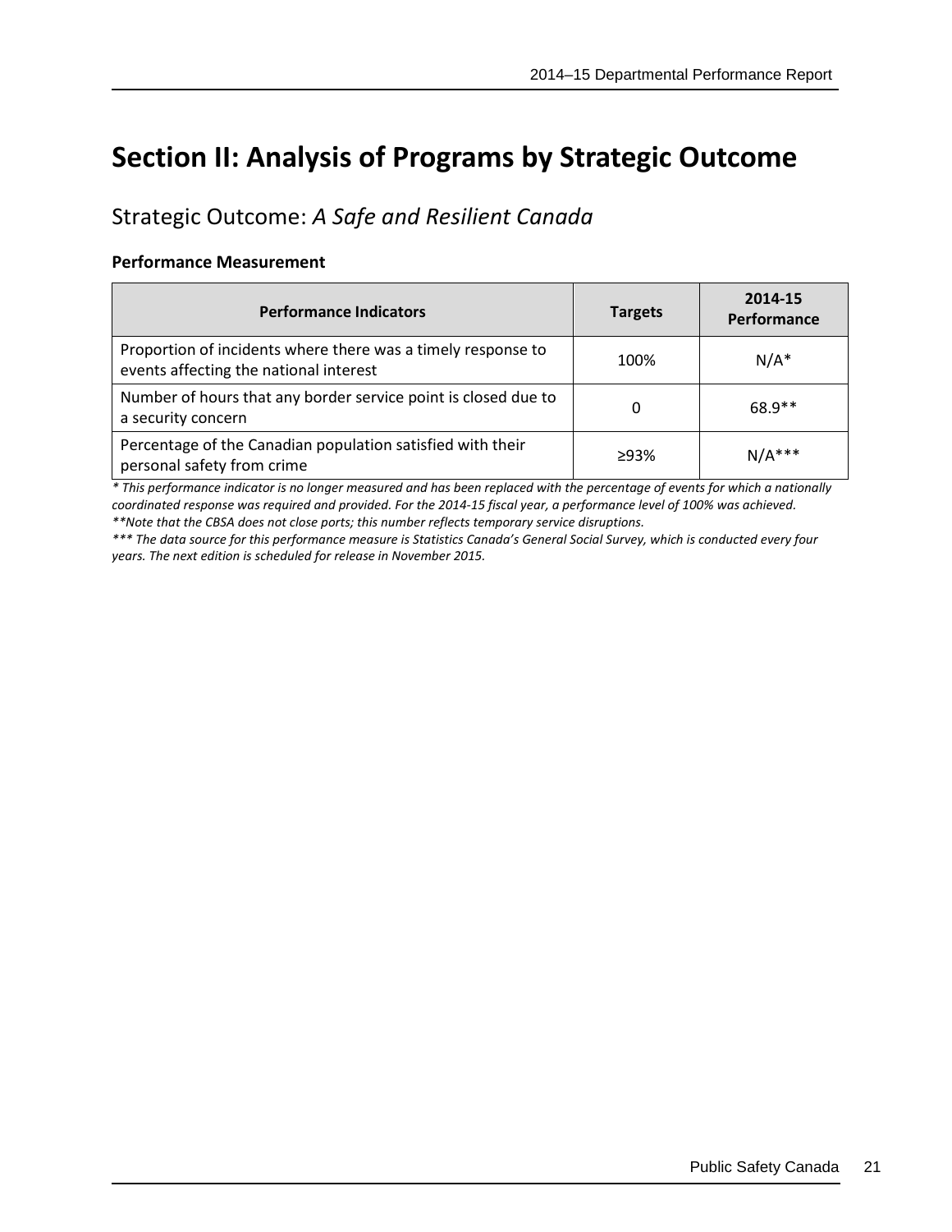# Section II: Analysis of Programs by Strategic Outcome

## Strategic Outcome: *A Safe and Resilient Canada*

**Performance Measurement**

| Performance Indicators | Targets | 2014-15 Performance |
|---|---|---|
| Proportion of incidents where there was a timely response to events affecting the national interest | 100% | N/A* |
| Number of hours that any border service point is closed due to a security concern | 0 | 68.9** |
| Percentage of the Canadian population satisfied with their personal safety from crime | ≥93% | N/A*** |

*\* This performance indicator is no longer measured and has been replaced with the percentage of events for which a nationally coordinated response was required and provided. For the 2014-15 fiscal year, a performance level of 100% was achieved.*

*\*\*Note that the CBSA does not close ports; this number reflects temporary service disruptions.*

*\*\*\* The data source for this performance measure is Statistics Canada's General Social Survey, which is conducted every four years. The next edition is scheduled for release in November 2015.*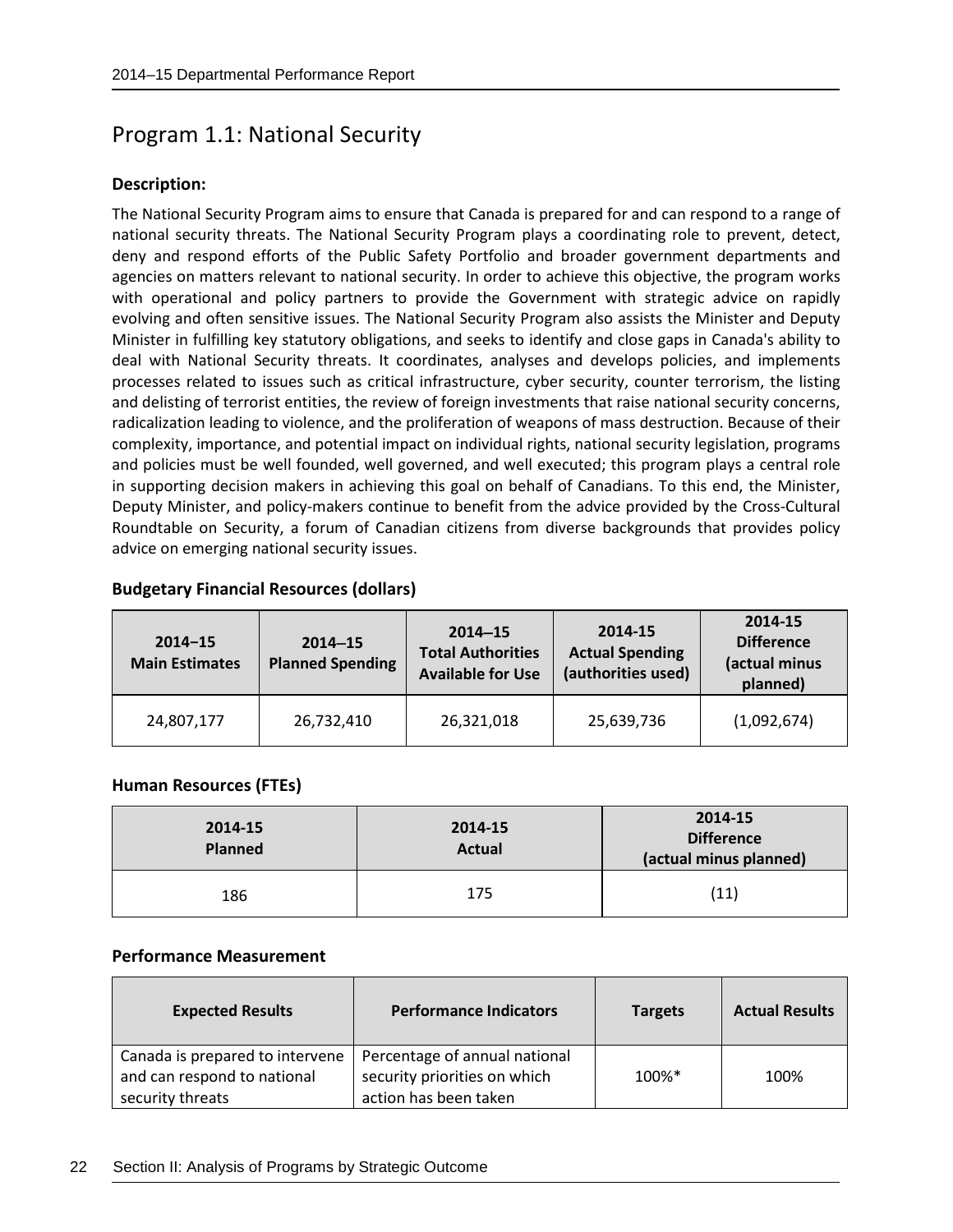## Program 1.1: National Security

**Description:**

The National Security Program aims to ensure that Canada is prepared for and can respond to a range of national security threats. The National Security Program plays a coordinating role to prevent, detect, deny and respond efforts of the Public Safety Portfolio and broader government departments and agencies on matters relevant to national security. In order to achieve this objective, the program works with operational and policy partners to provide the Government with strategic advice on rapidly evolving and often sensitive issues. The National Security Program also assists the Minister and Deputy Minister in fulfilling key statutory obligations, and seeks to identify and close gaps in Canada's ability to deal with National Security threats. It coordinates, analyses and develops policies, and implements processes related to issues such as critical infrastructure, cyber security, counter terrorism, the listing and delisting of terrorist entities, the review of foreign investments that raise national security concerns, radicalization leading to violence, and the proliferation of weapons of mass destruction. Because of their complexity, importance, and potential impact on individual rights, national security legislation, programs and policies must be well founded, well governed, and well executed; this program plays a central role in supporting decision makers in achieving this goal on behalf of Canadians. To this end, the Minister, Deputy Minister, and policy-makers continue to benefit from the advice provided by the Cross-Cultural Roundtable on Security, a forum of Canadian citizens from diverse backgrounds that provides policy advice on emerging national security issues.

**Budgetary Financial Resources (dollars)**

| 2014–15 Main Estimates | 2014–15 Planned Spending | 2014–15 Total Authorities Available for Use | 2014-15 Actual Spending (authorities used) | 2014-15 Difference (actual minus planned) |
|---|---|---|---|---|
| 24,807,177 | 26,732,410 | 26,321,018 | 25,639,736 | (1,092,674) |

**Human Resources (FTEs)**

| 2014-15 Planned | 2014-15 Actual | 2014-15 Difference (actual minus planned) |
|---|---|---|
| 186 | 175 | (11) |

**Performance Measurement**

| Expected Results | Performance Indicators | Targets | Actual Results |
|---|---|---|---|
| Canada is prepared to intervene and can respond to national security threats | Percentage of annual national security priorities on which action has been taken | 100%* | 100% |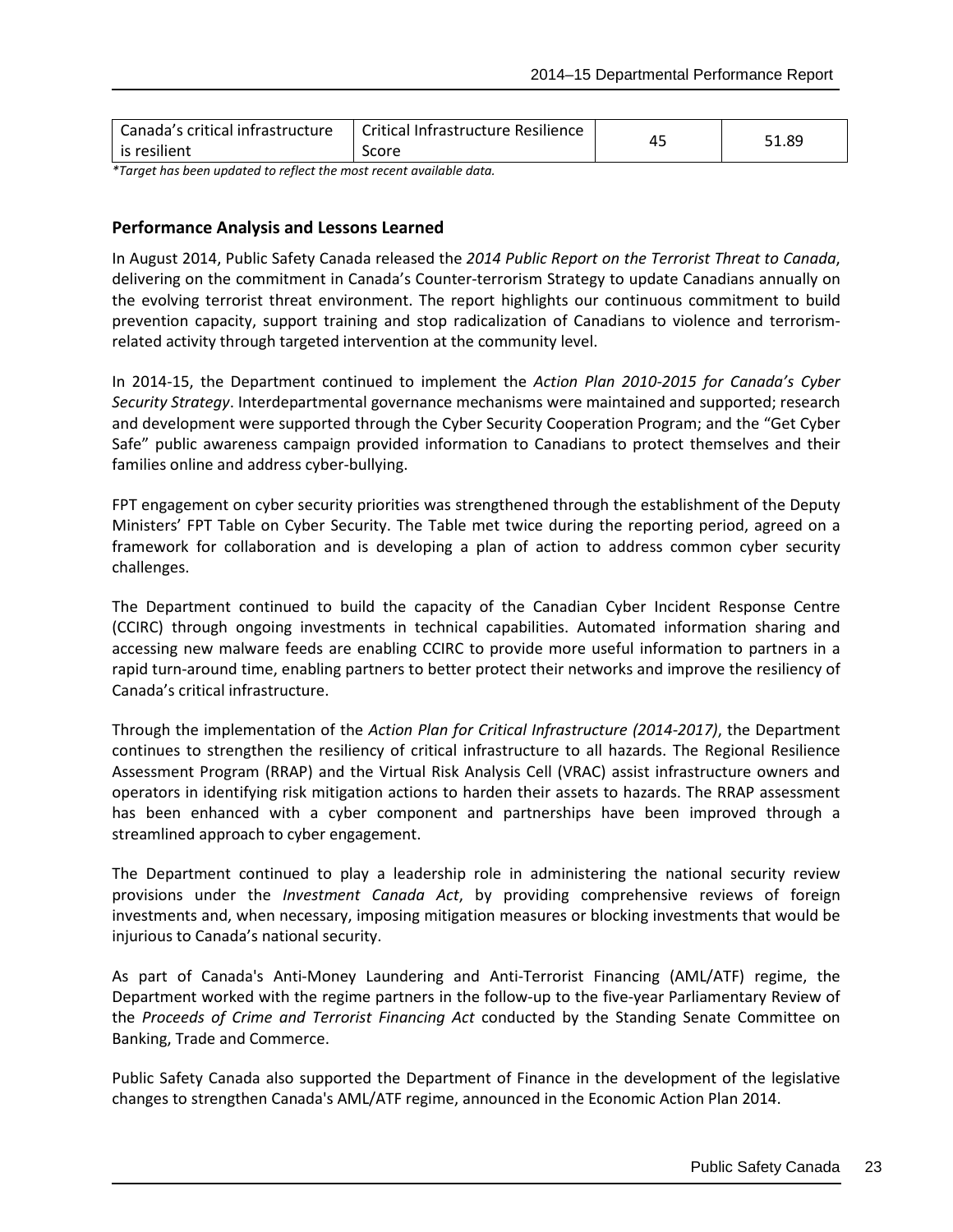| Canada's critical infrastructure is resilient | Critical Infrastructure Resilience Score | 45 | 51.89 |
|---|---|---|---|

*\*Target has been updated to reflect the most recent available data.*

### Performance Analysis and Lessons Learned

In August 2014, Public Safety Canada released the *2014 Public Report on the Terrorist Threat to Canada*, delivering on the commitment in Canada's Counter-terrorism Strategy to update Canadians annually on the evolving terrorist threat environment. The report highlights our continuous commitment to build prevention capacity, support training and stop radicalization of Canadians to violence and terrorism-related activity through targeted intervention at the community level.

In 2014-15, the Department continued to implement the *Action Plan 2010-2015 for Canada's Cyber Security Strategy*. Interdepartmental governance mechanisms were maintained and supported; research and development were supported through the Cyber Security Cooperation Program; and the "Get Cyber Safe" public awareness campaign provided information to Canadians to protect themselves and their families online and address cyber-bullying.

FPT engagement on cyber security priorities was strengthened through the establishment of the Deputy Ministers' FPT Table on Cyber Security. The Table met twice during the reporting period, agreed on a framework for collaboration and is developing a plan of action to address common cyber security challenges.

The Department continued to build the capacity of the Canadian Cyber Incident Response Centre (CCIRC) through ongoing investments in technical capabilities. Automated information sharing and accessing new malware feeds are enabling CCIRC to provide more useful information to partners in a rapid turn-around time, enabling partners to better protect their networks and improve the resiliency of Canada's critical infrastructure.

Through the implementation of the *Action Plan for Critical Infrastructure (2014-2017)*, the Department continues to strengthen the resiliency of critical infrastructure to all hazards. The Regional Resilience Assessment Program (RRAP) and the Virtual Risk Analysis Cell (VRAC) assist infrastructure owners and operators in identifying risk mitigation actions to harden their assets to hazards. The RRAP assessment has been enhanced with a cyber component and partnerships have been improved through a streamlined approach to cyber engagement.

The Department continued to play a leadership role in administering the national security review provisions under the *Investment Canada Act*, by providing comprehensive reviews of foreign investments and, when necessary, imposing mitigation measures or blocking investments that would be injurious to Canada's national security.

As part of Canada's Anti-Money Laundering and Anti-Terrorist Financing (AML/ATF) regime, the Department worked with the regime partners in the follow-up to the five-year Parliamentary Review of the *Proceeds of Crime and Terrorist Financing Act* conducted by the Standing Senate Committee on Banking, Trade and Commerce.

Public Safety Canada also supported the Department of Finance in the development of the legislative changes to strengthen Canada's AML/ATF regime, announced in the Economic Action Plan 2014.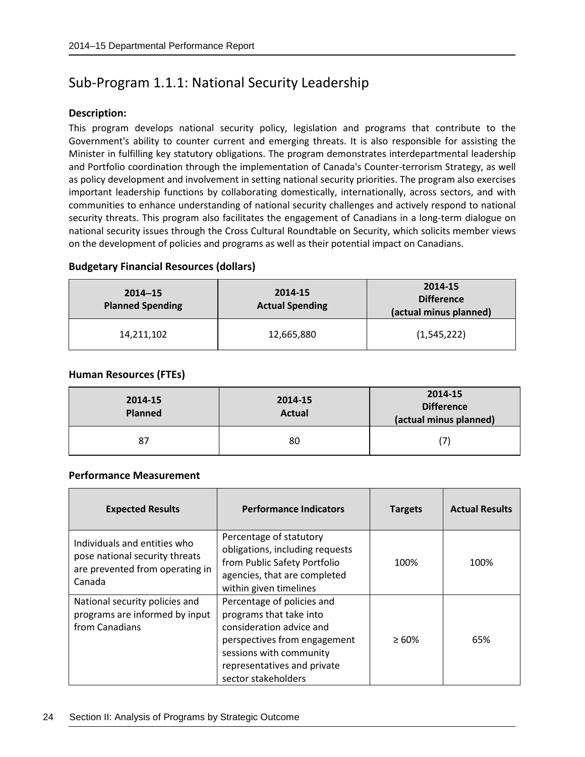## Sub-Program 1.1.1: National Security Leadership

**Description:**

This program develops national security policy, legislation and programs that contribute to the Government's ability to counter current and emerging threats. It is also responsible for assisting the Minister in fulfilling key statutory obligations. The program demonstrates interdepartmental leadership and Portfolio coordination through the implementation of Canada's Counter-terrorism Strategy, as well as policy development and involvement in setting national security priorities. The program also exercises important leadership functions by collaborating domestically, internationally, across sectors, and with communities to enhance understanding of national security challenges and actively respond to national security threats. This program also facilitates the engagement of Canadians in a long-term dialogue on national security issues through the Cross Cultural Roundtable on Security, which solicits member views on the development of policies and programs as well as their potential impact on Canadians.

**Budgetary Financial Resources (dollars)**

| 2014–15 Planned Spending | 2014-15 Actual Spending | 2014-15 Difference (actual minus planned) |
|---|---|---|
| 14,211,102 | 12,665,880 | (1,545,222) |

**Human Resources (FTEs)**

| 2014-15 Planned | 2014-15 Actual | 2014-15 Difference (actual minus planned) |
|---|---|---|
| 87 | 80 | (7) |

**Performance Measurement**

| Expected Results | Performance Indicators | Targets | Actual Results |
|---|---|---|---|
| Individuals and entities who pose national security threats are prevented from operating in Canada | Percentage of statutory obligations, including requests from Public Safety Portfolio agencies, that are completed within given timelines | 100% | 100% |
| National security policies and programs are informed by input from Canadians | Percentage of policies and programs that take into consideration advice and perspectives from engagement sessions with community representatives and private sector stakeholders | ≥ 60% | 65% |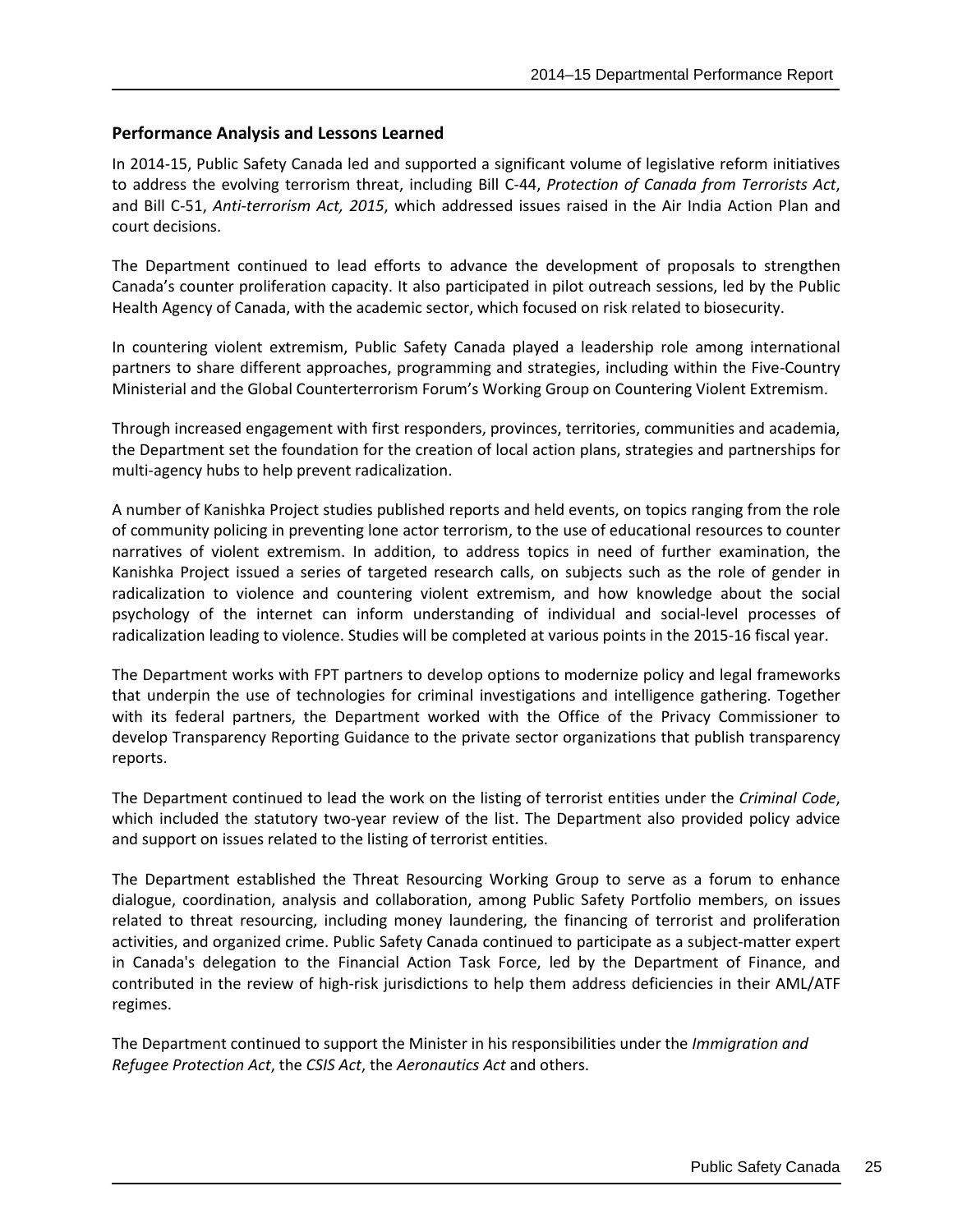### Performance Analysis and Lessons Learned

In 2014-15, Public Safety Canada led and supported a significant volume of legislative reform initiatives to address the evolving terrorism threat, including Bill C-44, *Protection of Canada from Terrorists Act*, and Bill C-51, *Anti-terrorism Act, 2015*, which addressed issues raised in the Air India Action Plan and court decisions.

The Department continued to lead efforts to advance the development of proposals to strengthen Canada's counter proliferation capacity. It also participated in pilot outreach sessions, led by the Public Health Agency of Canada, with the academic sector, which focused on risk related to biosecurity.

In countering violent extremism, Public Safety Canada played a leadership role among international partners to share different approaches, programming and strategies, including within the Five-Country Ministerial and the Global Counterterrorism Forum's Working Group on Countering Violent Extremism.

Through increased engagement with first responders, provinces, territories, communities and academia, the Department set the foundation for the creation of local action plans, strategies and partnerships for multi-agency hubs to help prevent radicalization.

A number of Kanishka Project studies published reports and held events, on topics ranging from the role of community policing in preventing lone actor terrorism, to the use of educational resources to counter narratives of violent extremism. In addition, to address topics in need of further examination, the Kanishka Project issued a series of targeted research calls, on subjects such as the role of gender in radicalization to violence and countering violent extremism, and how knowledge about the social psychology of the internet can inform understanding of individual and social-level processes of radicalization leading to violence. Studies will be completed at various points in the 2015-16 fiscal year.

The Department works with FPT partners to develop options to modernize policy and legal frameworks that underpin the use of technologies for criminal investigations and intelligence gathering. Together with its federal partners, the Department worked with the Office of the Privacy Commissioner to develop Transparency Reporting Guidance to the private sector organizations that publish transparency reports.

The Department continued to lead the work on the listing of terrorist entities under the *Criminal Code*, which included the statutory two-year review of the list. The Department also provided policy advice and support on issues related to the listing of terrorist entities.

The Department established the Threat Resourcing Working Group to serve as a forum to enhance dialogue, coordination, analysis and collaboration, among Public Safety Portfolio members, on issues related to threat resourcing, including money laundering, the financing of terrorist and proliferation activities, and organized crime. Public Safety Canada continued to participate as a subject-matter expert in Canada's delegation to the Financial Action Task Force, led by the Department of Finance, and contributed in the review of high-risk jurisdictions to help them address deficiencies in their AML/ATF regimes.

The Department continued to support the Minister in his responsibilities under the *Immigration and Refugee Protection Act*, the *CSIS Act*, the *Aeronautics Act* and others.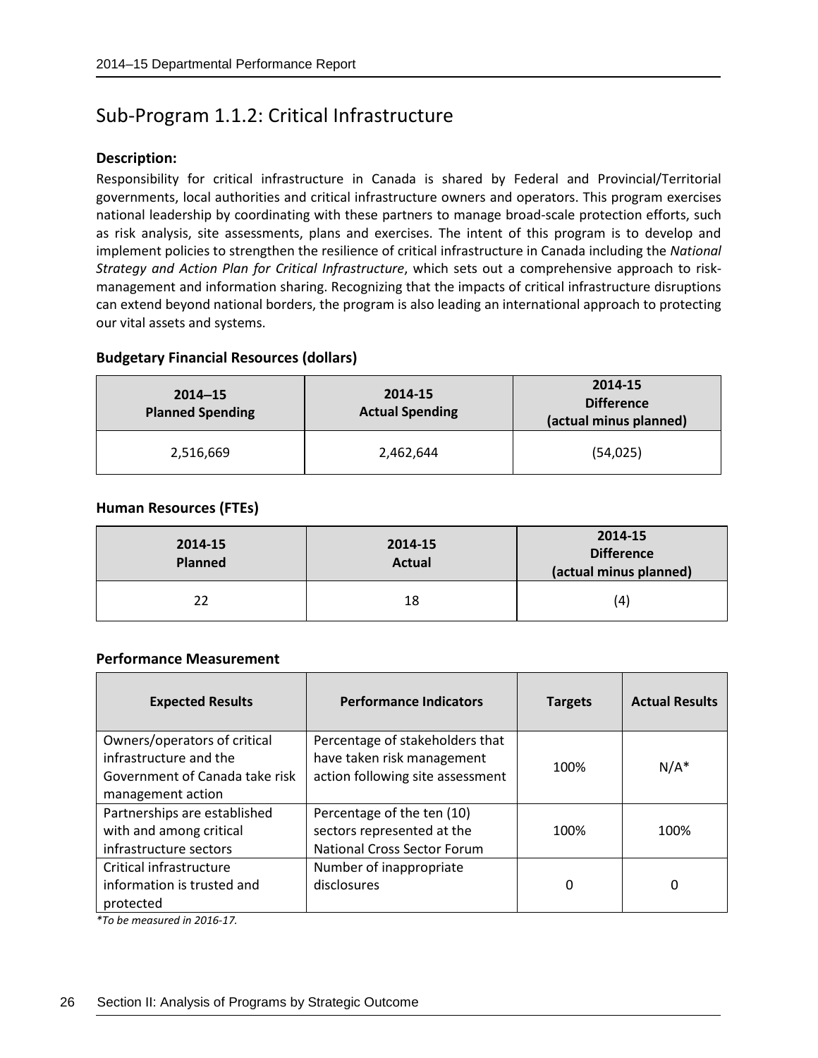## Sub-Program 1.1.2: Critical Infrastructure

**Description:**

Responsibility for critical infrastructure in Canada is shared by Federal and Provincial/Territorial governments, local authorities and critical infrastructure owners and operators. This program exercises national leadership by coordinating with these partners to manage broad-scale protection efforts, such as risk analysis, site assessments, plans and exercises. The intent of this program is to develop and implement policies to strengthen the resilience of critical infrastructure in Canada including the *National Strategy and Action Plan for Critical Infrastructure*, which sets out a comprehensive approach to risk-management and information sharing. Recognizing that the impacts of critical infrastructure disruptions can extend beyond national borders, the program is also leading an international approach to protecting our vital assets and systems.

**Budgetary Financial Resources (dollars)**

| 2014–15 Planned Spending | 2014-15 Actual Spending | 2014-15 Difference (actual minus planned) |
|---|---|---|
| 2,516,669 | 2,462,644 | (54,025) |

**Human Resources (FTEs)**

| 2014-15 Planned | 2014-15 Actual | 2014-15 Difference (actual minus planned) |
|---|---|---|
| 22 | 18 | (4) |

**Performance Measurement**

| Expected Results | Performance Indicators | Targets | Actual Results |
|---|---|---|---|
| Owners/operators of critical infrastructure and the Government of Canada take risk management action | Percentage of stakeholders that have taken risk management action following site assessment | 100% | N/A* |
| Partnerships are established with and among critical infrastructure sectors | Percentage of the ten (10) sectors represented at the National Cross Sector Forum | 100% | 100% |
| Critical infrastructure information is trusted and protected | Number of inappropriate disclosures | 0 | 0 |

*\*To be measured in 2016-17.*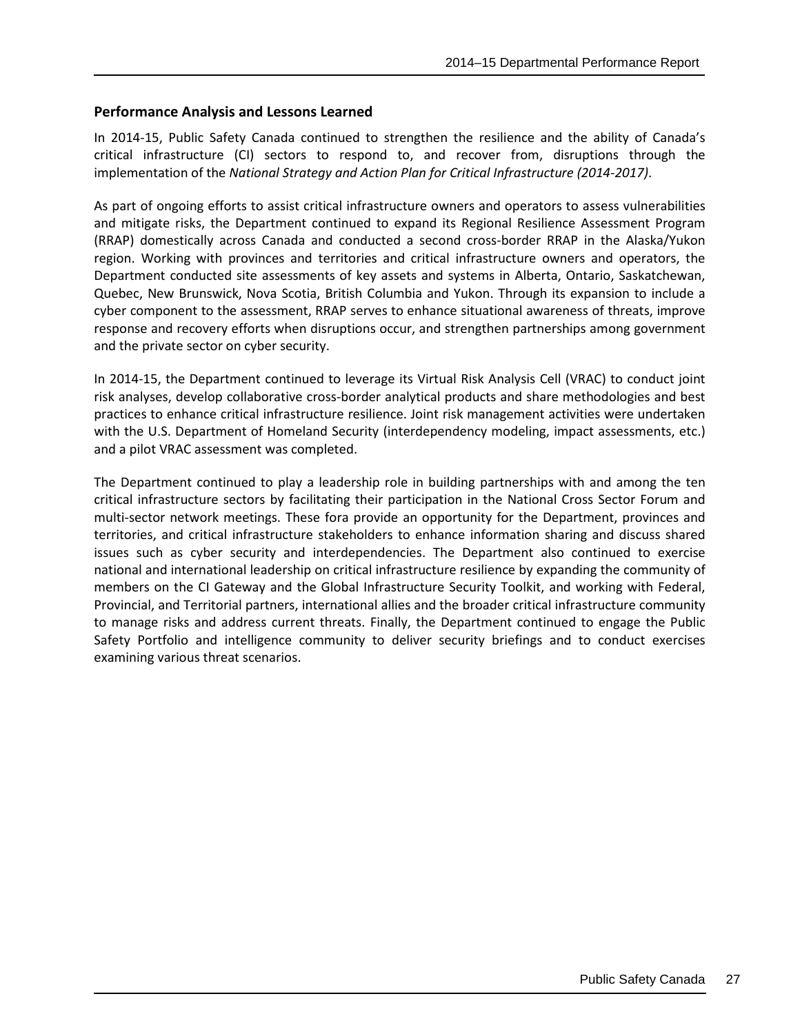### Performance Analysis and Lessons Learned

In 2014-15, Public Safety Canada continued to strengthen the resilience and the ability of Canada's critical infrastructure (CI) sectors to respond to, and recover from, disruptions through the implementation of the *National Strategy and Action Plan for Critical Infrastructure (2014-2017)*.

As part of ongoing efforts to assist critical infrastructure owners and operators to assess vulnerabilities and mitigate risks, the Department continued to expand its Regional Resilience Assessment Program (RRAP) domestically across Canada and conducted a second cross-border RRAP in the Alaska/Yukon region. Working with provinces and territories and critical infrastructure owners and operators, the Department conducted site assessments of key assets and systems in Alberta, Ontario, Saskatchewan, Quebec, New Brunswick, Nova Scotia, British Columbia and Yukon. Through its expansion to include a cyber component to the assessment, RRAP serves to enhance situational awareness of threats, improve response and recovery efforts when disruptions occur, and strengthen partnerships among government and the private sector on cyber security.

In 2014-15, the Department continued to leverage its Virtual Risk Analysis Cell (VRAC) to conduct joint risk analyses, develop collaborative cross-border analytical products and share methodologies and best practices to enhance critical infrastructure resilience. Joint risk management activities were undertaken with the U.S. Department of Homeland Security (interdependency modeling, impact assessments, etc.) and a pilot VRAC assessment was completed.

The Department continued to play a leadership role in building partnerships with and among the ten critical infrastructure sectors by facilitating their participation in the National Cross Sector Forum and multi-sector network meetings. These fora provide an opportunity for the Department, provinces and territories, and critical infrastructure stakeholders to enhance information sharing and discuss shared issues such as cyber security and interdependencies. The Department also continued to exercise national and international leadership on critical infrastructure resilience by expanding the community of members on the CI Gateway and the Global Infrastructure Security Toolkit, and working with Federal, Provincial, and Territorial partners, international allies and the broader critical infrastructure community to manage risks and address current threats. Finally, the Department continued to engage the Public Safety Portfolio and intelligence community to deliver security briefings and to conduct exercises examining various threat scenarios.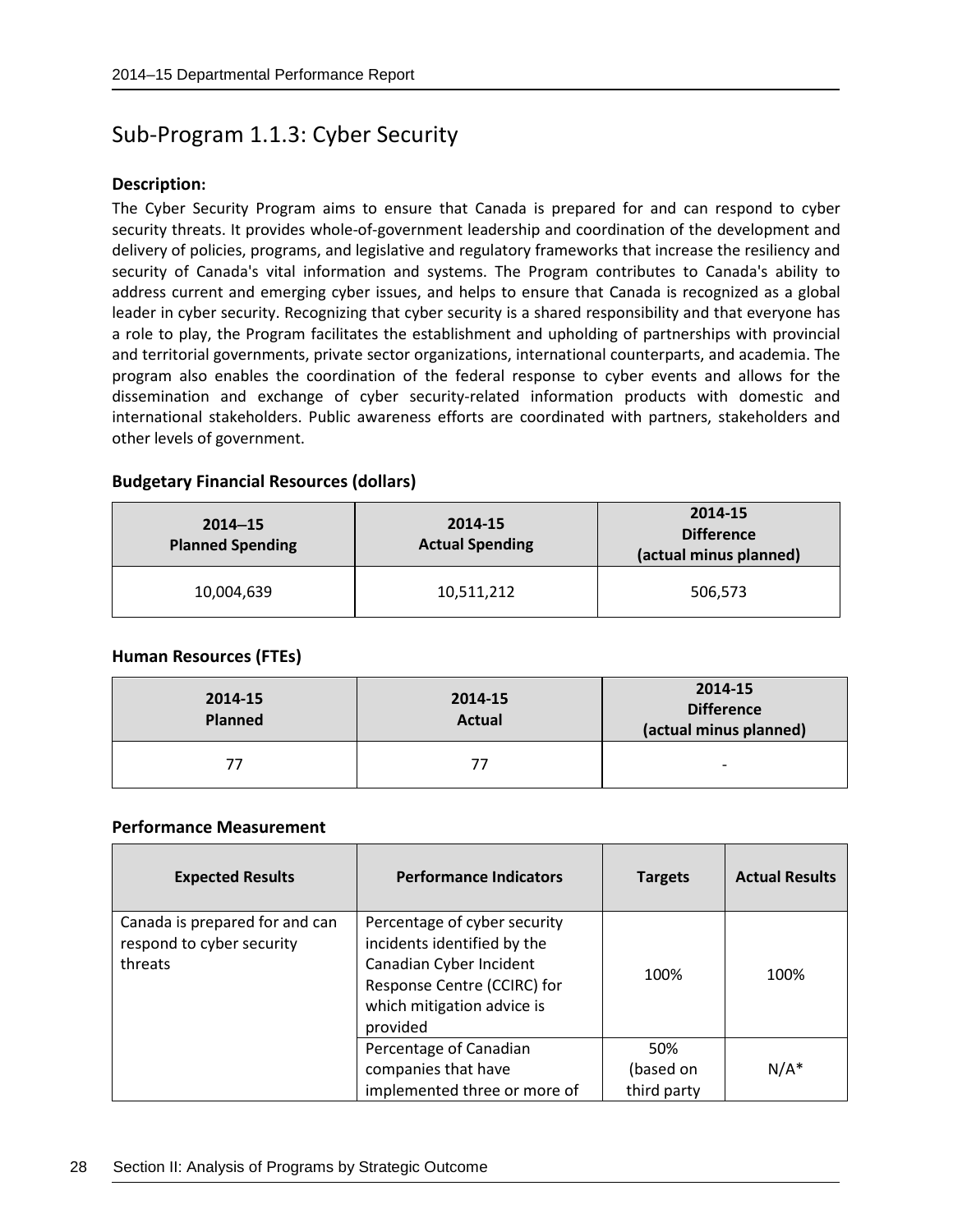## Sub-Program 1.1.3: Cyber Security

**Description:**

The Cyber Security Program aims to ensure that Canada is prepared for and can respond to cyber security threats. It provides whole-of-government leadership and coordination of the development and delivery of policies, programs, and legislative and regulatory frameworks that increase the resiliency and security of Canada's vital information and systems. The Program contributes to Canada's ability to address current and emerging cyber issues, and helps to ensure that Canada is recognized as a global leader in cyber security. Recognizing that cyber security is a shared responsibility and that everyone has a role to play, the Program facilitates the establishment and upholding of partnerships with provincial and territorial governments, private sector organizations, international counterparts, and academia. The program also enables the coordination of the federal response to cyber events and allows for the dissemination and exchange of cyber security-related information products with domestic and international stakeholders. Public awareness efforts are coordinated with partners, stakeholders and other levels of government.

**Budgetary Financial Resources (dollars)**

| 2014–15 Planned Spending | 2014-15 Actual Spending | 2014-15 Difference (actual minus planned) |
|---|---|---|
| 10,004,639 | 10,511,212 | 506,573 |

**Human Resources (FTEs)**

| 2014-15 Planned | 2014-15 Actual | 2014-15 Difference (actual minus planned) |
|---|---|---|
| 77 | 77 | - |

**Performance Measurement**

| Expected Results | Performance Indicators | Targets | Actual Results |
|---|---|---|---|
| Canada is prepared for and can respond to cyber security threats | Percentage of cyber security incidents identified by the Canadian Cyber Incident Response Centre (CCIRC) for which mitigation advice is provided | 100% | 100% |
| | Percentage of Canadian companies that have implemented three or more of | 50% (based on third party | N/A* |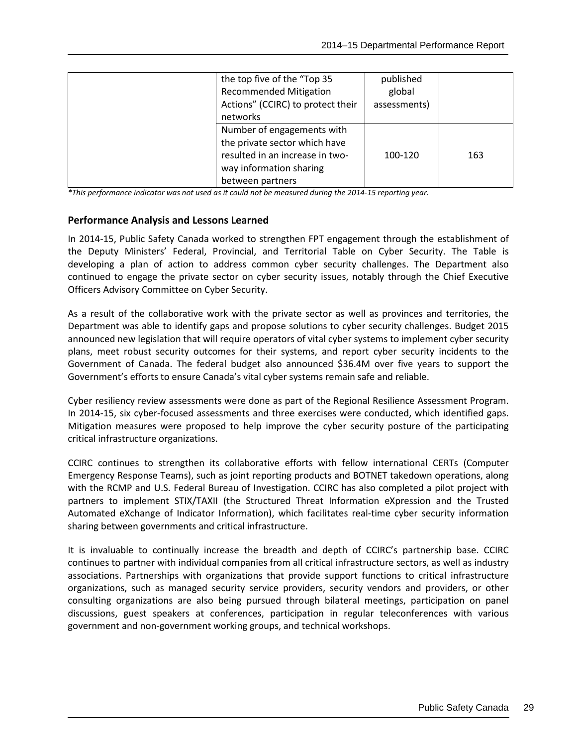|  | the top five of the "Top 35 Recommended Mitigation Actions" (CCIRC) to protect their networks | published global assessments) |  |
|---|---|---|---|
|  | Number of engagements with the private sector which have resulted in an increase in two-way information sharing between partners | 100-120 | 163 |

*\*This performance indicator was not used as it could not be measured during the 2014-15 reporting year.*

### Performance Analysis and Lessons Learned

In 2014-15, Public Safety Canada worked to strengthen FPT engagement through the establishment of the Deputy Ministers' Federal, Provincial, and Territorial Table on Cyber Security. The Table is developing a plan of action to address common cyber security challenges. The Department also continued to engage the private sector on cyber security issues, notably through the Chief Executive Officers Advisory Committee on Cyber Security.

As a result of the collaborative work with the private sector as well as provinces and territories, the Department was able to identify gaps and propose solutions to cyber security challenges. Budget 2015 announced new legislation that will require operators of vital cyber systems to implement cyber security plans, meet robust security outcomes for their systems, and report cyber security incidents to the Government of Canada. The federal budget also announced $36.4M over five years to support the Government's efforts to ensure Canada's vital cyber systems remain safe and reliable.

Cyber resiliency review assessments were done as part of the Regional Resilience Assessment Program. In 2014-15, six cyber-focused assessments and three exercises were conducted, which identified gaps. Mitigation measures were proposed to help improve the cyber security posture of the participating critical infrastructure organizations.

CCIRC continues to strengthen its collaborative efforts with fellow international CERTs (Computer Emergency Response Teams), such as joint reporting products and BOTNET takedown operations, along with the RCMP and U.S. Federal Bureau of Investigation. CCIRC has also completed a pilot project with partners to implement STIX/TAXII (the Structured Threat Information eXpression and the Trusted Automated eXchange of Indicator Information), which facilitates real-time cyber security information sharing between governments and critical infrastructure.

It is invaluable to continually increase the breadth and depth of CCIRC's partnership base. CCIRC continues to partner with individual companies from all critical infrastructure sectors, as well as industry associations. Partnerships with organizations that provide support functions to critical infrastructure organizations, such as managed security service providers, security vendors and providers, or other consulting organizations are also being pursued through bilateral meetings, participation on panel discussions, guest speakers at conferences, participation in regular teleconferences with various government and non-government working groups, and technical workshops.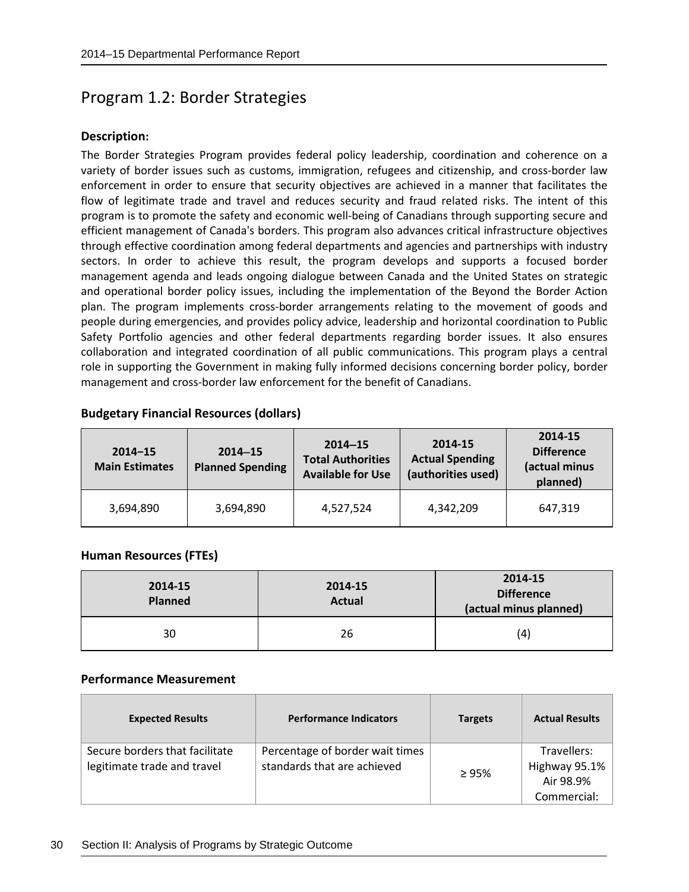## Program 1.2: Border Strategies

**Description:**

The Border Strategies Program provides federal policy leadership, coordination and coherence on a variety of border issues such as customs, immigration, refugees and citizenship, and cross-border law enforcement in order to ensure that security objectives are achieved in a manner that facilitates the flow of legitimate trade and travel and reduces security and fraud related risks. The intent of this program is to promote the safety and economic well-being of Canadians through supporting secure and efficient management of Canada's borders. This program also advances critical infrastructure objectives through effective coordination among federal departments and agencies and partnerships with industry sectors. In order to achieve this result, the program develops and supports a focused border management agenda and leads ongoing dialogue between Canada and the United States on strategic and operational border policy issues, including the implementation of the Beyond the Border Action plan. The program implements cross-border arrangements relating to the movement of goods and people during emergencies, and provides policy advice, leadership and horizontal coordination to Public Safety Portfolio agencies and other federal departments regarding border issues. It also ensures collaboration and integrated coordination of all public communications. This program plays a central role in supporting the Government in making fully informed decisions concerning border policy, border management and cross-border law enforcement for the benefit of Canadians.

**Budgetary Financial Resources (dollars)**

| 2014–15 Main Estimates | 2014–15 Planned Spending | 2014–15 Total Authorities Available for Use | 2014-15 Actual Spending (authorities used) | 2014-15 Difference (actual minus planned) |
|---|---|---|---|---|
| 3,694,890 | 3,694,890 | 4,527,524 | 4,342,209 | 647,319 |

**Human Resources (FTEs)**

| 2014-15 Planned | 2014-15 Actual | 2014-15 Difference (actual minus planned) |
|---|---|---|
| 30 | 26 | (4) |

**Performance Measurement**

| Expected Results | Performance Indicators | Targets | Actual Results |
|---|---|---|---|
| Secure borders that facilitate legitimate trade and travel | Percentage of border wait times standards that are achieved | ≥ 95% | Travellers: Highway 95.1% Air 98.9% Commercial: |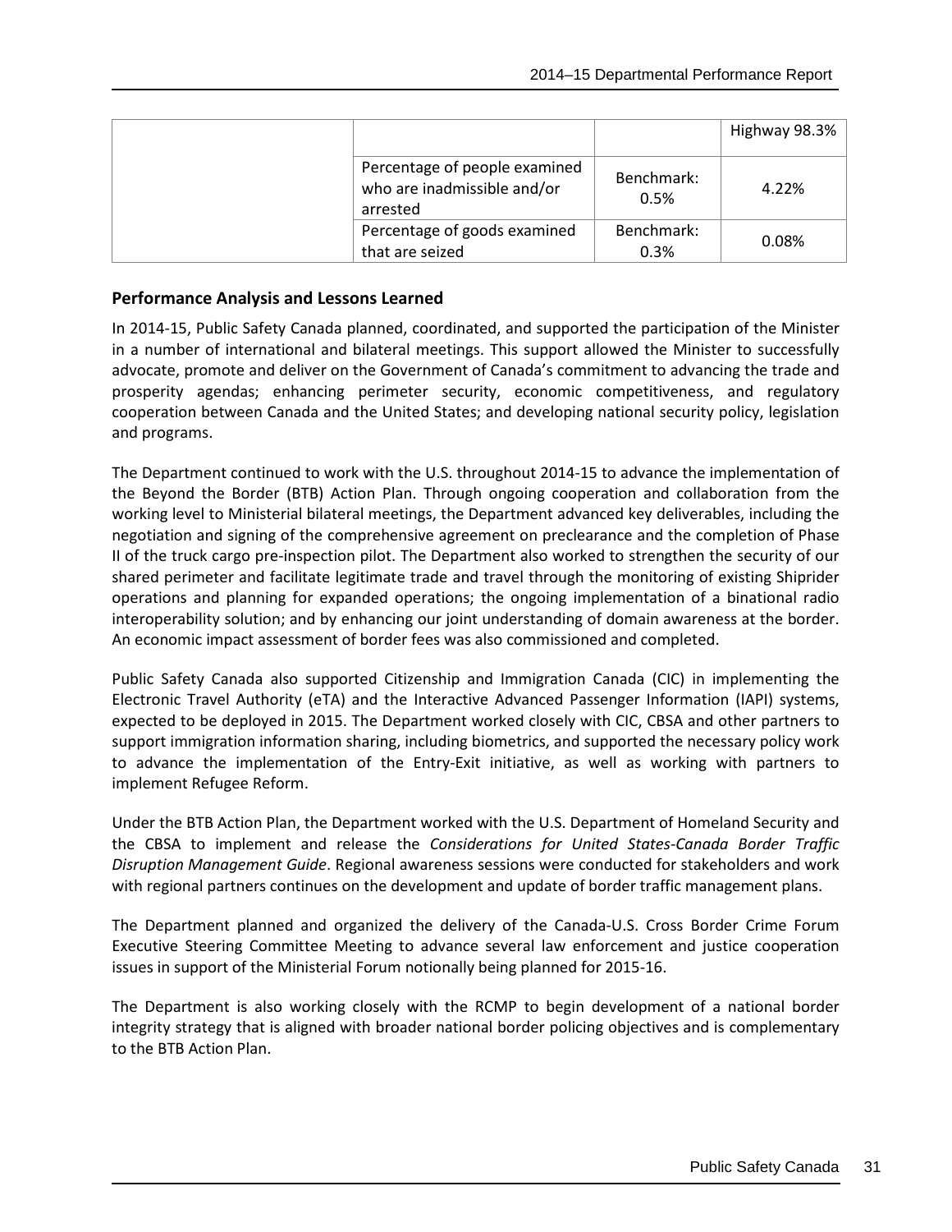| | | | |
|---|---|---|---|
| | | | Highway 98.3% |
| | Percentage of people examined who are inadmissible and/or arrested | Benchmark: 0.5% | 4.22% |
| | Percentage of goods examined that are seized | Benchmark: 0.3% | 0.08% |

### Performance Analysis and Lessons Learned

In 2014-15, Public Safety Canada planned, coordinated, and supported the participation of the Minister in a number of international and bilateral meetings. This support allowed the Minister to successfully advocate, promote and deliver on the Government of Canada's commitment to advancing the trade and prosperity agendas; enhancing perimeter security, economic competitiveness, and regulatory cooperation between Canada and the United States; and developing national security policy, legislation and programs.

The Department continued to work with the U.S. throughout 2014-15 to advance the implementation of the Beyond the Border (BTB) Action Plan. Through ongoing cooperation and collaboration from the working level to Ministerial bilateral meetings, the Department advanced key deliverables, including the negotiation and signing of the comprehensive agreement on preclearance and the completion of Phase II of the truck cargo pre-inspection pilot. The Department also worked to strengthen the security of our shared perimeter and facilitate legitimate trade and travel through the monitoring of existing Shiprider operations and planning for expanded operations; the ongoing implementation of a binational radio interoperability solution; and by enhancing our joint understanding of domain awareness at the border. An economic impact assessment of border fees was also commissioned and completed.

Public Safety Canada also supported Citizenship and Immigration Canada (CIC) in implementing the Electronic Travel Authority (eTA) and the Interactive Advanced Passenger Information (IAPI) systems, expected to be deployed in 2015. The Department worked closely with CIC, CBSA and other partners to support immigration information sharing, including biometrics, and supported the necessary policy work to advance the implementation of the Entry-Exit initiative, as well as working with partners to implement Refugee Reform.

Under the BTB Action Plan, the Department worked with the U.S. Department of Homeland Security and the CBSA to implement and release the *Considerations for United States-Canada Border Traffic Disruption Management Guide*. Regional awareness sessions were conducted for stakeholders and work with regional partners continues on the development and update of border traffic management plans.

The Department planned and organized the delivery of the Canada-U.S. Cross Border Crime Forum Executive Steering Committee Meeting to advance several law enforcement and justice cooperation issues in support of the Ministerial Forum notionally being planned for 2015-16.

The Department is also working closely with the RCMP to begin development of a national border integrity strategy that is aligned with broader national border policing objectives and is complementary to the BTB Action Plan.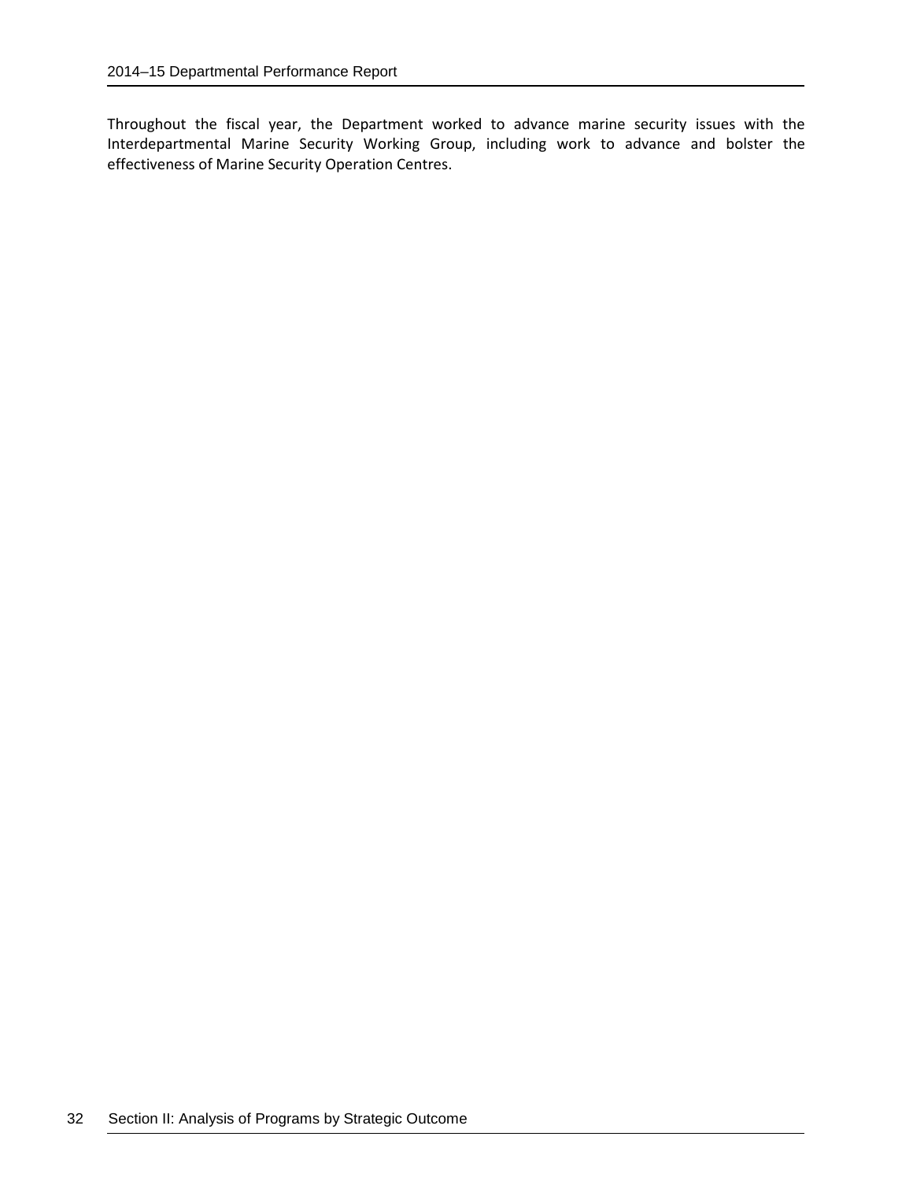Throughout the fiscal year, the Department worked to advance marine security issues with the Interdepartmental Marine Security Working Group, including work to advance and bolster the effectiveness of Marine Security Operation Centres.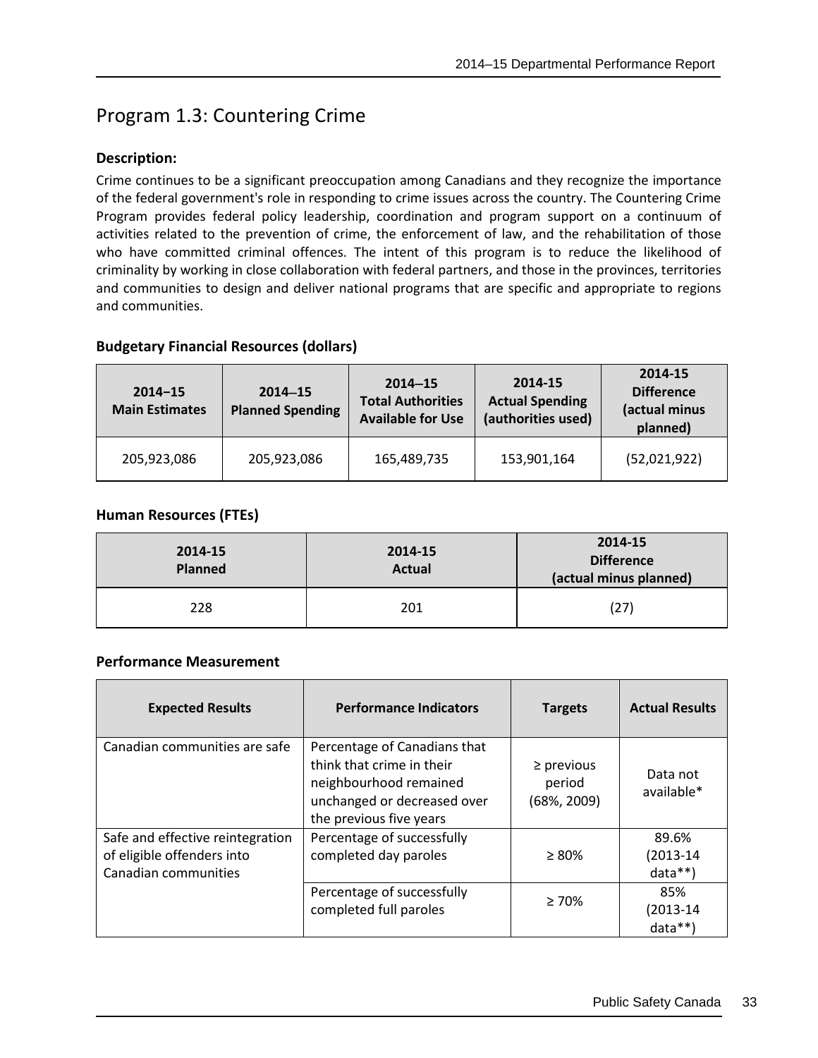## Program 1.3: Countering Crime

### Description:

Crime continues to be a significant preoccupation among Canadians and they recognize the importance of the federal government's role in responding to crime issues across the country. The Countering Crime Program provides federal policy leadership, coordination and program support on a continuum of activities related to the prevention of crime, the enforcement of law, and the rehabilitation of those who have committed criminal offences. The intent of this program is to reduce the likelihood of criminality by working in close collaboration with federal partners, and those in the provinces, territories and communities to design and deliver national programs that are specific and appropriate to regions and communities.

### Budgetary Financial Resources (dollars)

| 2014–15 Main Estimates | 2014–15 Planned Spending | 2014–15 Total Authorities Available for Use | 2014-15 Actual Spending (authorities used) | 2014-15 Difference (actual minus planned) |
|---|---|---|---|---|
| 205,923,086 | 205,923,086 | 165,489,735 | 153,901,164 | (52,021,922) |

### Human Resources (FTEs)

| 2014-15 Planned | 2014-15 Actual | 2014-15 Difference (actual minus planned) |
|---|---|---|
| 228 | 201 | (27) |

### Performance Measurement

| Expected Results | Performance Indicators | Targets | Actual Results |
|---|---|---|---|
| Canadian communities are safe | Percentage of Canadians that think that crime in their neighbourhood remained unchanged or decreased over the previous five years | ≥ previous period (68%, 2009) | Data not available* |
| Safe and effective reintegration of eligible offenders into Canadian communities | Percentage of successfully completed day paroles | ≥ 80% | 89.6% (2013-14 data**) |
| | Percentage of successfully completed full paroles | ≥ 70% | 85% (2013-14 data**) |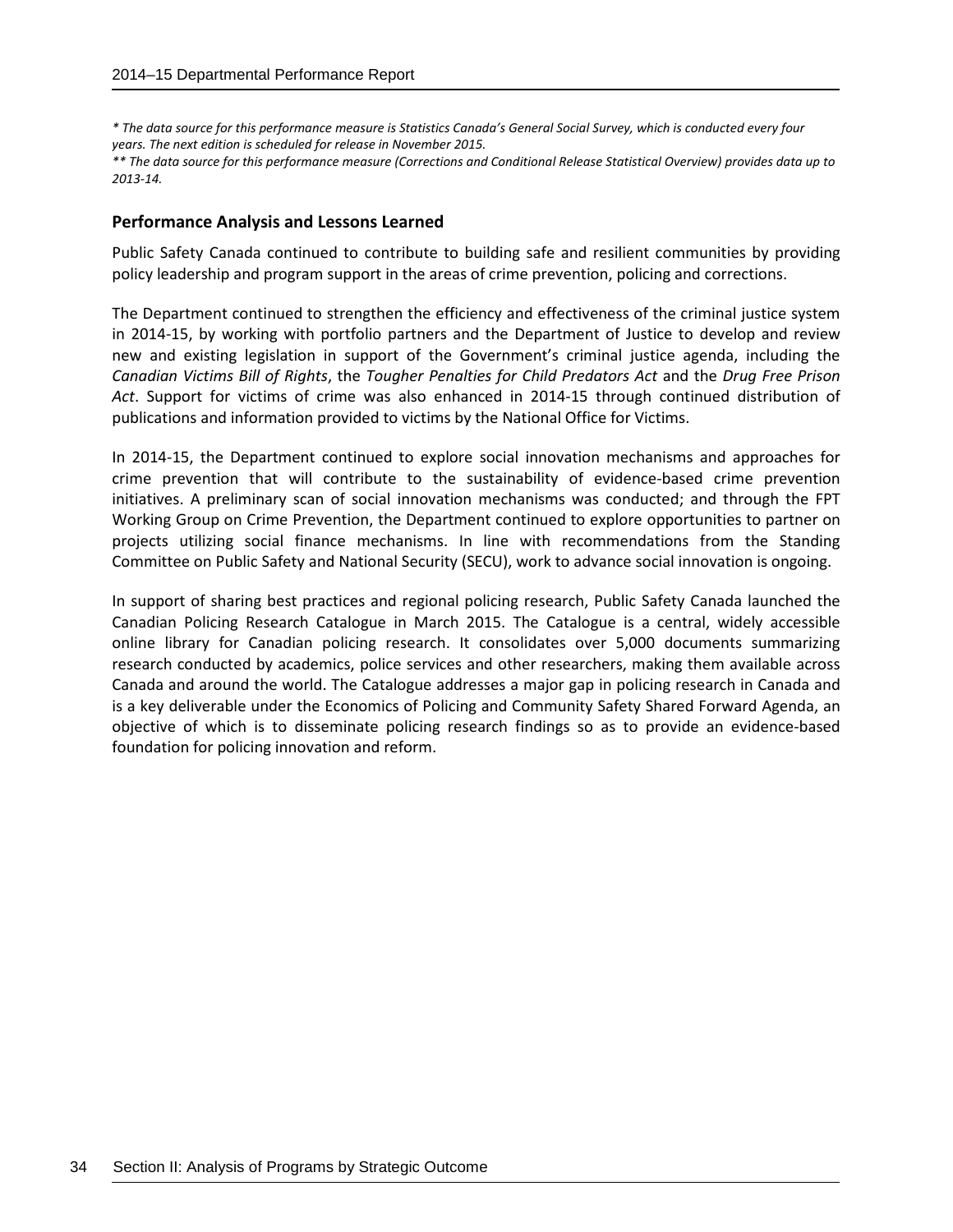*\* The data source for this performance measure is Statistics Canada's General Social Survey, which is conducted every four years. The next edition is scheduled for release in November 2015.*
*\*\* The data source for this performance measure (Corrections and Conditional Release Statistical Overview) provides data up to 2013-14.*

### Performance Analysis and Lessons Learned

Public Safety Canada continued to contribute to building safe and resilient communities by providing policy leadership and program support in the areas of crime prevention, policing and corrections.

The Department continued to strengthen the efficiency and effectiveness of the criminal justice system in 2014-15, by working with portfolio partners and the Department of Justice to develop and review new and existing legislation in support of the Government's criminal justice agenda, including the *Canadian Victims Bill of Rights*, the *Tougher Penalties for Child Predators Act* and the *Drug Free Prison Act*. Support for victims of crime was also enhanced in 2014-15 through continued distribution of publications and information provided to victims by the National Office for Victims.

In 2014-15, the Department continued to explore social innovation mechanisms and approaches for crime prevention that will contribute to the sustainability of evidence-based crime prevention initiatives. A preliminary scan of social innovation mechanisms was conducted; and through the FPT Working Group on Crime Prevention, the Department continued to explore opportunities to partner on projects utilizing social finance mechanisms. In line with recommendations from the Standing Committee on Public Safety and National Security (SECU), work to advance social innovation is ongoing.

In support of sharing best practices and regional policing research, Public Safety Canada launched the Canadian Policing Research Catalogue in March 2015. The Catalogue is a central, widely accessible online library for Canadian policing research. It consolidates over 5,000 documents summarizing research conducted by academics, police services and other researchers, making them available across Canada and around the world. The Catalogue addresses a major gap in policing research in Canada and is a key deliverable under the Economics of Policing and Community Safety Shared Forward Agenda, an objective of which is to disseminate policing research findings so as to provide an evidence-based foundation for policing innovation and reform.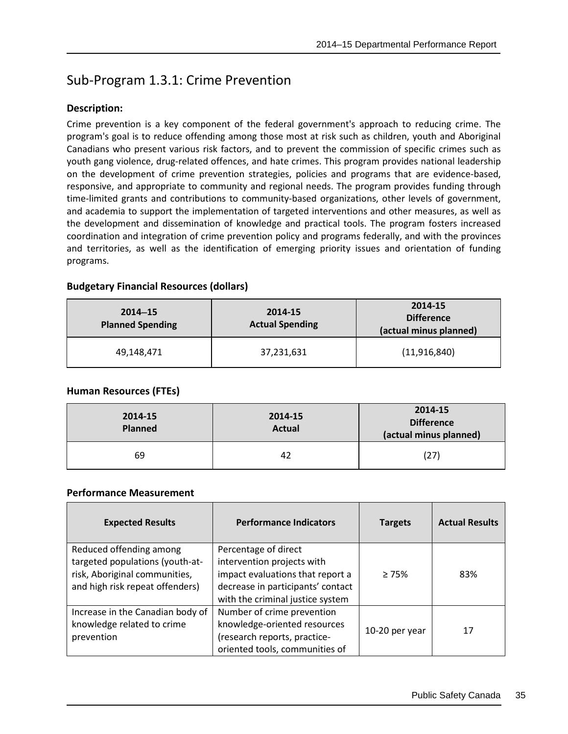## Sub-Program 1.3.1: Crime Prevention

**Description:**

Crime prevention is a key component of the federal government's approach to reducing crime. The program's goal is to reduce offending among those most at risk such as children, youth and Aboriginal Canadians who present various risk factors, and to prevent the commission of specific crimes such as youth gang violence, drug-related offences, and hate crimes. This program provides national leadership on the development of crime prevention strategies, policies and programs that are evidence-based, responsive, and appropriate to community and regional needs. The program provides funding through time-limited grants and contributions to community-based organizations, other levels of government, and academia to support the implementation of targeted interventions and other measures, as well as the development and dissemination of knowledge and practical tools. The program fosters increased coordination and integration of crime prevention policy and programs federally, and with the provinces and territories, as well as the identification of emerging priority issues and orientation of funding programs.

**Budgetary Financial Resources (dollars)**

| 2014–15 Planned Spending | 2014-15 Actual Spending | 2014-15 Difference (actual minus planned) |
|---|---|---|
| 49,148,471 | 37,231,631 | (11,916,840) |

**Human Resources (FTEs)**

| 2014-15 Planned | 2014-15 Actual | 2014-15 Difference (actual minus planned) |
|---|---|---|
| 69 | 42 | (27) |

**Performance Measurement**

| Expected Results | Performance Indicators | Targets | Actual Results |
|---|---|---|---|
| Reduced offending among targeted populations (youth-at-risk, Aboriginal communities, and high risk repeat offenders) | Percentage of direct intervention projects with impact evaluations that report a decrease in participants' contact with the criminal justice system | ≥ 75% | 83% |
| Increase in the Canadian body of knowledge related to crime prevention | Number of crime prevention knowledge-oriented resources (research reports, practice-oriented tools, communities of | 10-20 per year | 17 |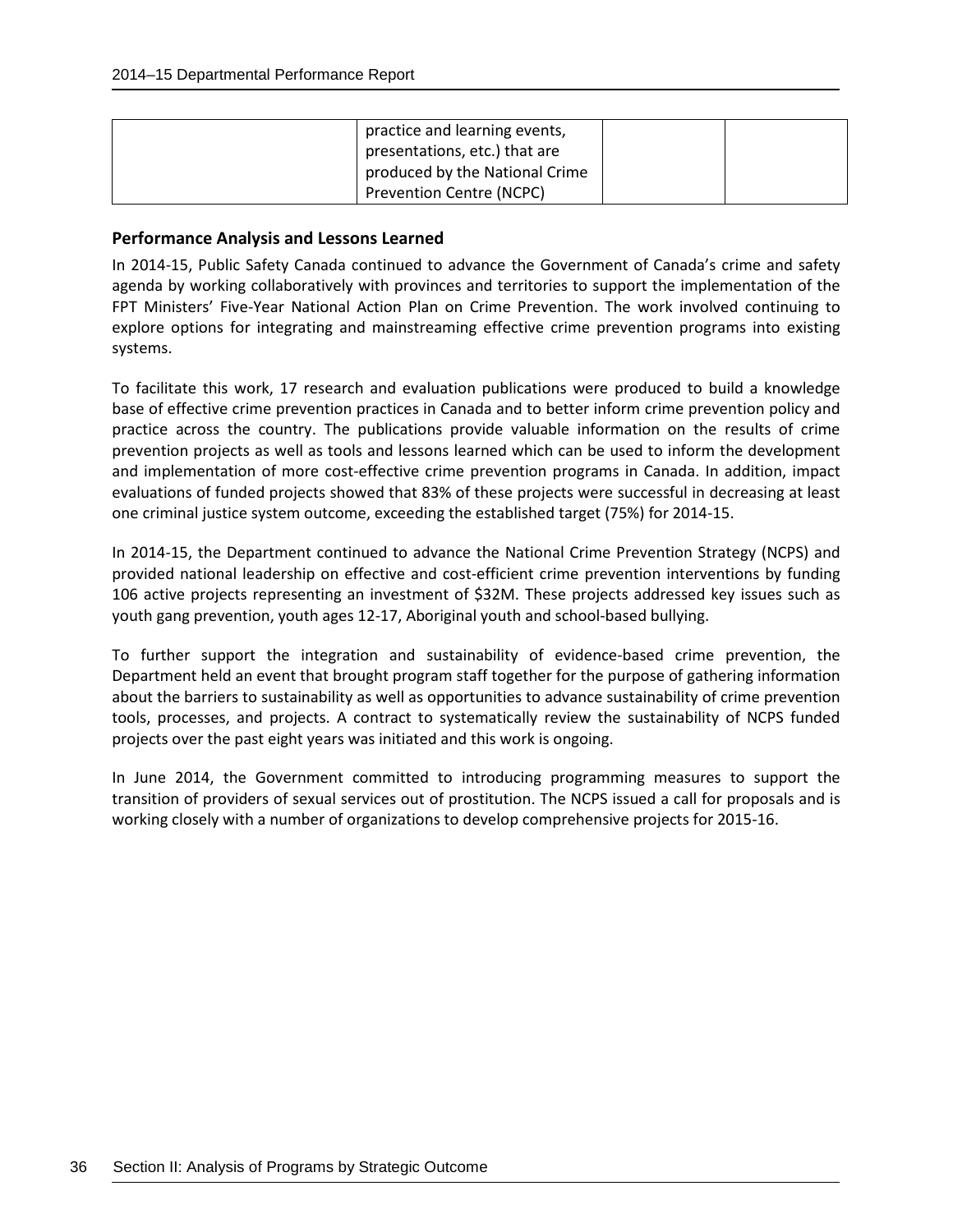| | practice and learning events, presentations, etc.) that are produced by the National Crime Prevention Centre (NCPC) | | |
|---|---|---|---|

### Performance Analysis and Lessons Learned

In 2014-15, Public Safety Canada continued to advance the Government of Canada's crime and safety agenda by working collaboratively with provinces and territories to support the implementation of the FPT Ministers' Five-Year National Action Plan on Crime Prevention. The work involved continuing to explore options for integrating and mainstreaming effective crime prevention programs into existing systems.

To facilitate this work, 17 research and evaluation publications were produced to build a knowledge base of effective crime prevention practices in Canada and to better inform crime prevention policy and practice across the country. The publications provide valuable information on the results of crime prevention projects as well as tools and lessons learned which can be used to inform the development and implementation of more cost-effective crime prevention programs in Canada. In addition, impact evaluations of funded projects showed that 83% of these projects were successful in decreasing at least one criminal justice system outcome, exceeding the established target (75%) for 2014-15.

In 2014-15, the Department continued to advance the National Crime Prevention Strategy (NCPS) and provided national leadership on effective and cost-efficient crime prevention interventions by funding 106 active projects representing an investment of $32M. These projects addressed key issues such as youth gang prevention, youth ages 12-17, Aboriginal youth and school-based bullying.

To further support the integration and sustainability of evidence-based crime prevention, the Department held an event that brought program staff together for the purpose of gathering information about the barriers to sustainability as well as opportunities to advance sustainability of crime prevention tools, processes, and projects. A contract to systematically review the sustainability of NCPS funded projects over the past eight years was initiated and this work is ongoing.

In June 2014, the Government committed to introducing programming measures to support the transition of providers of sexual services out of prostitution. The NCPS issued a call for proposals and is working closely with a number of organizations to develop comprehensive projects for 2015-16.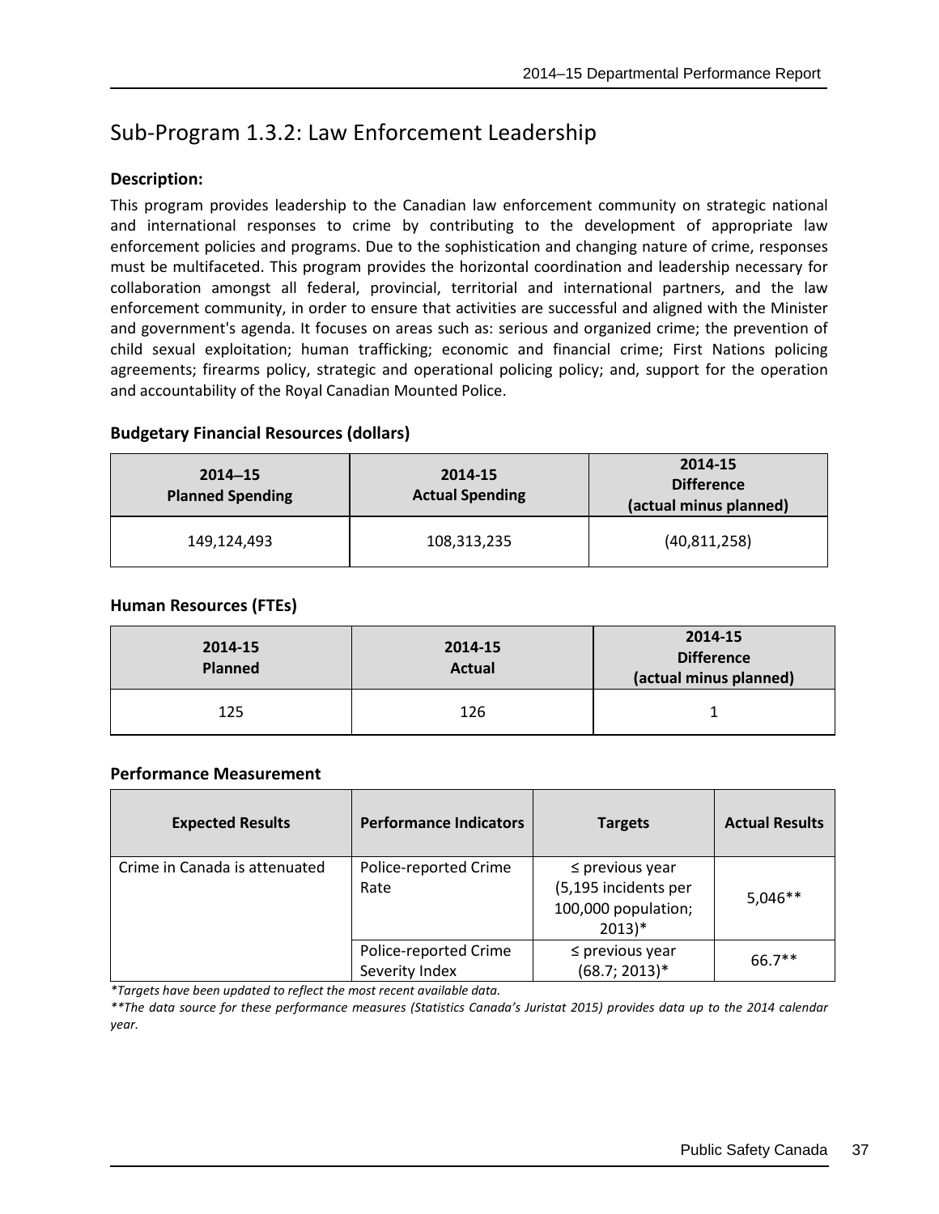## Sub-Program 1.3.2: Law Enforcement Leadership

**Description:**

This program provides leadership to the Canadian law enforcement community on strategic national and international responses to crime by contributing to the development of appropriate law enforcement policies and programs. Due to the sophistication and changing nature of crime, responses must be multifaceted. This program provides the horizontal coordination and leadership necessary for collaboration amongst all federal, provincial, territorial and international partners, and the law enforcement community, in order to ensure that activities are successful and aligned with the Minister and government's agenda. It focuses on areas such as: serious and organized crime; the prevention of child sexual exploitation; human trafficking; economic and financial crime; First Nations policing agreements; firearms policy, strategic and operational policing policy; and, support for the operation and accountability of the Royal Canadian Mounted Police.

**Budgetary Financial Resources (dollars)**

| 2014–15 Planned Spending | 2014-15 Actual Spending | 2014-15 Difference (actual minus planned) |
|---|---|---|
| 149,124,493 | 108,313,235 | (40,811,258) |

**Human Resources (FTEs)**

| 2014-15 Planned | 2014-15 Actual | 2014-15 Difference (actual minus planned) |
|---|---|---|
| 125 | 126 | 1 |

**Performance Measurement**

| Expected Results | Performance Indicators | Targets | Actual Results |
|---|---|---|---|
| Crime in Canada is attenuated | Police-reported Crime Rate | ≤ previous year (5,195 incidents per 100,000 population; 2013)* | 5,046** |
| | Police-reported Crime Severity Index | ≤ previous year (68.7; 2013)* | 66.7** |

*\*Targets have been updated to reflect the most recent available data.*

*\*\*The data source for these performance measures (Statistics Canada's Juristat 2015) provides data up to the 2014 calendar year.*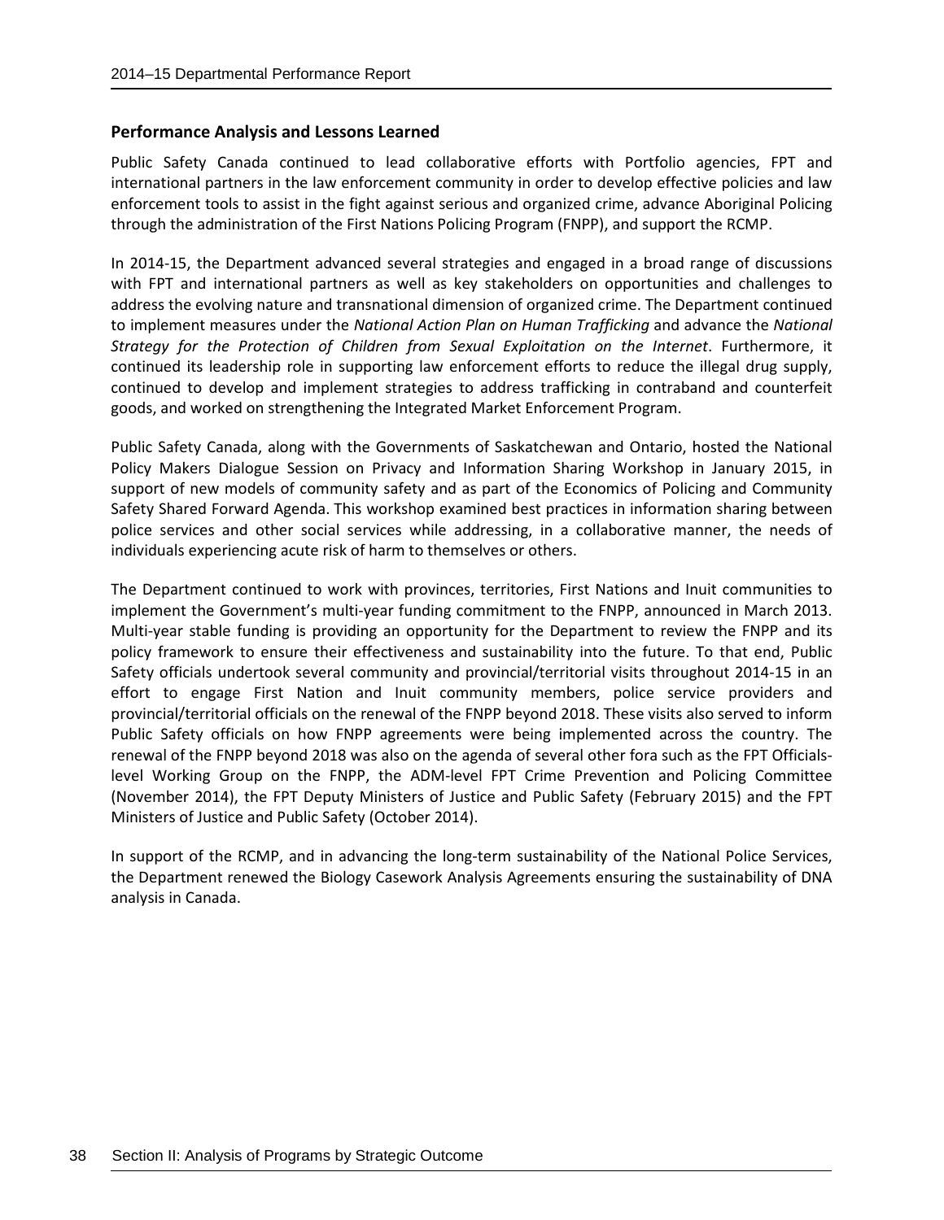### Performance Analysis and Lessons Learned

Public Safety Canada continued to lead collaborative efforts with Portfolio agencies, FPT and international partners in the law enforcement community in order to develop effective policies and law enforcement tools to assist in the fight against serious and organized crime, advance Aboriginal Policing through the administration of the First Nations Policing Program (FNPP), and support the RCMP.

In 2014-15, the Department advanced several strategies and engaged in a broad range of discussions with FPT and international partners as well as key stakeholders on opportunities and challenges to address the evolving nature and transnational dimension of organized crime. The Department continued to implement measures under the *National Action Plan on Human Trafficking* and advance the *National Strategy for the Protection of Children from Sexual Exploitation on the Internet*. Furthermore, it continued its leadership role in supporting law enforcement efforts to reduce the illegal drug supply, continued to develop and implement strategies to address trafficking in contraband and counterfeit goods, and worked on strengthening the Integrated Market Enforcement Program.

Public Safety Canada, along with the Governments of Saskatchewan and Ontario, hosted the National Policy Makers Dialogue Session on Privacy and Information Sharing Workshop in January 2015, in support of new models of community safety and as part of the Economics of Policing and Community Safety Shared Forward Agenda. This workshop examined best practices in information sharing between police services and other social services while addressing, in a collaborative manner, the needs of individuals experiencing acute risk of harm to themselves or others.

The Department continued to work with provinces, territories, First Nations and Inuit communities to implement the Government's multi-year funding commitment to the FNPP, announced in March 2013. Multi-year stable funding is providing an opportunity for the Department to review the FNPP and its policy framework to ensure their effectiveness and sustainability into the future. To that end, Public Safety officials undertook several community and provincial/territorial visits throughout 2014-15 in an effort to engage First Nation and Inuit community members, police service providers and provincial/territorial officials on the renewal of the FNPP beyond 2018. These visits also served to inform Public Safety officials on how FNPP agreements were being implemented across the country. The renewal of the FNPP beyond 2018 was also on the agenda of several other fora such as the FPT Officials-level Working Group on the FNPP, the ADM-level FPT Crime Prevention and Policing Committee (November 2014), the FPT Deputy Ministers of Justice and Public Safety (February 2015) and the FPT Ministers of Justice and Public Safety (October 2014).

In support of the RCMP, and in advancing the long-term sustainability of the National Police Services, the Department renewed the Biology Casework Analysis Agreements ensuring the sustainability of DNA analysis in Canada.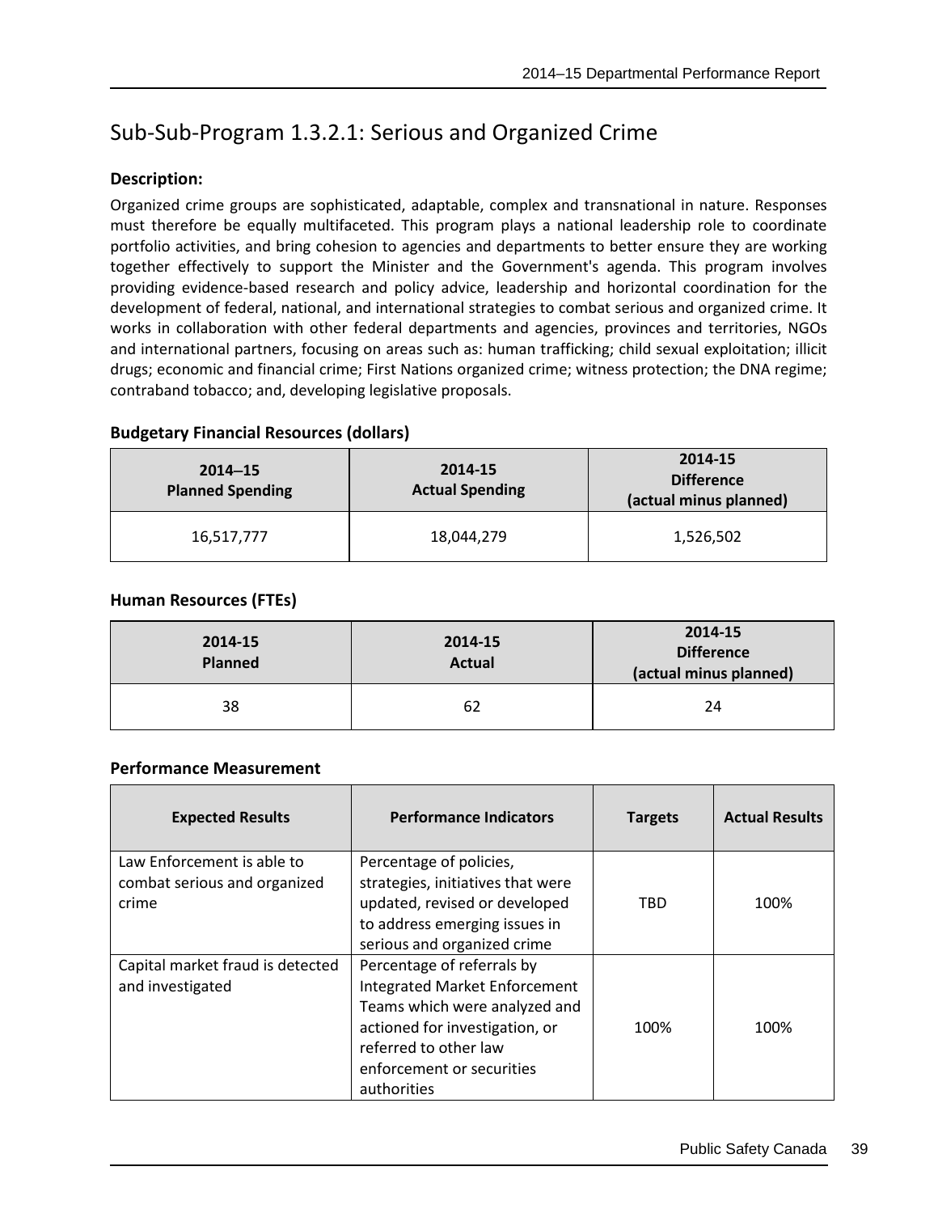## Sub-Sub-Program 1.3.2.1: Serious and Organized Crime

### Description:

Organized crime groups are sophisticated, adaptable, complex and transnational in nature. Responses must therefore be equally multifaceted. This program plays a national leadership role to coordinate portfolio activities, and bring cohesion to agencies and departments to better ensure they are working together effectively to support the Minister and the Government's agenda. This program involves providing evidence-based research and policy advice, leadership and horizontal coordination for the development of federal, national, and international strategies to combat serious and organized crime. It works in collaboration with other federal departments and agencies, provinces and territories, NGOs and international partners, focusing on areas such as: human trafficking; child sexual exploitation; illicit drugs; economic and financial crime; First Nations organized crime; witness protection; the DNA regime; contraband tobacco; and, developing legislative proposals.

### Budgetary Financial Resources (dollars)

| 2014–15 Planned Spending | 2014-15 Actual Spending | 2014-15 Difference (actual minus planned) |
|---|---|---|
| 16,517,777 | 18,044,279 | 1,526,502 |

### Human Resources (FTEs)

| 2014-15 Planned | 2014-15 Actual | 2014-15 Difference (actual minus planned) |
|---|---|---|
| 38 | 62 | 24 |

### Performance Measurement

| Expected Results | Performance Indicators | Targets | Actual Results |
|---|---|---|---|
| Law Enforcement is able to combat serious and organized crime | Percentage of policies, strategies, initiatives that were updated, revised or developed to address emerging issues in serious and organized crime | TBD | 100% |
| Capital market fraud is detected and investigated | Percentage of referrals by Integrated Market Enforcement Teams which were analyzed and actioned for investigation, or referred to other law enforcement or securities authorities | 100% | 100% |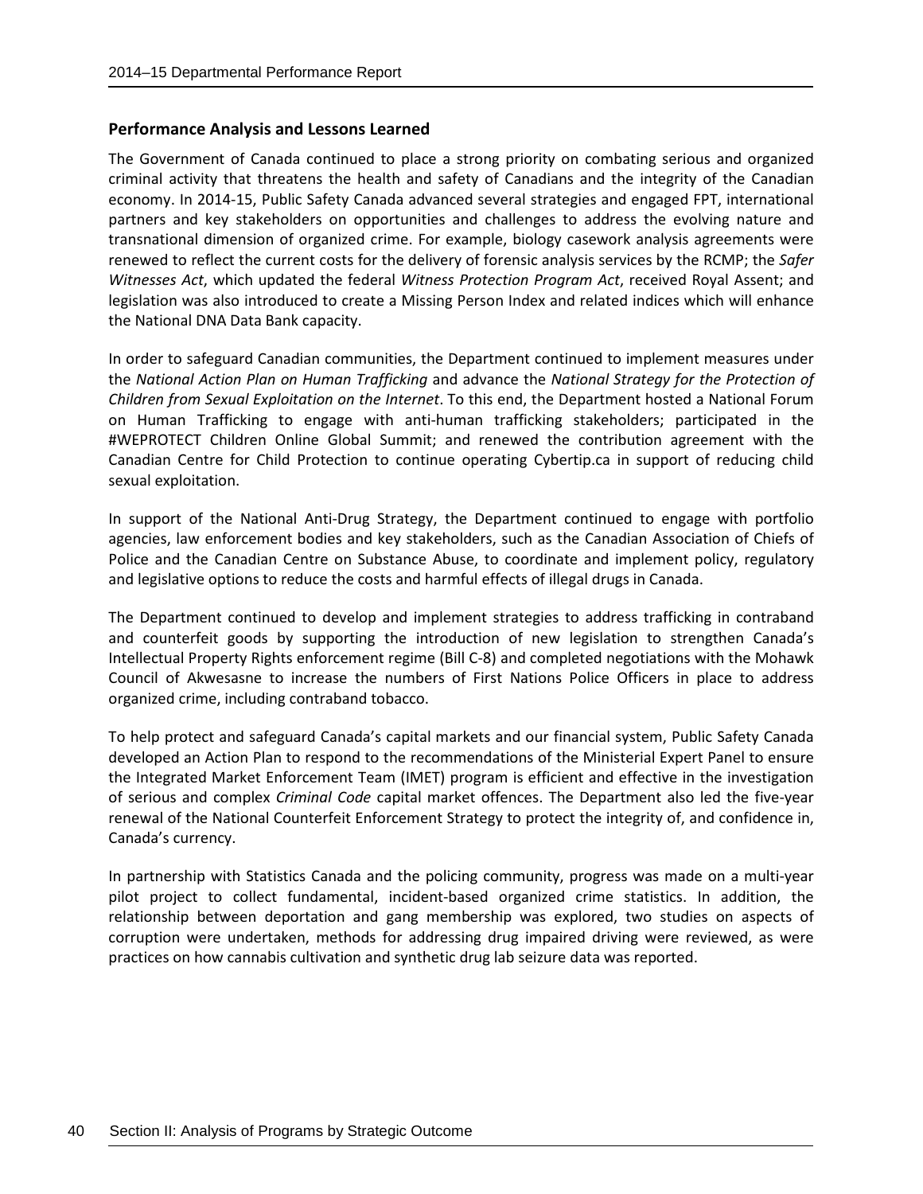### Performance Analysis and Lessons Learned

The Government of Canada continued to place a strong priority on combating serious and organized criminal activity that threatens the health and safety of Canadians and the integrity of the Canadian economy. In 2014-15, Public Safety Canada advanced several strategies and engaged FPT, international partners and key stakeholders on opportunities and challenges to address the evolving nature and transnational dimension of organized crime. For example, biology casework analysis agreements were renewed to reflect the current costs for the delivery of forensic analysis services by the RCMP; the *Safer Witnesses Act*, which updated the federal *Witness Protection Program Act*, received Royal Assent; and legislation was also introduced to create a Missing Person Index and related indices which will enhance the National DNA Data Bank capacity.

In order to safeguard Canadian communities, the Department continued to implement measures under the *National Action Plan on Human Trafficking* and advance the *National Strategy for the Protection of Children from Sexual Exploitation on the Internet*. To this end, the Department hosted a National Forum on Human Trafficking to engage with anti-human trafficking stakeholders; participated in the #WEPROTECT Children Online Global Summit; and renewed the contribution agreement with the Canadian Centre for Child Protection to continue operating Cybertip.ca in support of reducing child sexual exploitation.

In support of the National Anti-Drug Strategy, the Department continued to engage with portfolio agencies, law enforcement bodies and key stakeholders, such as the Canadian Association of Chiefs of Police and the Canadian Centre on Substance Abuse, to coordinate and implement policy, regulatory and legislative options to reduce the costs and harmful effects of illegal drugs in Canada.

The Department continued to develop and implement strategies to address trafficking in contraband and counterfeit goods by supporting the introduction of new legislation to strengthen Canada's Intellectual Property Rights enforcement regime (Bill C-8) and completed negotiations with the Mohawk Council of Akwesasne to increase the numbers of First Nations Police Officers in place to address organized crime, including contraband tobacco.

To help protect and safeguard Canada's capital markets and our financial system, Public Safety Canada developed an Action Plan to respond to the recommendations of the Ministerial Expert Panel to ensure the Integrated Market Enforcement Team (IMET) program is efficient and effective in the investigation of serious and complex *Criminal Code* capital market offences. The Department also led the five-year renewal of the National Counterfeit Enforcement Strategy to protect the integrity of, and confidence in, Canada's currency.

In partnership with Statistics Canada and the policing community, progress was made on a multi-year pilot project to collect fundamental, incident-based organized crime statistics. In addition, the relationship between deportation and gang membership was explored, two studies on aspects of corruption were undertaken, methods for addressing drug impaired driving were reviewed, as were practices on how cannabis cultivation and synthetic drug lab seizure data was reported.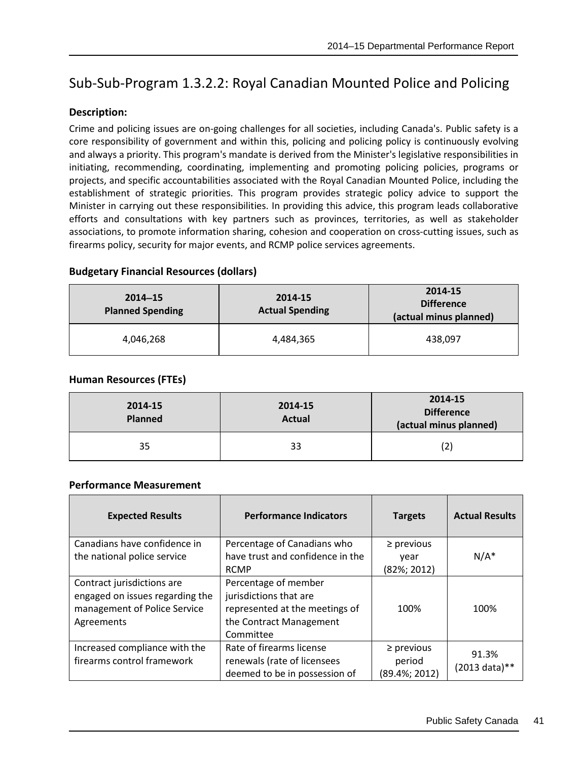## Sub-Sub-Program 1.3.2.2: Royal Canadian Mounted Police and Policing

### Description:

Crime and policing issues are on-going challenges for all societies, including Canada's. Public safety is a core responsibility of government and within this, policing and policing policy is continuously evolving and always a priority. This program's mandate is derived from the Minister's legislative responsibilities in initiating, recommending, coordinating, implementing and promoting policing policies, programs or projects, and specific accountabilities associated with the Royal Canadian Mounted Police, including the establishment of strategic priorities. This program provides strategic policy advice to support the Minister in carrying out these responsibilities. In providing this advice, this program leads collaborative efforts and consultations with key partners such as provinces, territories, as well as stakeholder associations, to promote information sharing, cohesion and cooperation on cross-cutting issues, such as firearms policy, security for major events, and RCMP police services agreements.

### Budgetary Financial Resources (dollars)

| 2014–15 Planned Spending | 2014-15 Actual Spending | 2014-15 Difference (actual minus planned) |
|---|---|---|
| 4,046,268 | 4,484,365 | 438,097 |

### Human Resources (FTEs)

| 2014-15 Planned | 2014-15 Actual | 2014-15 Difference (actual minus planned) |
|---|---|---|
| 35 | 33 | (2) |

### Performance Measurement

| Expected Results | Performance Indicators | Targets | Actual Results |
|---|---|---|---|
| Canadians have confidence in the national police service | Percentage of Canadians who have trust and confidence in the RCMP | ≥ previous year (82%; 2012) | N/A* |
| Contract jurisdictions are engaged on issues regarding the management of Police Service Agreements | Percentage of member jurisdictions that are represented at the meetings of the Contract Management Committee | 100% | 100% |
| Increased compliance with the firearms control framework | Rate of firearms license renewals (rate of licensees deemed to be in possession of | ≥ previous period (89.4%; 2012) | 91.3% (2013 data)** |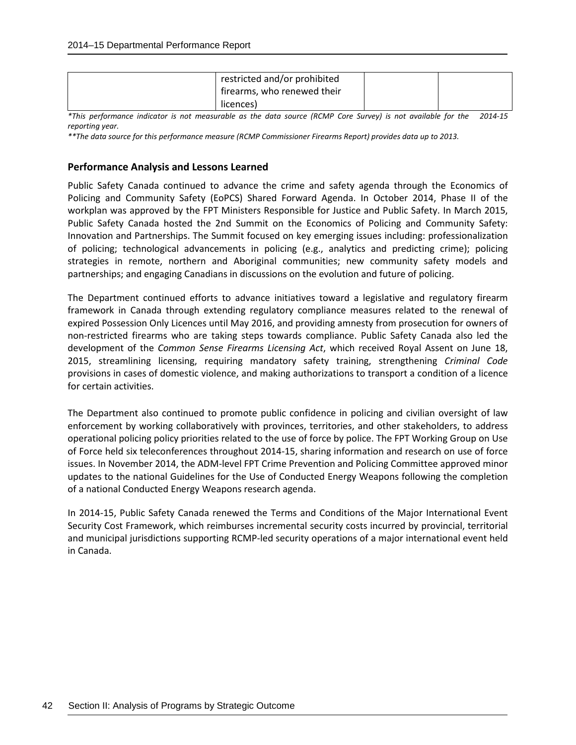| | restricted and/or prohibited firearms, who renewed their licences) | | |
|---|---|---|---|

*\*This performance indicator is not measurable as the data source (RCMP Core Survey) is not available for the 2014-15 reporting year.*

*\*\*The data source for this performance measure (RCMP Commissioner Firearms Report) provides data up to 2013.*

### Performance Analysis and Lessons Learned

Public Safety Canada continued to advance the crime and safety agenda through the Economics of Policing and Community Safety (EoPCS) Shared Forward Agenda. In October 2014, Phase II of the workplan was approved by the FPT Ministers Responsible for Justice and Public Safety. In March 2015, Public Safety Canada hosted the 2nd Summit on the Economics of Policing and Community Safety: Innovation and Partnerships. The Summit focused on key emerging issues including: professionalization of policing; technological advancements in policing (e.g., analytics and predicting crime); policing strategies in remote, northern and Aboriginal communities; new community safety models and partnerships; and engaging Canadians in discussions on the evolution and future of policing.

The Department continued efforts to advance initiatives toward a legislative and regulatory firearm framework in Canada through extending regulatory compliance measures related to the renewal of expired Possession Only Licences until May 2016, and providing amnesty from prosecution for owners of non-restricted firearms who are taking steps towards compliance. Public Safety Canada also led the development of the *Common Sense Firearms Licensing Act*, which received Royal Assent on June 18, 2015, streamlining licensing, requiring mandatory safety training, strengthening *Criminal Code* provisions in cases of domestic violence, and making authorizations to transport a condition of a licence for certain activities.

The Department also continued to promote public confidence in policing and civilian oversight of law enforcement by working collaboratively with provinces, territories, and other stakeholders, to address operational policing policy priorities related to the use of force by police. The FPT Working Group on Use of Force held six teleconferences throughout 2014-15, sharing information and research on use of force issues. In November 2014, the ADM-level FPT Crime Prevention and Policing Committee approved minor updates to the national Guidelines for the Use of Conducted Energy Weapons following the completion of a national Conducted Energy Weapons research agenda.

In 2014-15, Public Safety Canada renewed the Terms and Conditions of the Major International Event Security Cost Framework, which reimburses incremental security costs incurred by provincial, territorial and municipal jurisdictions supporting RCMP-led security operations of a major international event held in Canada.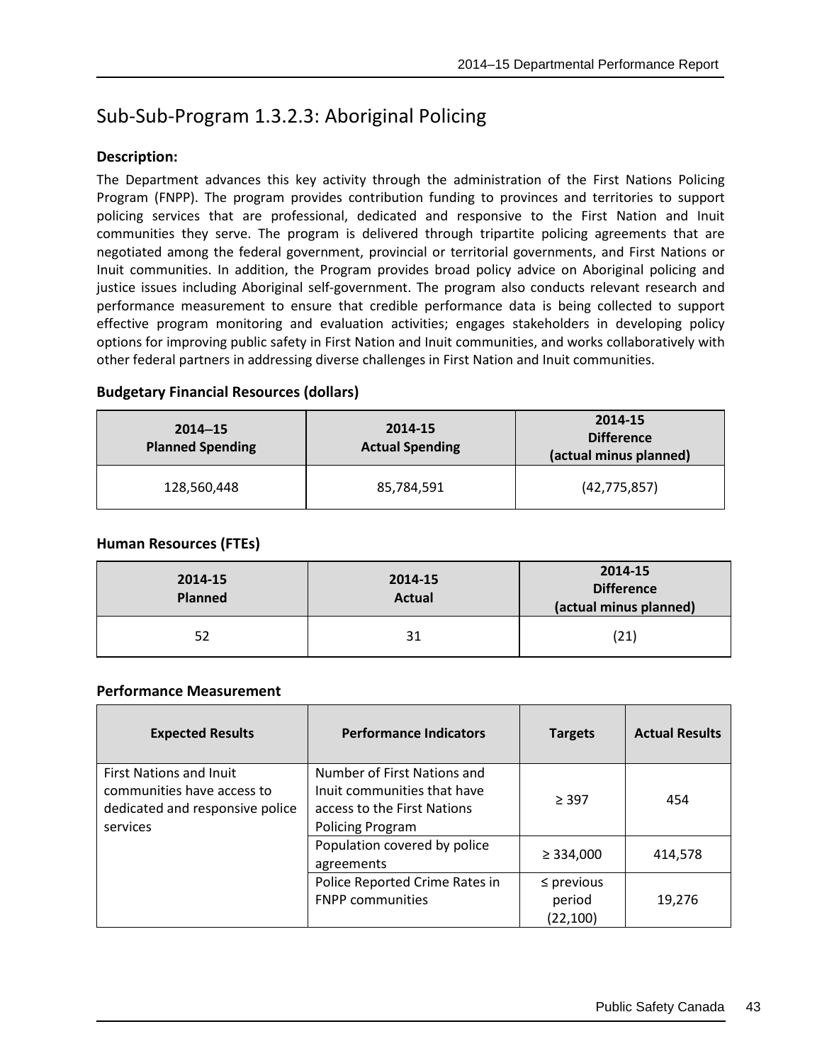## Sub-Sub-Program 1.3.2.3: Aboriginal Policing

**Description:**

The Department advances this key activity through the administration of the First Nations Policing Program (FNPP). The program provides contribution funding to provinces and territories to support policing services that are professional, dedicated and responsive to the First Nation and Inuit communities they serve. The program is delivered through tripartite policing agreements that are negotiated among the federal government, provincial or territorial governments, and First Nations or Inuit communities. In addition, the Program provides broad policy advice on Aboriginal policing and justice issues including Aboriginal self-government. The program also conducts relevant research and performance measurement to ensure that credible performance data is being collected to support effective program monitoring and evaluation activities; engages stakeholders in developing policy options for improving public safety in First Nation and Inuit communities, and works collaboratively with other federal partners in addressing diverse challenges in First Nation and Inuit communities.

**Budgetary Financial Resources (dollars)**

| 2014–15 Planned Spending | 2014-15 Actual Spending | 2014-15 Difference (actual minus planned) |
|---|---|---|
| 128,560,448 | 85,784,591 | (42,775,857) |

**Human Resources (FTEs)**

| 2014-15 Planned | 2014-15 Actual | 2014-15 Difference (actual minus planned) |
|---|---|---|
| 52 | 31 | (21) |

**Performance Measurement**

| Expected Results | Performance Indicators | Targets | Actual Results |
|---|---|---|---|
| First Nations and Inuit communities have access to dedicated and responsive police services | Number of First Nations and Inuit communities that have access to the First Nations Policing Program | ≥ 397 | 454 |
| | Population covered by police agreements | ≥ 334,000 | 414,578 |
| | Police Reported Crime Rates in FNPP communities | ≤ previous period (22,100) | 19,276 |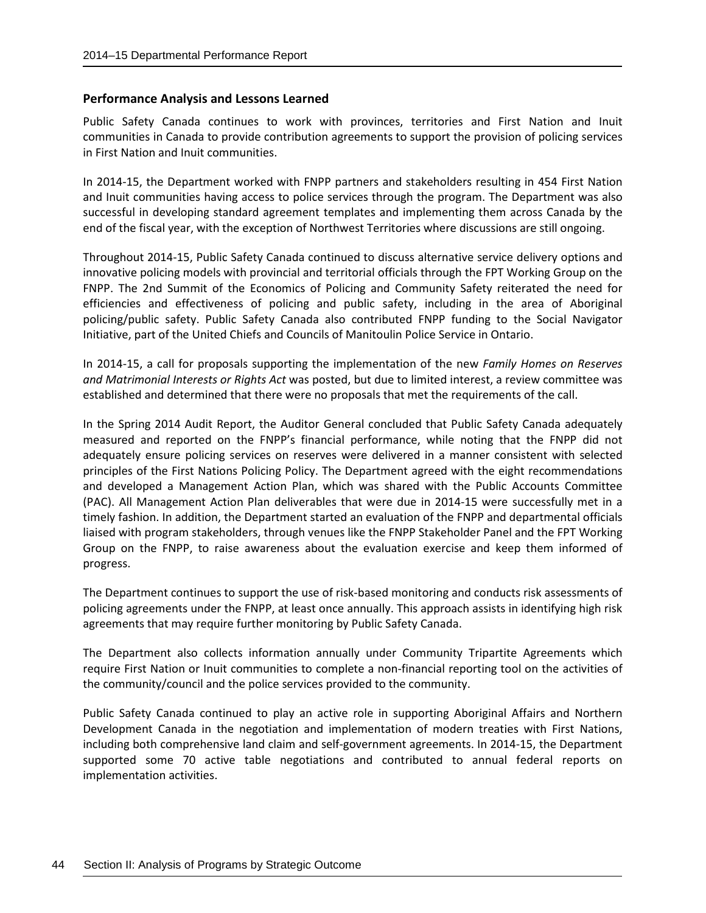### Performance Analysis and Lessons Learned

Public Safety Canada continues to work with provinces, territories and First Nation and Inuit communities in Canada to provide contribution agreements to support the provision of policing services in First Nation and Inuit communities.

In 2014-15, the Department worked with FNPP partners and stakeholders resulting in 454 First Nation and Inuit communities having access to police services through the program. The Department was also successful in developing standard agreement templates and implementing them across Canada by the end of the fiscal year, with the exception of Northwest Territories where discussions are still ongoing.

Throughout 2014-15, Public Safety Canada continued to discuss alternative service delivery options and innovative policing models with provincial and territorial officials through the FPT Working Group on the FNPP. The 2nd Summit of the Economics of Policing and Community Safety reiterated the need for efficiencies and effectiveness of policing and public safety, including in the area of Aboriginal policing/public safety. Public Safety Canada also contributed FNPP funding to the Social Navigator Initiative, part of the United Chiefs and Councils of Manitoulin Police Service in Ontario.

In 2014-15, a call for proposals supporting the implementation of the new *Family Homes on Reserves and Matrimonial Interests or Rights Act* was posted, but due to limited interest, a review committee was established and determined that there were no proposals that met the requirements of the call.

In the Spring 2014 Audit Report, the Auditor General concluded that Public Safety Canada adequately measured and reported on the FNPP's financial performance, while noting that the FNPP did not adequately ensure policing services on reserves were delivered in a manner consistent with selected principles of the First Nations Policing Policy. The Department agreed with the eight recommendations and developed a Management Action Plan, which was shared with the Public Accounts Committee (PAC). All Management Action Plan deliverables that were due in 2014-15 were successfully met in a timely fashion. In addition, the Department started an evaluation of the FNPP and departmental officials liaised with program stakeholders, through venues like the FNPP Stakeholder Panel and the FPT Working Group on the FNPP, to raise awareness about the evaluation exercise and keep them informed of progress.

The Department continues to support the use of risk-based monitoring and conducts risk assessments of policing agreements under the FNPP, at least once annually. This approach assists in identifying high risk agreements that may require further monitoring by Public Safety Canada.

The Department also collects information annually under Community Tripartite Agreements which require First Nation or Inuit communities to complete a non-financial reporting tool on the activities of the community/council and the police services provided to the community.

Public Safety Canada continued to play an active role in supporting Aboriginal Affairs and Northern Development Canada in the negotiation and implementation of modern treaties with First Nations, including both comprehensive land claim and self-government agreements. In 2014-15, the Department supported some 70 active table negotiations and contributed to annual federal reports on implementation activities.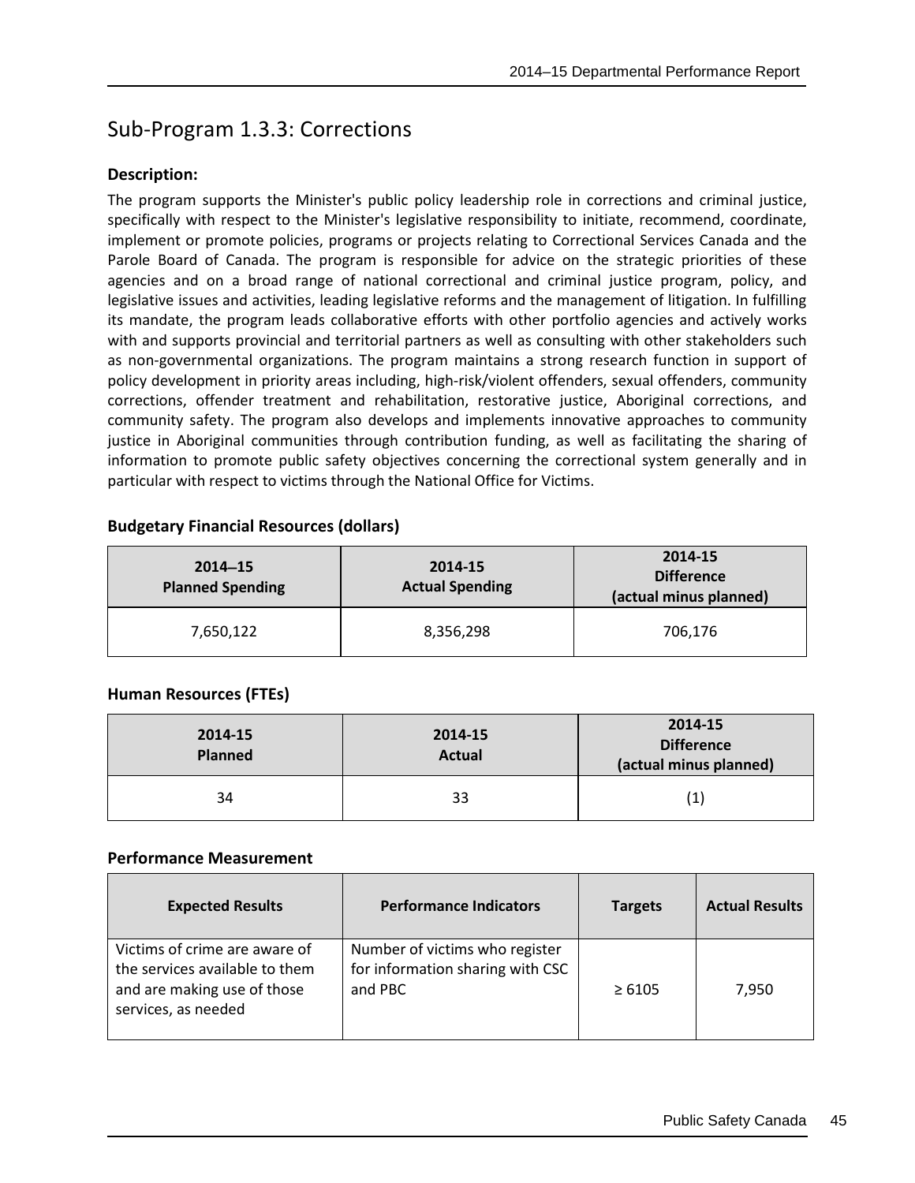## Sub-Program 1.3.3: Corrections

**Description:**

The program supports the Minister's public policy leadership role in corrections and criminal justice, specifically with respect to the Minister's legislative responsibility to initiate, recommend, coordinate, implement or promote policies, programs or projects relating to Correctional Services Canada and the Parole Board of Canada. The program is responsible for advice on the strategic priorities of these agencies and on a broad range of national correctional and criminal justice program, policy, and legislative issues and activities, leading legislative reforms and the management of litigation. In fulfilling its mandate, the program leads collaborative efforts with other portfolio agencies and actively works with and supports provincial and territorial partners as well as consulting with other stakeholders such as non-governmental organizations. The program maintains a strong research function in support of policy development in priority areas including, high-risk/violent offenders, sexual offenders, community corrections, offender treatment and rehabilitation, restorative justice, Aboriginal corrections, and community safety. The program also develops and implements innovative approaches to community justice in Aboriginal communities through contribution funding, as well as facilitating the sharing of information to promote public safety objectives concerning the correctional system generally and in particular with respect to victims through the National Office for Victims.

**Budgetary Financial Resources (dollars)**

| 2014–15 Planned Spending | 2014-15 Actual Spending | 2014-15 Difference (actual minus planned) |
|---|---|---|
| 7,650,122 | 8,356,298 | 706,176 |

**Human Resources (FTEs)**

| 2014-15 Planned | 2014-15 Actual | 2014-15 Difference (actual minus planned) |
|---|---|---|
| 34 | 33 | (1) |

**Performance Measurement**

| Expected Results | Performance Indicators | Targets | Actual Results |
|---|---|---|---|
| Victims of crime are aware of the services available to them and are making use of those services, as needed | Number of victims who register for information sharing with CSC and PBC | ≥ 6105 | 7,950 |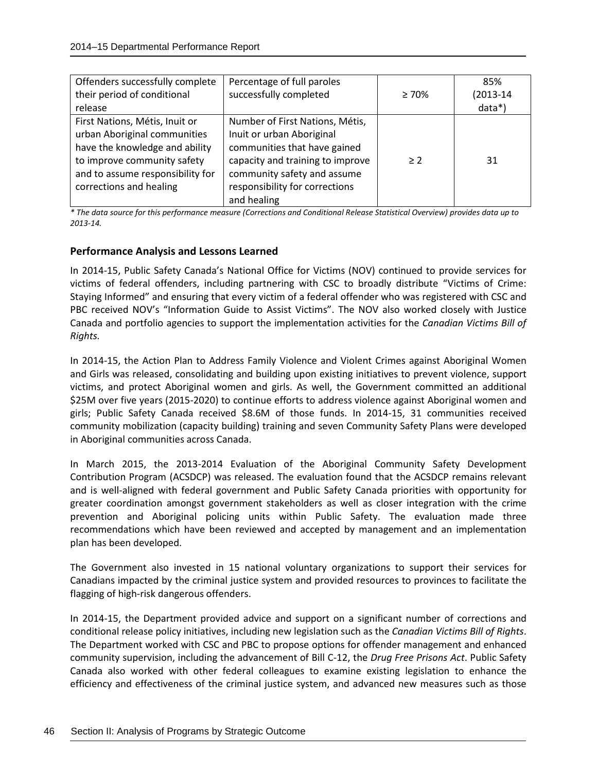| Offenders successfully complete their period of conditional release | Percentage of full paroles successfully completed | ≥ 70% | 85% (2013-14 data*) |
|---|---|---|---|
| First Nations, Métis, Inuit or urban Aboriginal communities have the knowledge and ability to improve community safety and to assume responsibility for corrections and healing | Number of First Nations, Métis, Inuit or urban Aboriginal communities that have gained capacity and training to improve community safety and assume responsibility for corrections and healing | ≥ 2 | 31 |

*\* The data source for this performance measure (Corrections and Conditional Release Statistical Overview) provides data up to 2013-14.*

### Performance Analysis and Lessons Learned

In 2014-15, Public Safety Canada's National Office for Victims (NOV) continued to provide services for victims of federal offenders, including partnering with CSC to broadly distribute "Victims of Crime: Staying Informed" and ensuring that every victim of a federal offender who was registered with CSC and PBC received NOV's "Information Guide to Assist Victims". The NOV also worked closely with Justice Canada and portfolio agencies to support the implementation activities for the *Canadian Victims Bill of Rights.*

In 2014-15, the Action Plan to Address Family Violence and Violent Crimes against Aboriginal Women and Girls was released, consolidating and building upon existing initiatives to prevent violence, support victims, and protect Aboriginal women and girls. As well, the Government committed an additional $25M over five years (2015-2020) to continue efforts to address violence against Aboriginal women and girls; Public Safety Canada received $8.6M of those funds. In 2014-15, 31 communities received community mobilization (capacity building) training and seven Community Safety Plans were developed in Aboriginal communities across Canada.

In March 2015, the 2013-2014 Evaluation of the Aboriginal Community Safety Development Contribution Program (ACSDCP) was released. The evaluation found that the ACSDCP remains relevant and is well-aligned with federal government and Public Safety Canada priorities with opportunity for greater coordination amongst government stakeholders as well as closer integration with the crime prevention and Aboriginal policing units within Public Safety. The evaluation made three recommendations which have been reviewed and accepted by management and an implementation plan has been developed.

The Government also invested in 15 national voluntary organizations to support their services for Canadians impacted by the criminal justice system and provided resources to provinces to facilitate the flagging of high-risk dangerous offenders.

In 2014-15, the Department provided advice and support on a significant number of corrections and conditional release policy initiatives, including new legislation such as the *Canadian Victims Bill of Rights*. The Department worked with CSC and PBC to propose options for offender management and enhanced community supervision, including the advancement of Bill C-12, the *Drug Free Prisons Act*. Public Safety Canada also worked with other federal colleagues to examine existing legislation to enhance the efficiency and effectiveness of the criminal justice system, and advanced new measures such as those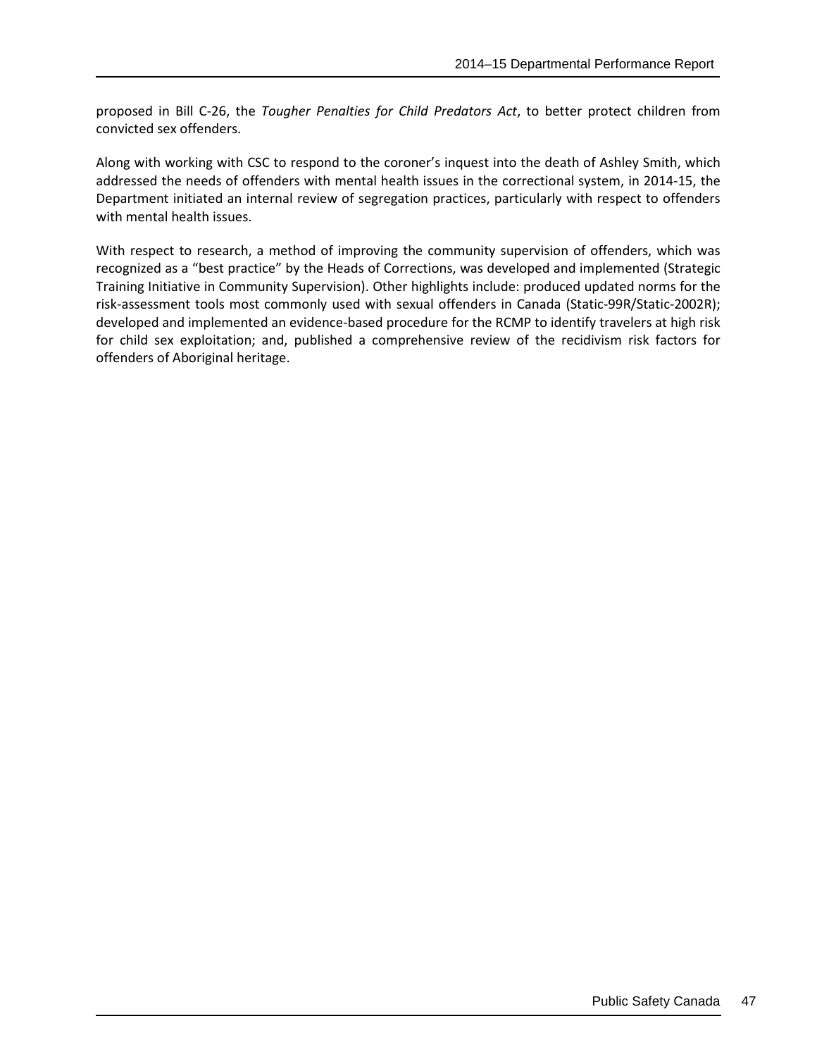proposed in Bill C-26, the *Tougher Penalties for Child Predators Act*, to better protect children from convicted sex offenders.

Along with working with CSC to respond to the coroner's inquest into the death of Ashley Smith, which addressed the needs of offenders with mental health issues in the correctional system, in 2014-15, the Department initiated an internal review of segregation practices, particularly with respect to offenders with mental health issues.

With respect to research, a method of improving the community supervision of offenders, which was recognized as a "best practice" by the Heads of Corrections, was developed and implemented (Strategic Training Initiative in Community Supervision). Other highlights include: produced updated norms for the risk-assessment tools most commonly used with sexual offenders in Canada (Static-99R/Static-2002R); developed and implemented an evidence-based procedure for the RCMP to identify travelers at high risk for child sex exploitation; and, published a comprehensive review of the recidivism risk factors for offenders of Aboriginal heritage.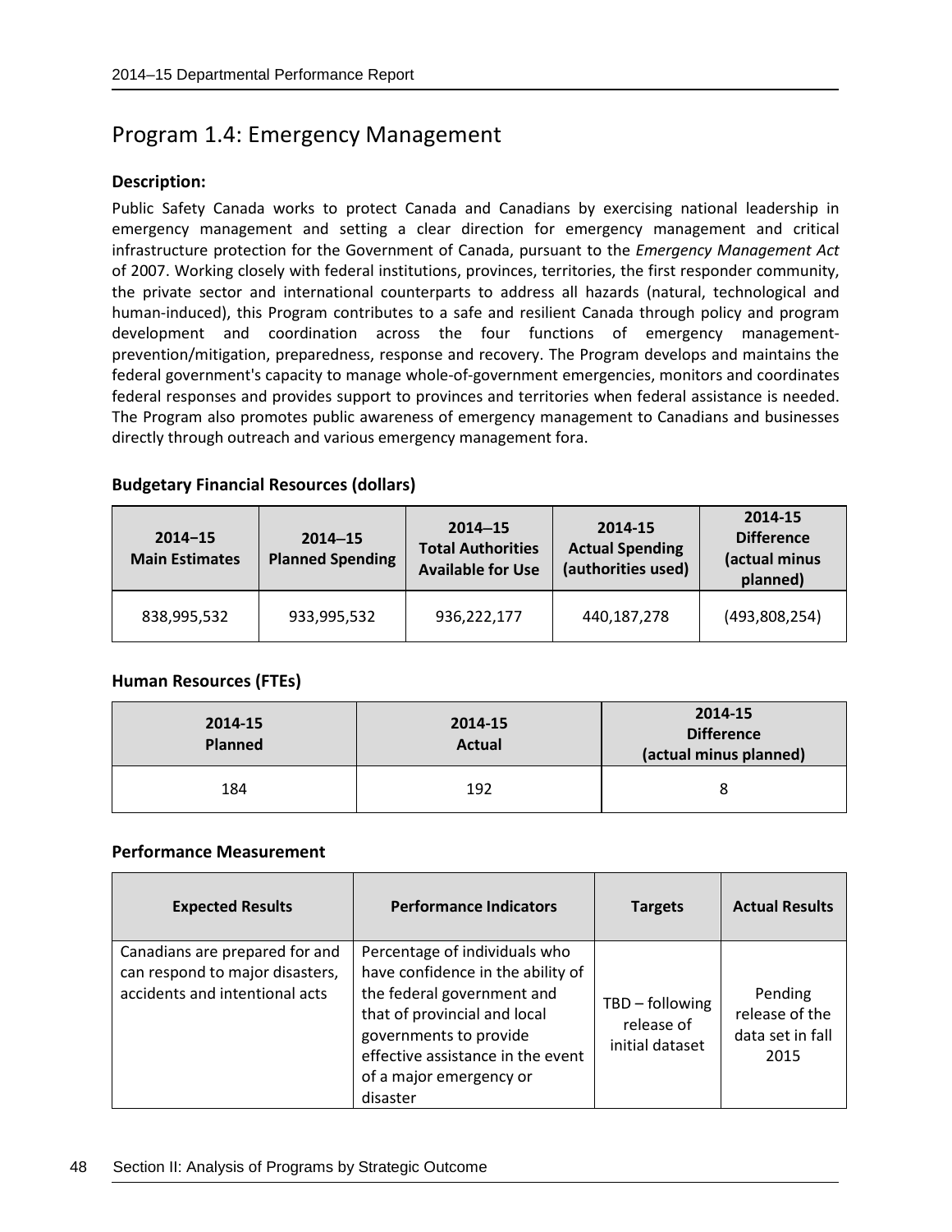## Program 1.4: Emergency Management

**Description:**

Public Safety Canada works to protect Canada and Canadians by exercising national leadership in emergency management and setting a clear direction for emergency management and critical infrastructure protection for the Government of Canada, pursuant to the *Emergency Management Act* of 2007. Working closely with federal institutions, provinces, territories, the first responder community, the private sector and international counterparts to address all hazards (natural, technological and human-induced), this Program contributes to a safe and resilient Canada through policy and program development and coordination across the four functions of emergency management-prevention/mitigation, preparedness, response and recovery. The Program develops and maintains the federal government's capacity to manage whole-of-government emergencies, monitors and coordinates federal responses and provides support to provinces and territories when federal assistance is needed. The Program also promotes public awareness of emergency management to Canadians and businesses directly through outreach and various emergency management fora.

**Budgetary Financial Resources (dollars)**

| 2014–15 Main Estimates | 2014–15 Planned Spending | 2014–15 Total Authorities Available for Use | 2014-15 Actual Spending (authorities used) | 2014-15 Difference (actual minus planned) |
|---|---|---|---|---|
| 838,995,532 | 933,995,532 | 936,222,177 | 440,187,278 | (493,808,254) |

**Human Resources (FTEs)**

| 2014-15 Planned | 2014-15 Actual | 2014-15 Difference (actual minus planned) |
|---|---|---|
| 184 | 192 | 8 |

**Performance Measurement**

| Expected Results | Performance Indicators | Targets | Actual Results |
|---|---|---|---|
| Canadians are prepared for and can respond to major disasters, accidents and intentional acts | Percentage of individuals who have confidence in the ability of the federal government and that of provincial and local governments to provide effective assistance in the event of a major emergency or disaster | TBD – following release of initial dataset | Pending release of the data set in fall 2015 |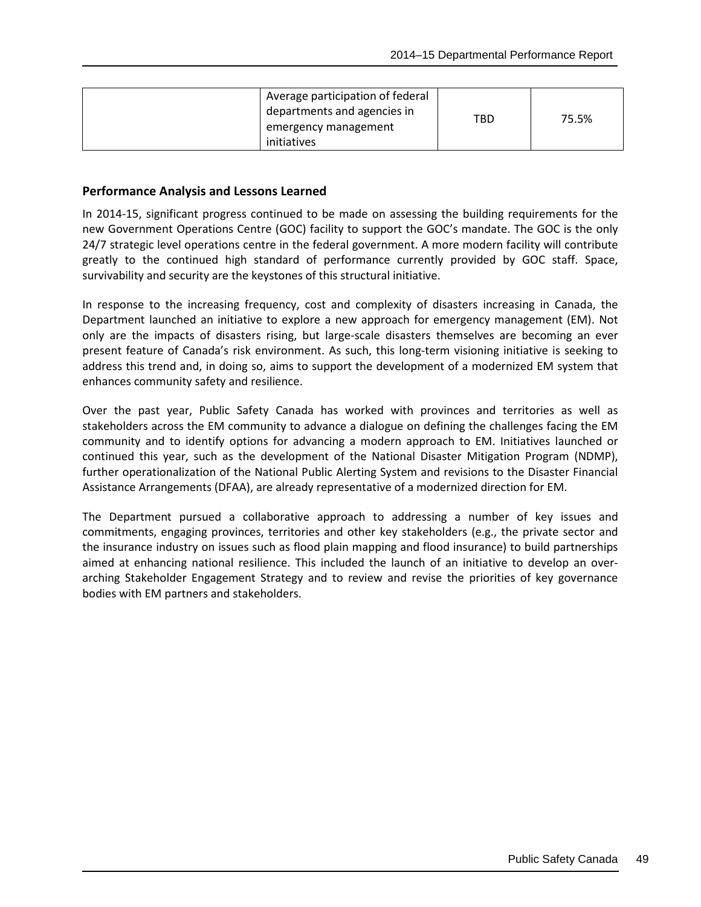| | Average participation of federal departments and agencies in emergency management initiatives | TBD | 75.5% |
|---|---|---|---|

### Performance Analysis and Lessons Learned

In 2014-15, significant progress continued to be made on assessing the building requirements for the new Government Operations Centre (GOC) facility to support the GOC's mandate. The GOC is the only 24/7 strategic level operations centre in the federal government. A more modern facility will contribute greatly to the continued high standard of performance currently provided by GOC staff. Space, survivability and security are the keystones of this structural initiative.

In response to the increasing frequency, cost and complexity of disasters increasing in Canada, the Department launched an initiative to explore a new approach for emergency management (EM). Not only are the impacts of disasters rising, but large-scale disasters themselves are becoming an ever present feature of Canada's risk environment. As such, this long-term visioning initiative is seeking to address this trend and, in doing so, aims to support the development of a modernized EM system that enhances community safety and resilience.

Over the past year, Public Safety Canada has worked with provinces and territories as well as stakeholders across the EM community to advance a dialogue on defining the challenges facing the EM community and to identify options for advancing a modern approach to EM. Initiatives launched or continued this year, such as the development of the National Disaster Mitigation Program (NDMP), further operationalization of the National Public Alerting System and revisions to the Disaster Financial Assistance Arrangements (DFAA), are already representative of a modernized direction for EM.

The Department pursued a collaborative approach to addressing a number of key issues and commitments, engaging provinces, territories and other key stakeholders (e.g., the private sector and the insurance industry on issues such as flood plain mapping and flood insurance) to build partnerships aimed at enhancing national resilience. This included the launch of an initiative to develop an over-arching Stakeholder Engagement Strategy and to review and revise the priorities of key governance bodies with EM partners and stakeholders.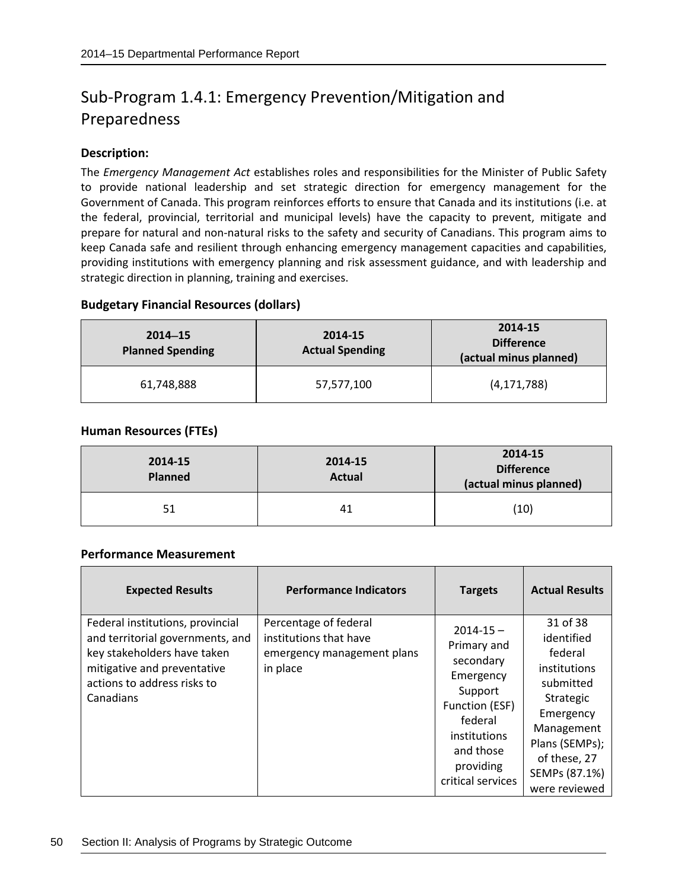## Sub-Program 1.4.1: Emergency Prevention/Mitigation and Preparedness

**Description:**

The *Emergency Management Act* establishes roles and responsibilities for the Minister of Public Safety to provide national leadership and set strategic direction for emergency management for the Government of Canada. This program reinforces efforts to ensure that Canada and its institutions (i.e. at the federal, provincial, territorial and municipal levels) have the capacity to prevent, mitigate and prepare for natural and non-natural risks to the safety and security of Canadians. This program aims to keep Canada safe and resilient through enhancing emergency management capacities and capabilities, providing institutions with emergency planning and risk assessment guidance, and with leadership and strategic direction in planning, training and exercises.

**Budgetary Financial Resources (dollars)**

| 2014–15 Planned Spending | 2014-15 Actual Spending | 2014-15 Difference (actual minus planned) |
|---|---|---|
| 61,748,888 | 57,577,100 | (4,171,788) |

**Human Resources (FTEs)**

| 2014-15 Planned | 2014-15 Actual | 2014-15 Difference (actual minus planned) |
|---|---|---|
| 51 | 41 | (10) |

**Performance Measurement**

| Expected Results | Performance Indicators | Targets | Actual Results |
|---|---|---|---|
| Federal institutions, provincial and territorial governments, and key stakeholders have taken mitigative and preventative actions to address risks to Canadians | Percentage of federal institutions that have emergency management plans in place | 2014-15 – Primary and secondary Emergency Support Function (ESF) federal institutions and those providing critical services | 31 of 38 identified federal institutions submitted Strategic Emergency Management Plans (SEMPs); of these, 27 SEMPs (87.1%) were reviewed |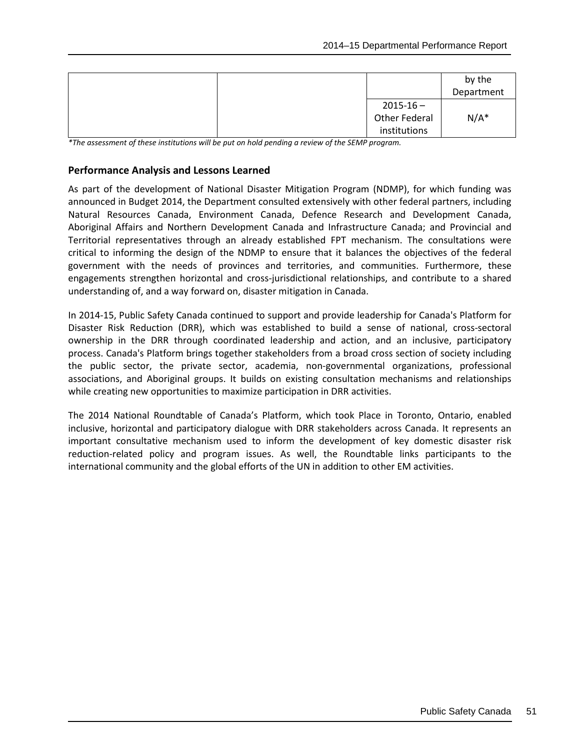| | | | by the Department |
|---|---|---|---|
| | | 2015-16 – Other Federal institutions | N/A* |

*\*The assessment of these institutions will be put on hold pending a review of the SEMP program.*

### Performance Analysis and Lessons Learned

As part of the development of National Disaster Mitigation Program (NDMP), for which funding was announced in Budget 2014, the Department consulted extensively with other federal partners, including Natural Resources Canada, Environment Canada, Defence Research and Development Canada, Aboriginal Affairs and Northern Development Canada and Infrastructure Canada; and Provincial and Territorial representatives through an already established FPT mechanism. The consultations were critical to informing the design of the NDMP to ensure that it balances the objectives of the federal government with the needs of provinces and territories, and communities. Furthermore, these engagements strengthen horizontal and cross-jurisdictional relationships, and contribute to a shared understanding of, and a way forward on, disaster mitigation in Canada.

In 2014-15, Public Safety Canada continued to support and provide leadership for Canada's Platform for Disaster Risk Reduction (DRR), which was established to build a sense of national, cross-sectoral ownership in the DRR through coordinated leadership and action, and an inclusive, participatory process. Canada's Platform brings together stakeholders from a broad cross section of society including the public sector, the private sector, academia, non-governmental organizations, professional associations, and Aboriginal groups. It builds on existing consultation mechanisms and relationships while creating new opportunities to maximize participation in DRR activities.

The 2014 National Roundtable of Canada's Platform, which took Place in Toronto, Ontario, enabled inclusive, horizontal and participatory dialogue with DRR stakeholders across Canada. It represents an important consultative mechanism used to inform the development of key domestic disaster risk reduction-related policy and program issues. As well, the Roundtable links participants to the international community and the global efforts of the UN in addition to other EM activities.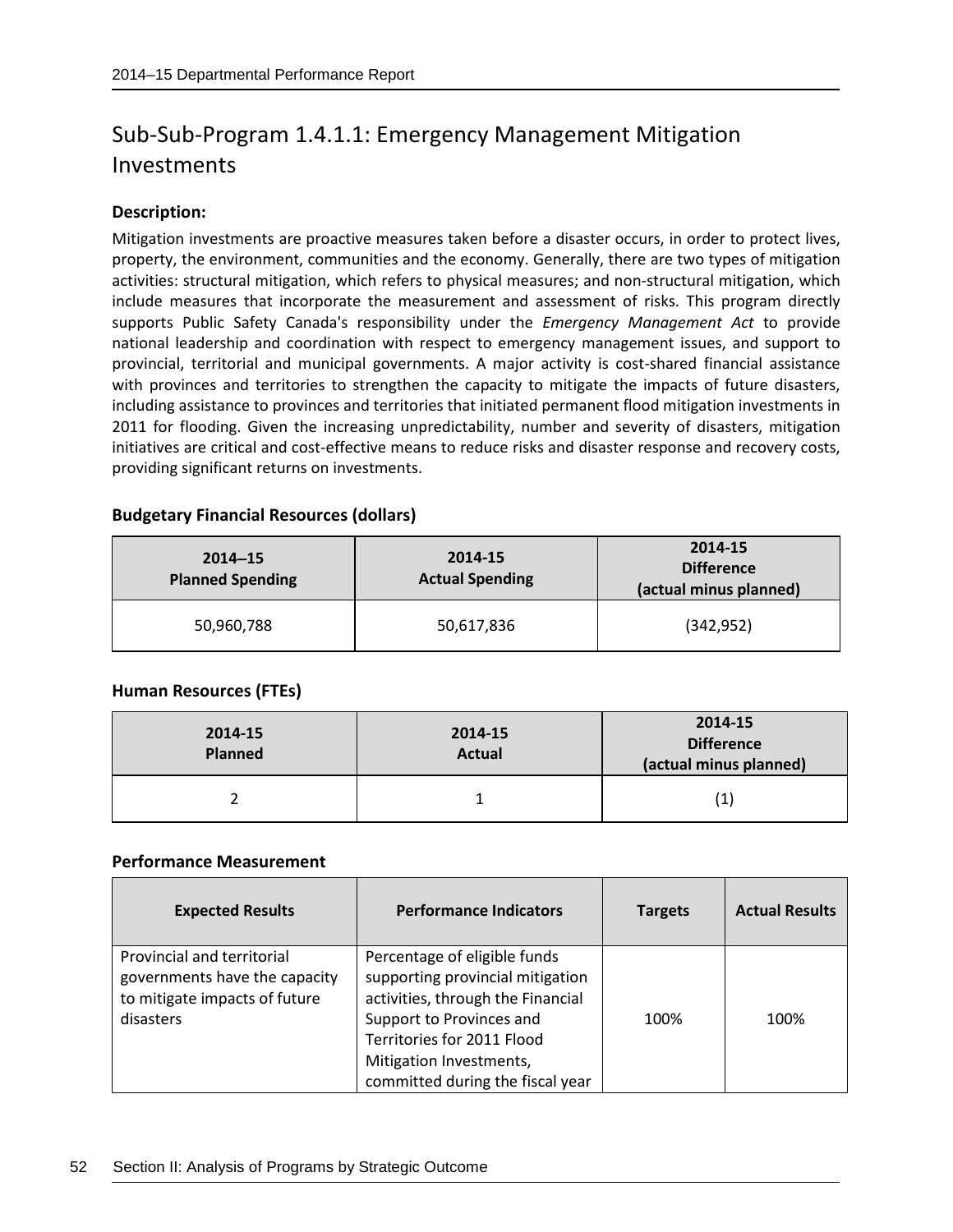## Sub-Sub-Program 1.4.1.1: Emergency Management Mitigation Investments

**Description:**

Mitigation investments are proactive measures taken before a disaster occurs, in order to protect lives, property, the environment, communities and the economy. Generally, there are two types of mitigation activities: structural mitigation, which refers to physical measures; and non-structural mitigation, which include measures that incorporate the measurement and assessment of risks. This program directly supports Public Safety Canada's responsibility under the *Emergency Management Act* to provide national leadership and coordination with respect to emergency management issues, and support to provincial, territorial and municipal governments. A major activity is cost-shared financial assistance with provinces and territories to strengthen the capacity to mitigate the impacts of future disasters, including assistance to provinces and territories that initiated permanent flood mitigation investments in 2011 for flooding. Given the increasing unpredictability, number and severity of disasters, mitigation initiatives are critical and cost-effective means to reduce risks and disaster response and recovery costs, providing significant returns on investments.

**Budgetary Financial Resources (dollars)**

| 2014–15 Planned Spending | 2014-15 Actual Spending | 2014-15 Difference (actual minus planned) |
|---|---|---|
| 50,960,788 | 50,617,836 | (342,952) |

**Human Resources (FTEs)**

| 2014-15 Planned | 2014-15 Actual | 2014-15 Difference (actual minus planned) |
|---|---|---|
| 2 | 1 | (1) |

**Performance Measurement**

| Expected Results | Performance Indicators | Targets | Actual Results |
|---|---|---|---|
| Provincial and territorial governments have the capacity to mitigate impacts of future disasters | Percentage of eligible funds supporting provincial mitigation activities, through the Financial Support to Provinces and Territories for 2011 Flood Mitigation Investments, committed during the fiscal year | 100% | 100% |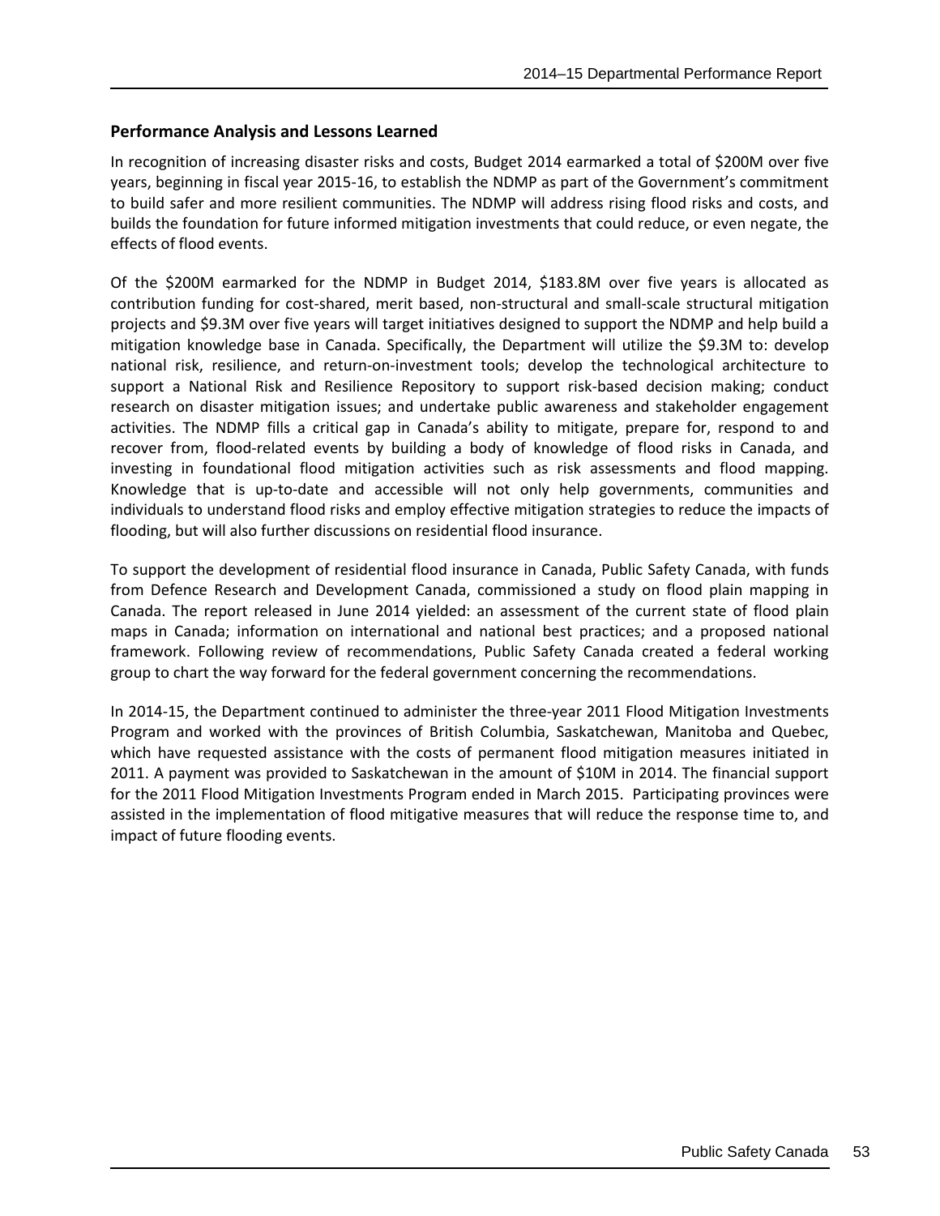### Performance Analysis and Lessons Learned

In recognition of increasing disaster risks and costs, Budget 2014 earmarked a total of $200M over five years, beginning in fiscal year 2015-16, to establish the NDMP as part of the Government's commitment to build safer and more resilient communities. The NDMP will address rising flood risks and costs, and builds the foundation for future informed mitigation investments that could reduce, or even negate, the effects of flood events.

Of the $200M earmarked for the NDMP in Budget 2014, $183.8M over five years is allocated as contribution funding for cost-shared, merit based, non-structural and small-scale structural mitigation projects and $9.3M over five years will target initiatives designed to support the NDMP and help build a mitigation knowledge base in Canada. Specifically, the Department will utilize the $9.3M to: develop national risk, resilience, and return-on-investment tools; develop the technological architecture to support a National Risk and Resilience Repository to support risk-based decision making; conduct research on disaster mitigation issues; and undertake public awareness and stakeholder engagement activities. The NDMP fills a critical gap in Canada's ability to mitigate, prepare for, respond to and recover from, flood-related events by building a body of knowledge of flood risks in Canada, and investing in foundational flood mitigation activities such as risk assessments and flood mapping. Knowledge that is up-to-date and accessible will not only help governments, communities and individuals to understand flood risks and employ effective mitigation strategies to reduce the impacts of flooding, but will also further discussions on residential flood insurance.

To support the development of residential flood insurance in Canada, Public Safety Canada, with funds from Defence Research and Development Canada, commissioned a study on flood plain mapping in Canada. The report released in June 2014 yielded: an assessment of the current state of flood plain maps in Canada; information on international and national best practices; and a proposed national framework. Following review of recommendations, Public Safety Canada created a federal working group to chart the way forward for the federal government concerning the recommendations.

In 2014-15, the Department continued to administer the three-year 2011 Flood Mitigation Investments Program and worked with the provinces of British Columbia, Saskatchewan, Manitoba and Quebec, which have requested assistance with the costs of permanent flood mitigation measures initiated in 2011. A payment was provided to Saskatchewan in the amount of $10M in 2014. The financial support for the 2011 Flood Mitigation Investments Program ended in March 2015. Participating provinces were assisted in the implementation of flood mitigative measures that will reduce the response time to, and impact of future flooding events.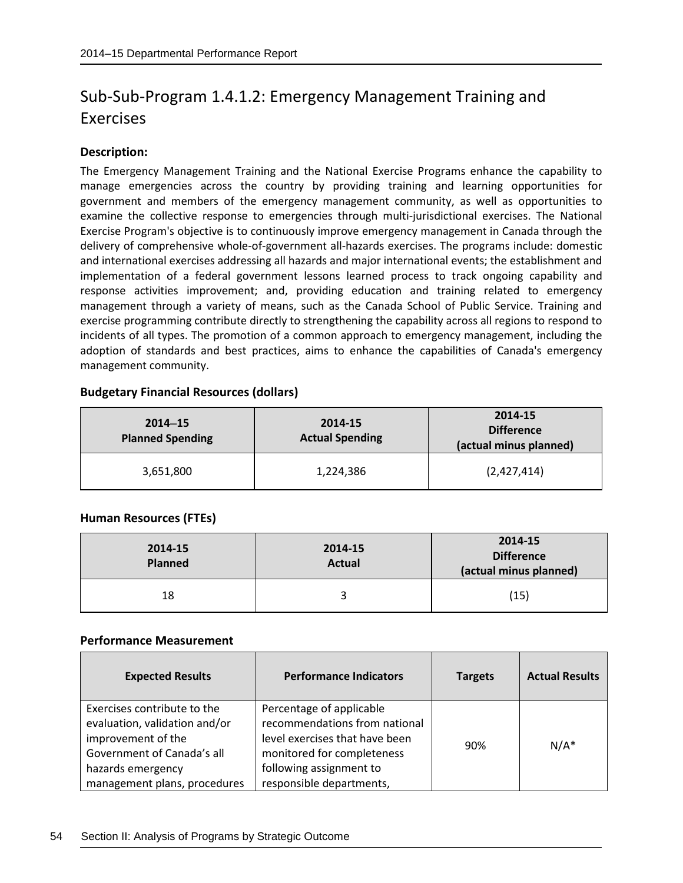## Sub-Sub-Program 1.4.1.2: Emergency Management Training and Exercises

**Description:**

The Emergency Management Training and the National Exercise Programs enhance the capability to manage emergencies across the country by providing training and learning opportunities for government and members of the emergency management community, as well as opportunities to examine the collective response to emergencies through multi-jurisdictional exercises. The National Exercise Program's objective is to continuously improve emergency management in Canada through the delivery of comprehensive whole-of-government all-hazards exercises. The programs include: domestic and international exercises addressing all hazards and major international events; the establishment and implementation of a federal government lessons learned process to track ongoing capability and response activities improvement; and, providing education and training related to emergency management through a variety of means, such as the Canada School of Public Service. Training and exercise programming contribute directly to strengthening the capability across all regions to respond to incidents of all types. The promotion of a common approach to emergency management, including the adoption of standards and best practices, aims to enhance the capabilities of Canada's emergency management community.

**Budgetary Financial Resources (dollars)**

| 2014–15 Planned Spending | 2014-15 Actual Spending | 2014-15 Difference (actual minus planned) |
|---|---|---|
| 3,651,800 | 1,224,386 | (2,427,414) |

**Human Resources (FTEs)**

| 2014-15 Planned | 2014-15 Actual | 2014-15 Difference (actual minus planned) |
|---|---|---|
| 18 | 3 | (15) |

**Performance Measurement**

| Expected Results | Performance Indicators | Targets | Actual Results |
|---|---|---|---|
| Exercises contribute to the evaluation, validation and/or improvement of the Government of Canada's all hazards emergency management plans, procedures | Percentage of applicable recommendations from national level exercises that have been monitored for completeness following assignment to responsible departments, | 90% | N/A* |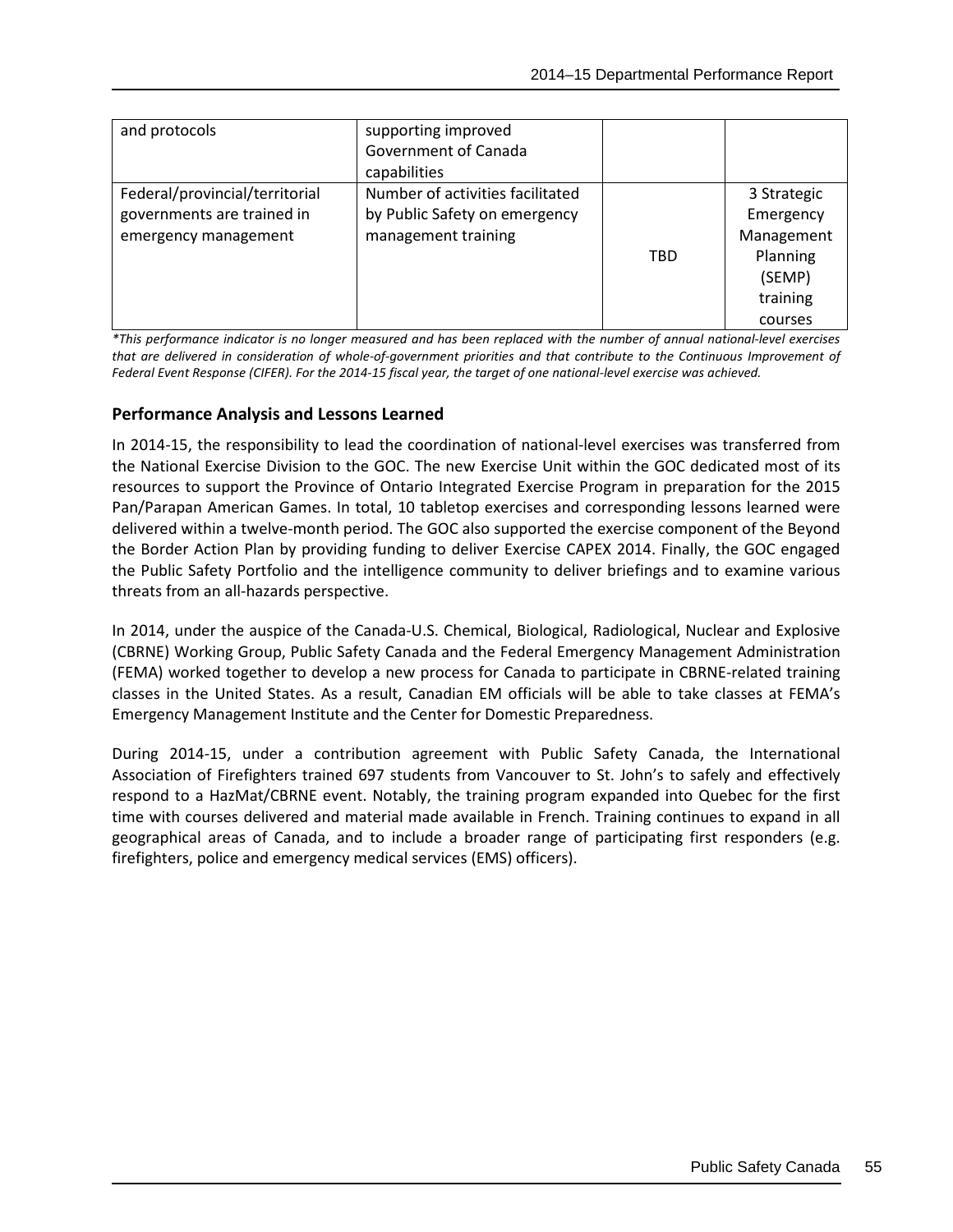| and protocols | supporting improved Government of Canada capabilities | | |
|---|---|---|---|
| Federal/provincial/territorial governments are trained in emergency management | Number of activities facilitated by Public Safety on emergency management training | TBD | 3 Strategic Emergency Management Planning (SEMP) training courses |

*\*This performance indicator is no longer measured and has been replaced with the number of annual national-level exercises that are delivered in consideration of whole-of-government priorities and that contribute to the Continuous Improvement of Federal Event Response (CIFER). For the 2014-15 fiscal year, the target of one national-level exercise was achieved.*

### Performance Analysis and Lessons Learned

In 2014-15, the responsibility to lead the coordination of national-level exercises was transferred from the National Exercise Division to the GOC. The new Exercise Unit within the GOC dedicated most of its resources to support the Province of Ontario Integrated Exercise Program in preparation for the 2015 Pan/Parapan American Games. In total, 10 tabletop exercises and corresponding lessons learned were delivered within a twelve-month period. The GOC also supported the exercise component of the Beyond the Border Action Plan by providing funding to deliver Exercise CAPEX 2014. Finally, the GOC engaged the Public Safety Portfolio and the intelligence community to deliver briefings and to examine various threats from an all-hazards perspective.

In 2014, under the auspice of the Canada-U.S. Chemical, Biological, Radiological, Nuclear and Explosive (CBRNE) Working Group, Public Safety Canada and the Federal Emergency Management Administration (FEMA) worked together to develop a new process for Canada to participate in CBRNE-related training classes in the United States. As a result, Canadian EM officials will be able to take classes at FEMA's Emergency Management Institute and the Center for Domestic Preparedness.

During 2014-15, under a contribution agreement with Public Safety Canada, the International Association of Firefighters trained 697 students from Vancouver to St. John's to safely and effectively respond to a HazMat/CBRNE event. Notably, the training program expanded into Quebec for the first time with courses delivered and material made available in French. Training continues to expand in all geographical areas of Canada, and to include a broader range of participating first responders (e.g. firefighters, police and emergency medical services (EMS) officers).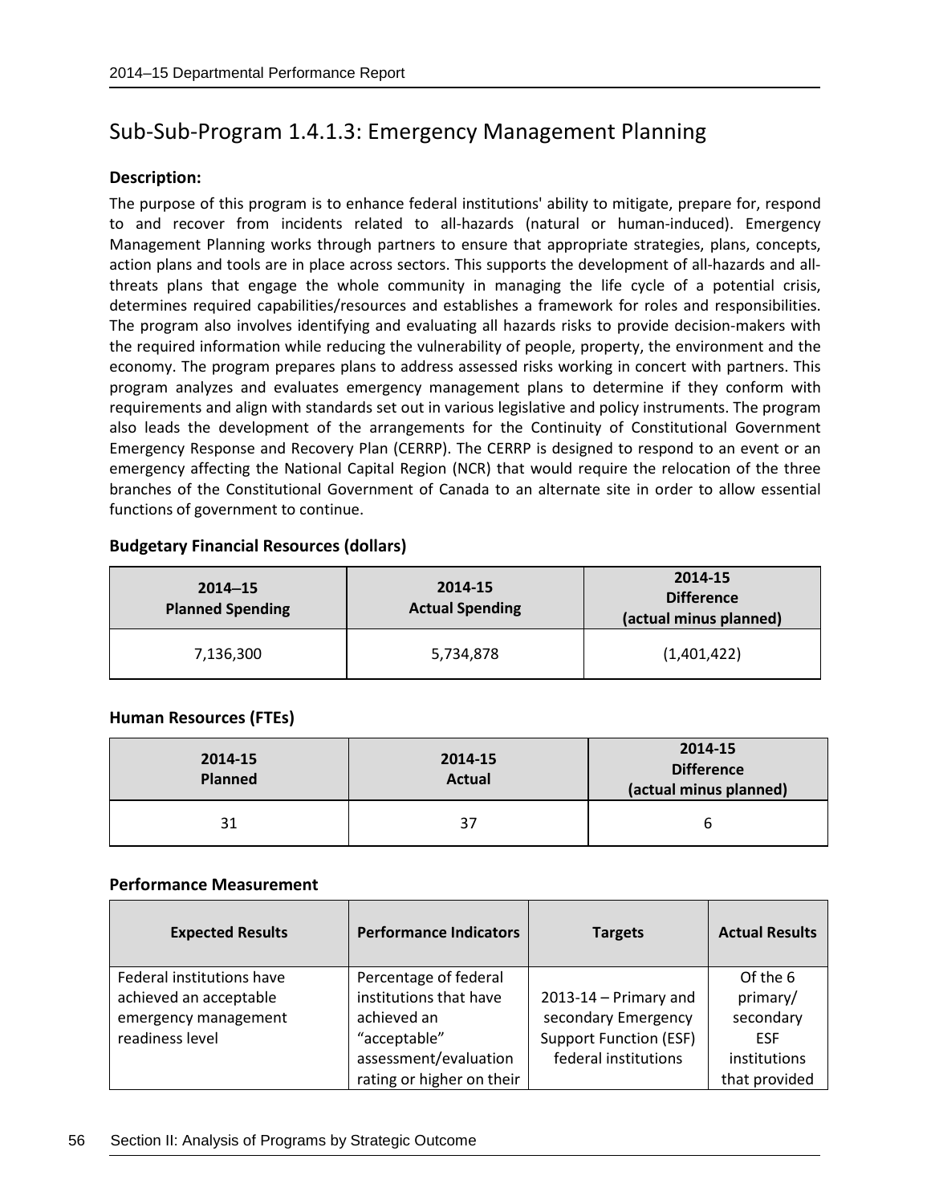## Sub-Sub-Program 1.4.1.3: Emergency Management Planning

**Description:**

The purpose of this program is to enhance federal institutions' ability to mitigate, prepare for, respond to and recover from incidents related to all-hazards (natural or human-induced). Emergency Management Planning works through partners to ensure that appropriate strategies, plans, concepts, action plans and tools are in place across sectors. This supports the development of all-hazards and all-threats plans that engage the whole community in managing the life cycle of a potential crisis, determines required capabilities/resources and establishes a framework for roles and responsibilities. The program also involves identifying and evaluating all hazards risks to provide decision-makers with the required information while reducing the vulnerability of people, property, the environment and the economy. The program prepares plans to address assessed risks working in concert with partners. This program analyzes and evaluates emergency management plans to determine if they conform with requirements and align with standards set out in various legislative and policy instruments. The program also leads the development of the arrangements for the Continuity of Constitutional Government Emergency Response and Recovery Plan (CERRP). The CERRP is designed to respond to an event or an emergency affecting the National Capital Region (NCR) that would require the relocation of the three branches of the Constitutional Government of Canada to an alternate site in order to allow essential functions of government to continue.

**Budgetary Financial Resources (dollars)**

| 2014–15 Planned Spending | 2014-15 Actual Spending | 2014-15 Difference (actual minus planned) |
|---|---|---|
| 7,136,300 | 5,734,878 | (1,401,422) |

**Human Resources (FTEs)**

| 2014-15 Planned | 2014-15 Actual | 2014-15 Difference (actual minus planned) |
|---|---|---|
| 31 | 37 | 6 |

**Performance Measurement**

| Expected Results | Performance Indicators | Targets | Actual Results |
|---|---|---|---|
| Federal institutions have achieved an acceptable emergency management readiness level | Percentage of federal institutions that have achieved an "acceptable" assessment/evaluation rating or higher on their | 2013-14 – Primary and secondary Emergency Support Function (ESF) federal institutions | Of the 6 primary/ secondary ESF institutions that provided |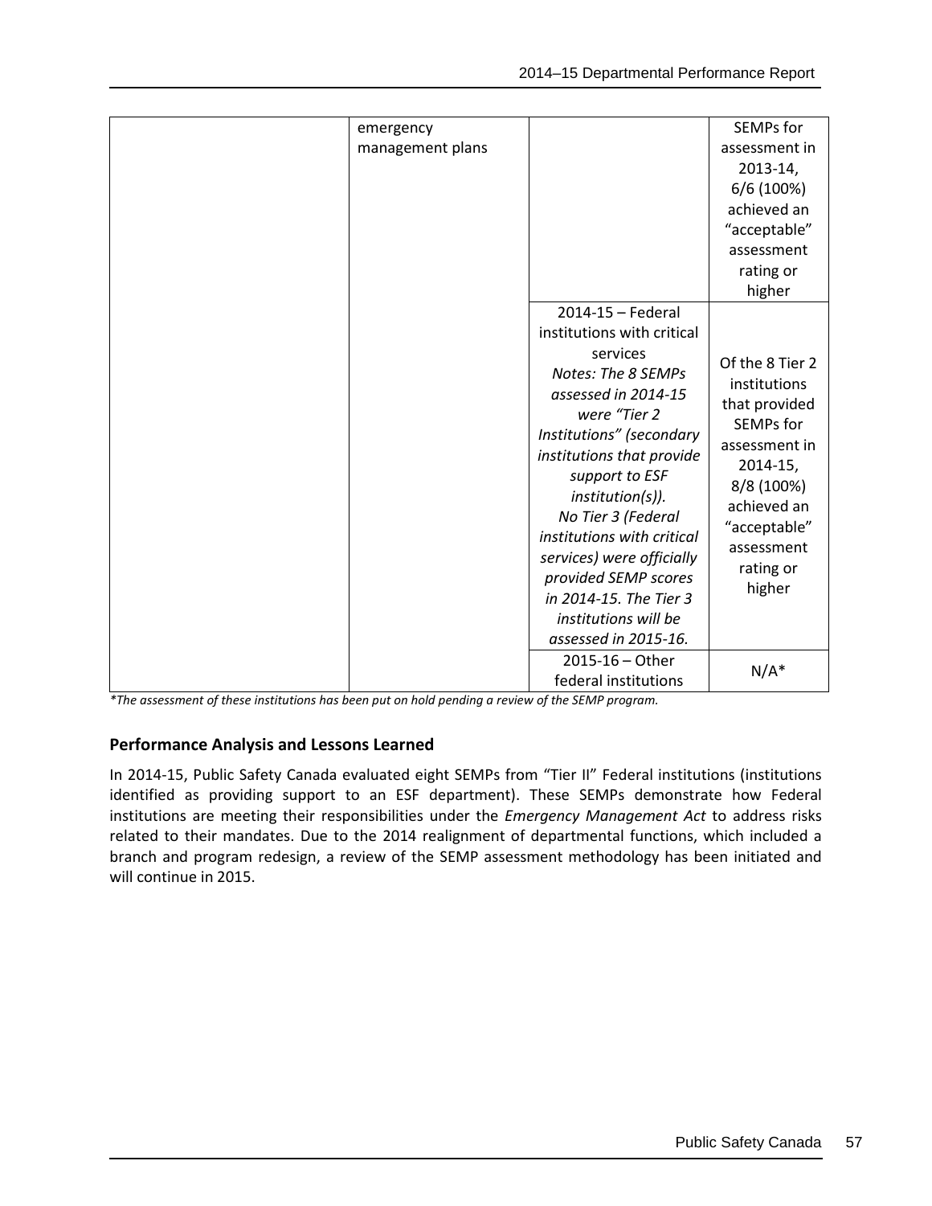| | | | |
|---|---|---|---|
| | emergency management plans | | SEMPs for assessment in 2013-14, 6/6 (100%) achieved an "acceptable" assessment rating or higher |
| | | 2014-15 – Federal institutions with critical services *Notes: The 8 SEMPs assessed in 2014-15 were "Tier 2 Institutions" (secondary institutions that provide support to ESF institution(s)). No Tier 3 (Federal institutions with critical services) were officially provided SEMP scores in 2014-15. The Tier 3 institutions will be assessed in 2015-16.* | Of the 8 Tier 2 institutions that provided SEMPs for assessment in 2014-15, 8/8 (100%) achieved an "acceptable" assessment rating or higher |
| | | 2015-16 – Other federal institutions | N/A* |

*\*The assessment of these institutions has been put on hold pending a review of the SEMP program.*

**Performance Analysis and Lessons Learned**

In 2014-15, Public Safety Canada evaluated eight SEMPs from "Tier II" Federal institutions (institutions identified as providing support to an ESF department). These SEMPs demonstrate how Federal institutions are meeting their responsibilities under the *Emergency Management Act* to address risks related to their mandates. Due to the 2014 realignment of departmental functions, which included a branch and program redesign, a review of the SEMP assessment methodology has been initiated and will continue in 2015.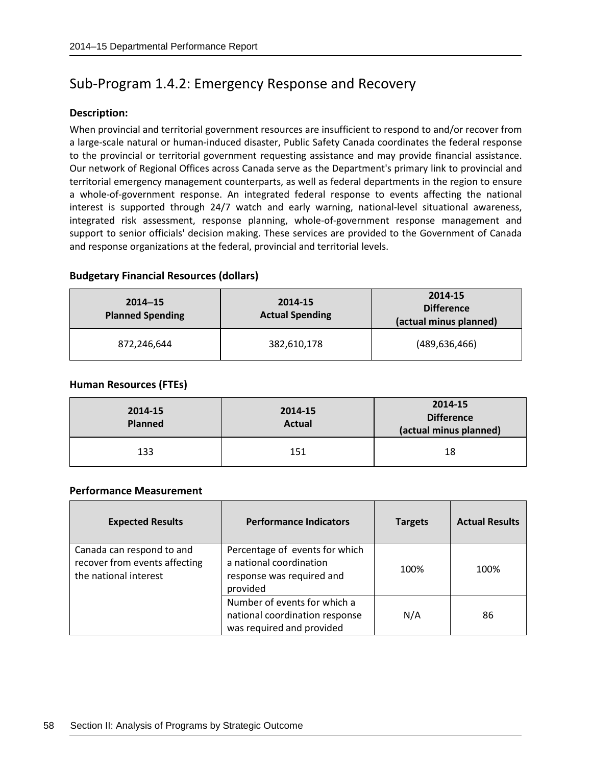## Sub-Program 1.4.2: Emergency Response and Recovery

**Description:**

When provincial and territorial government resources are insufficient to respond to and/or recover from a large-scale natural or human-induced disaster, Public Safety Canada coordinates the federal response to the provincial or territorial government requesting assistance and may provide financial assistance. Our network of Regional Offices across Canada serve as the Department's primary link to provincial and territorial emergency management counterparts, as well as federal departments in the region to ensure a whole-of-government response. An integrated federal response to events affecting the national interest is supported through 24/7 watch and early warning, national-level situational awareness, integrated risk assessment, response planning, whole-of-government response management and support to senior officials' decision making. These services are provided to the Government of Canada and response organizations at the federal, provincial and territorial levels.

**Budgetary Financial Resources (dollars)**

| 2014–15 Planned Spending | 2014-15 Actual Spending | 2014-15 Difference (actual minus planned) |
|---|---|---|
| 872,246,644 | 382,610,178 | (489,636,466) |

**Human Resources (FTEs)**

| 2014-15 Planned | 2014-15 Actual | 2014-15 Difference (actual minus planned) |
|---|---|---|
| 133 | 151 | 18 |

**Performance Measurement**

| Expected Results | Performance Indicators | Targets | Actual Results |
|---|---|---|---|
| Canada can respond to and recover from events affecting the national interest | Percentage of events for which a national coordination response was required and provided | 100% | 100% |
| | Number of events for which a national coordination response was required and provided | N/A | 86 |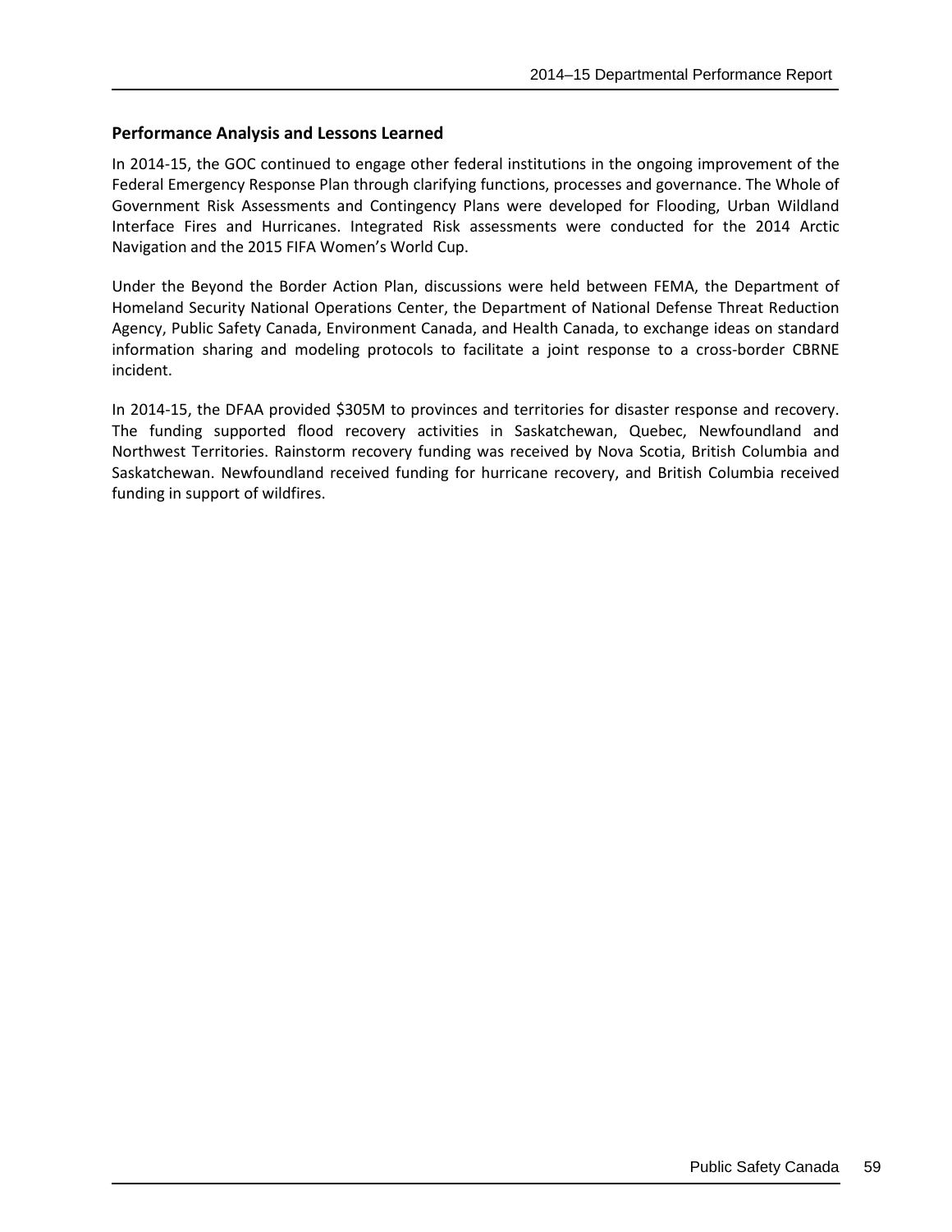### Performance Analysis and Lessons Learned

In 2014-15, the GOC continued to engage other federal institutions in the ongoing improvement of the Federal Emergency Response Plan through clarifying functions, processes and governance. The Whole of Government Risk Assessments and Contingency Plans were developed for Flooding, Urban Wildland Interface Fires and Hurricanes. Integrated Risk assessments were conducted for the 2014 Arctic Navigation and the 2015 FIFA Women's World Cup.

Under the Beyond the Border Action Plan, discussions were held between FEMA, the Department of Homeland Security National Operations Center, the Department of National Defense Threat Reduction Agency, Public Safety Canada, Environment Canada, and Health Canada, to exchange ideas on standard information sharing and modeling protocols to facilitate a joint response to a cross-border CBRNE incident.

In 2014-15, the DFAA provided $305M to provinces and territories for disaster response and recovery. The funding supported flood recovery activities in Saskatchewan, Quebec, Newfoundland and Northwest Territories. Rainstorm recovery funding was received by Nova Scotia, British Columbia and Saskatchewan. Newfoundland received funding for hurricane recovery, and British Columbia received funding in support of wildfires.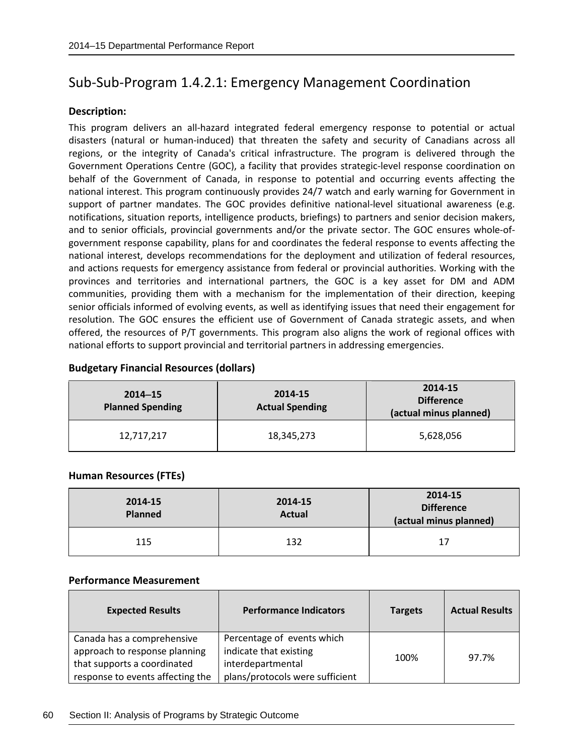## Sub-Sub-Program 1.4.2.1: Emergency Management Coordination

**Description:**

This program delivers an all-hazard integrated federal emergency response to potential or actual disasters (natural or human-induced) that threaten the safety and security of Canadians across all regions, or the integrity of Canada's critical infrastructure. The program is delivered through the Government Operations Centre (GOC), a facility that provides strategic-level response coordination on behalf of the Government of Canada, in response to potential and occurring events affecting the national interest. This program continuously provides 24/7 watch and early warning for Government in support of partner mandates. The GOC provides definitive national-level situational awareness (e.g. notifications, situation reports, intelligence products, briefings) to partners and senior decision makers, and to senior officials, provincial governments and/or the private sector. The GOC ensures whole-of-government response capability, plans for and coordinates the federal response to events affecting the national interest, develops recommendations for the deployment and utilization of federal resources, and actions requests for emergency assistance from federal or provincial authorities. Working with the provinces and territories and international partners, the GOC is a key asset for DM and ADM communities, providing them with a mechanism for the implementation of their direction, keeping senior officials informed of evolving events, as well as identifying issues that need their engagement for resolution. The GOC ensures the efficient use of Government of Canada strategic assets, and when offered, the resources of P/T governments. This program also aligns the work of regional offices with national efforts to support provincial and territorial partners in addressing emergencies.

**Budgetary Financial Resources (dollars)**

| 2014–15 Planned Spending | 2014-15 Actual Spending | 2014-15 Difference (actual minus planned) |
|---|---|---|
| 12,717,217 | 18,345,273 | 5,628,056 |

**Human Resources (FTEs)**

| 2014-15 Planned | 2014-15 Actual | 2014-15 Difference (actual minus planned) |
|---|---|---|
| 115 | 132 | 17 |

**Performance Measurement**

| Expected Results | Performance Indicators | Targets | Actual Results |
|---|---|---|---|
| Canada has a comprehensive approach to response planning that supports a coordinated response to events affecting the | Percentage of events which indicate that existing interdepartmental plans/protocols were sufficient | 100% | 97.7% |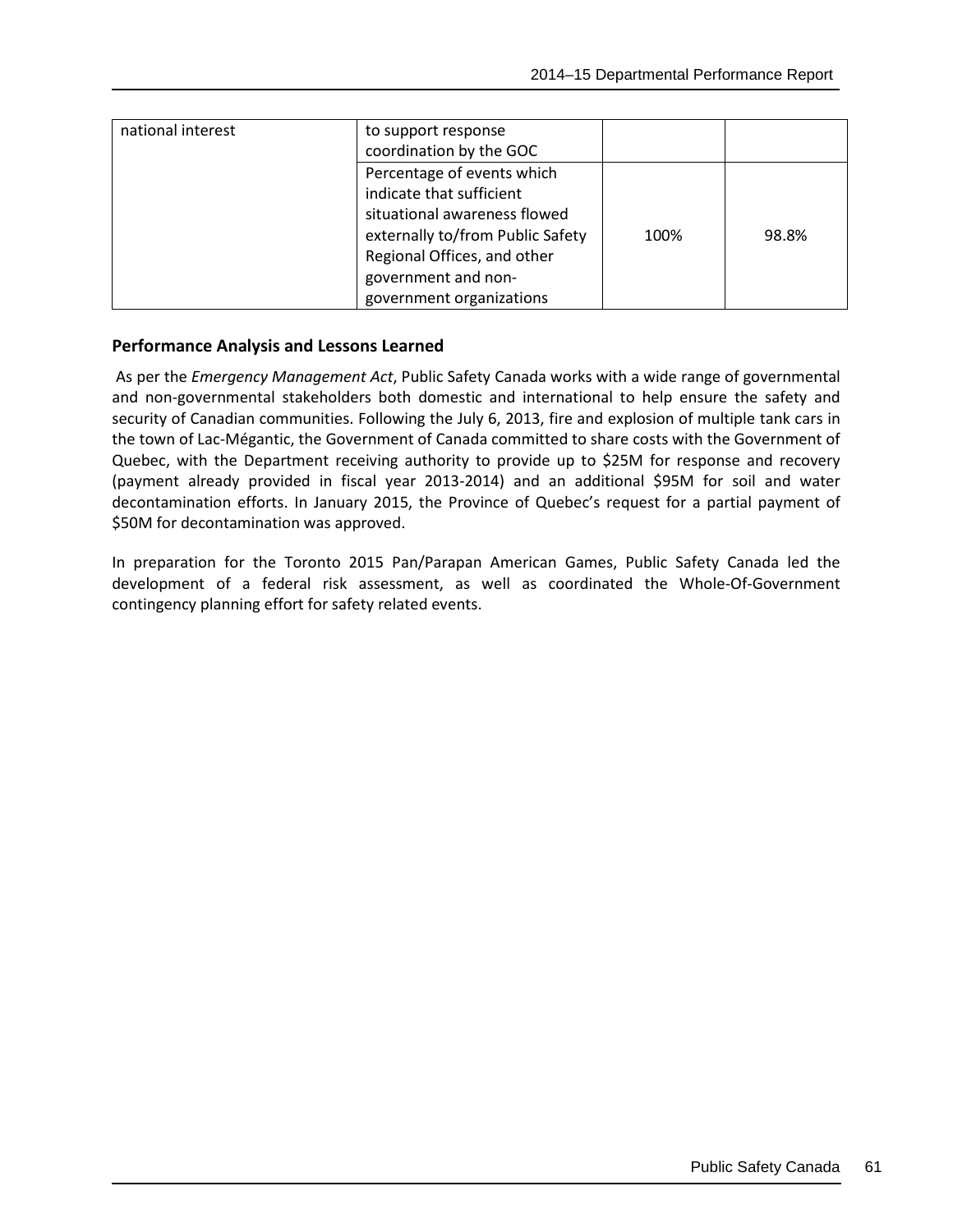| | | | |
|---|---|---|---|
| national interest | to support response coordination by the GOC | | |
| | Percentage of events which indicate that sufficient situational awareness flowed externally to/from Public Safety Regional Offices, and other government and non-government organizations | 100% | 98.8% |

**Performance Analysis and Lessons Learned**

As per the *Emergency Management Act*, Public Safety Canada works with a wide range of governmental and non-governmental stakeholders both domestic and international to help ensure the safety and security of Canadian communities. Following the July 6, 2013, fire and explosion of multiple tank cars in the town of Lac-Mégantic, the Government of Canada committed to share costs with the Government of Quebec, with the Department receiving authority to provide up to $25M for response and recovery (payment already provided in fiscal year 2013-2014) and an additional $95M for soil and water decontamination efforts. In January 2015, the Province of Quebec's request for a partial payment of $50M for decontamination was approved.

In preparation for the Toronto 2015 Pan/Parapan American Games, Public Safety Canada led the development of a federal risk assessment, as well as coordinated the Whole-Of-Government contingency planning effort for safety related events.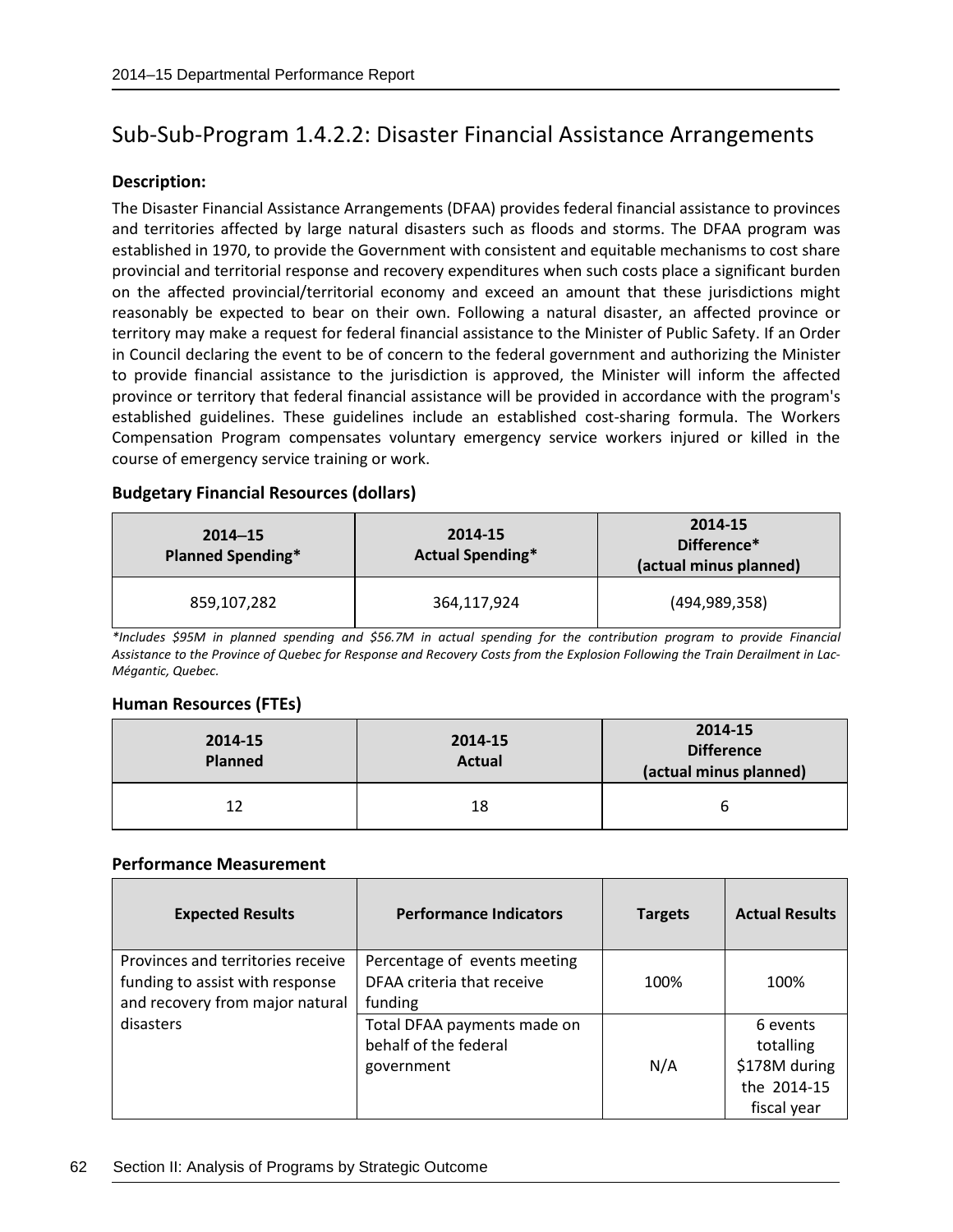## Sub-Sub-Program 1.4.2.2: Disaster Financial Assistance Arrangements

**Description:**

The Disaster Financial Assistance Arrangements (DFAA) provides federal financial assistance to provinces and territories affected by large natural disasters such as floods and storms. The DFAA program was established in 1970, to provide the Government with consistent and equitable mechanisms to cost share provincial and territorial response and recovery expenditures when such costs place a significant burden on the affected provincial/territorial economy and exceed an amount that these jurisdictions might reasonably be expected to bear on their own. Following a natural disaster, an affected province or territory may make a request for federal financial assistance to the Minister of Public Safety. If an Order in Council declaring the event to be of concern to the federal government and authorizing the Minister to provide financial assistance to the jurisdiction is approved, the Minister will inform the affected province or territory that federal financial assistance will be provided in accordance with the program's established guidelines. These guidelines include an established cost-sharing formula. The Workers Compensation Program compensates voluntary emergency service workers injured or killed in the course of emergency service training or work.

**Budgetary Financial Resources (dollars)**

| 2014–15 Planned Spending* | 2014-15 Actual Spending* | 2014-15 Difference* (actual minus planned) |
|---|---|---|
| 859,107,282 | 364,117,924 | (494,989,358) |

*\*Includes $95M in planned spending and $56.7M in actual spending for the contribution program to provide Financial Assistance to the Province of Quebec for Response and Recovery Costs from the Explosion Following the Train Derailment in Lac-Mégantic, Quebec.*

**Human Resources (FTEs)**

| 2014-15 Planned | 2014-15 Actual | 2014-15 Difference (actual minus planned) |
|---|---|---|
| 12 | 18 | 6 |

**Performance Measurement**

| Expected Results | Performance Indicators | Targets | Actual Results |
|---|---|---|---|
| Provinces and territories receive funding to assist with response and recovery from major natural disasters | Percentage of events meeting DFAA criteria that receive funding | 100% | 100% |
| | Total DFAA payments made on behalf of the federal government | N/A | 6 events totalling $178M during the 2014-15 fiscal year |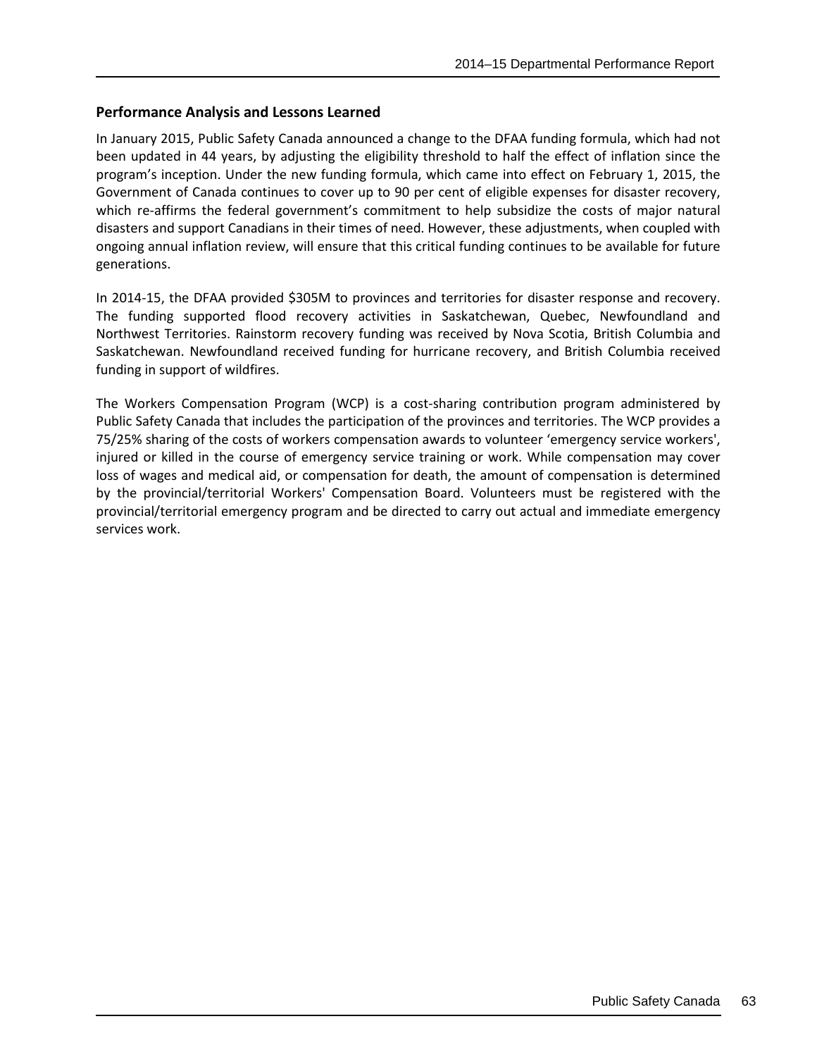### Performance Analysis and Lessons Learned

In January 2015, Public Safety Canada announced a change to the DFAA funding formula, which had not been updated in 44 years, by adjusting the eligibility threshold to half the effect of inflation since the program's inception. Under the new funding formula, which came into effect on February 1, 2015, the Government of Canada continues to cover up to 90 per cent of eligible expenses for disaster recovery, which re-affirms the federal government's commitment to help subsidize the costs of major natural disasters and support Canadians in their times of need. However, these adjustments, when coupled with ongoing annual inflation review, will ensure that this critical funding continues to be available for future generations.

In 2014-15, the DFAA provided $305M to provinces and territories for disaster response and recovery. The funding supported flood recovery activities in Saskatchewan, Quebec, Newfoundland and Northwest Territories. Rainstorm recovery funding was received by Nova Scotia, British Columbia and Saskatchewan. Newfoundland received funding for hurricane recovery, and British Columbia received funding in support of wildfires.

The Workers Compensation Program (WCP) is a cost-sharing contribution program administered by Public Safety Canada that includes the participation of the provinces and territories. The WCP provides a 75/25% sharing of the costs of workers compensation awards to volunteer 'emergency service workers', injured or killed in the course of emergency service training or work. While compensation may cover loss of wages and medical aid, or compensation for death, the amount of compensation is determined by the provincial/territorial Workers' Compensation Board. Volunteers must be registered with the provincial/territorial emergency program and be directed to carry out actual and immediate emergency services work.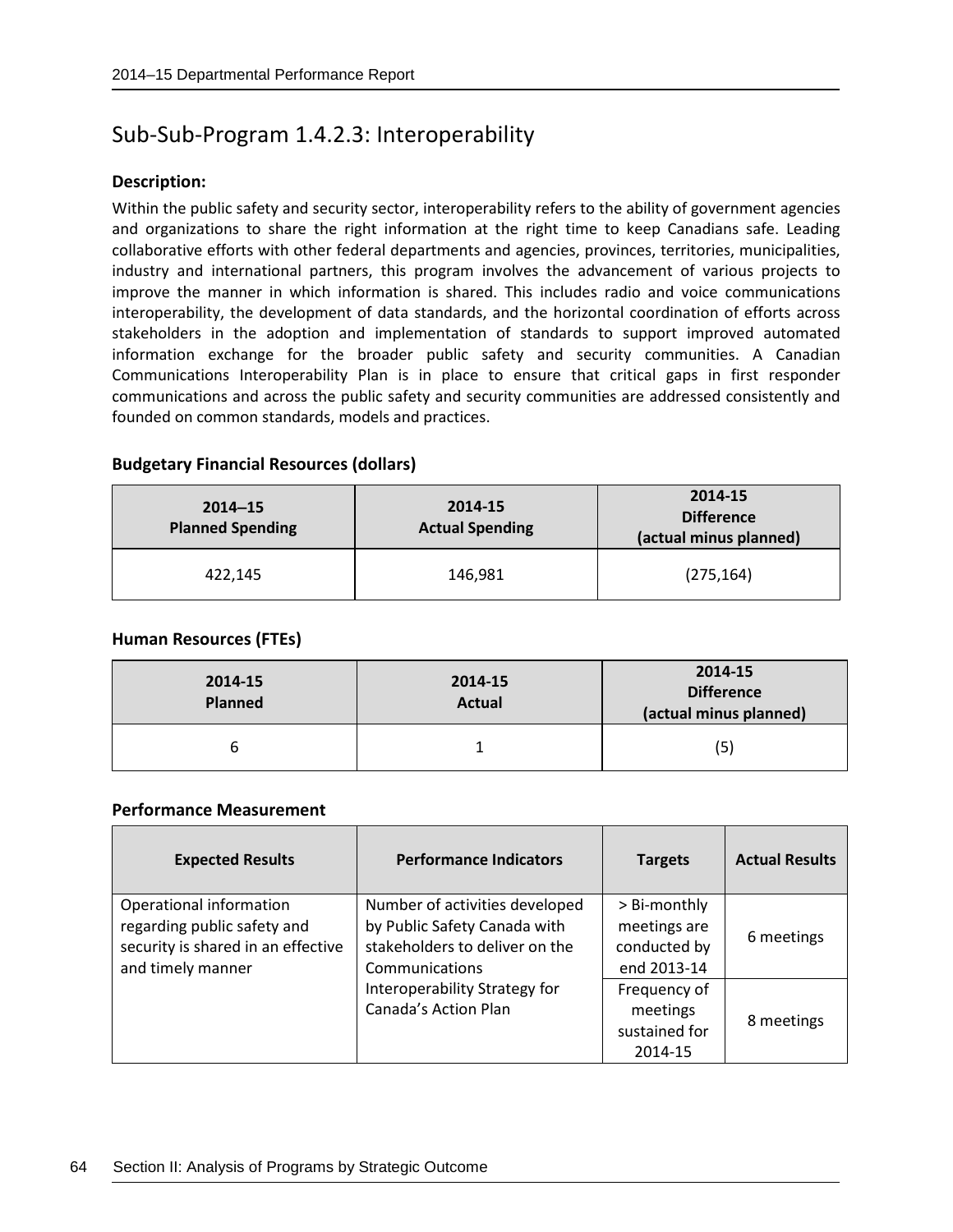## Sub-Sub-Program 1.4.2.3: Interoperability

**Description:**

Within the public safety and security sector, interoperability refers to the ability of government agencies and organizations to share the right information at the right time to keep Canadians safe. Leading collaborative efforts with other federal departments and agencies, provinces, territories, municipalities, industry and international partners, this program involves the advancement of various projects to improve the manner in which information is shared. This includes radio and voice communications interoperability, the development of data standards, and the horizontal coordination of efforts across stakeholders in the adoption and implementation of standards to support improved automated information exchange for the broader public safety and security communities. A Canadian Communications Interoperability Plan is in place to ensure that critical gaps in first responder communications and across the public safety and security communities are addressed consistently and founded on common standards, models and practices.

**Budgetary Financial Resources (dollars)**

| 2014–15 Planned Spending | 2014-15 Actual Spending | 2014-15 Difference (actual minus planned) |
|---|---|---|
| 422,145 | 146,981 | (275,164) |

**Human Resources (FTEs)**

| 2014-15 Planned | 2014-15 Actual | 2014-15 Difference (actual minus planned) |
|---|---|---|
| 6 | 1 | (5) |

**Performance Measurement**

| Expected Results | Performance Indicators | Targets | Actual Results |
|---|---|---|---|
| Operational information regarding public safety and security is shared in an effective and timely manner | Number of activities developed by Public Safety Canada with stakeholders to deliver on the Communications Interoperability Strategy for Canada's Action Plan | > Bi-monthly meetings are conducted by end 2013-14 | 6 meetings |
| | | Frequency of meetings sustained for 2014-15 | 8 meetings |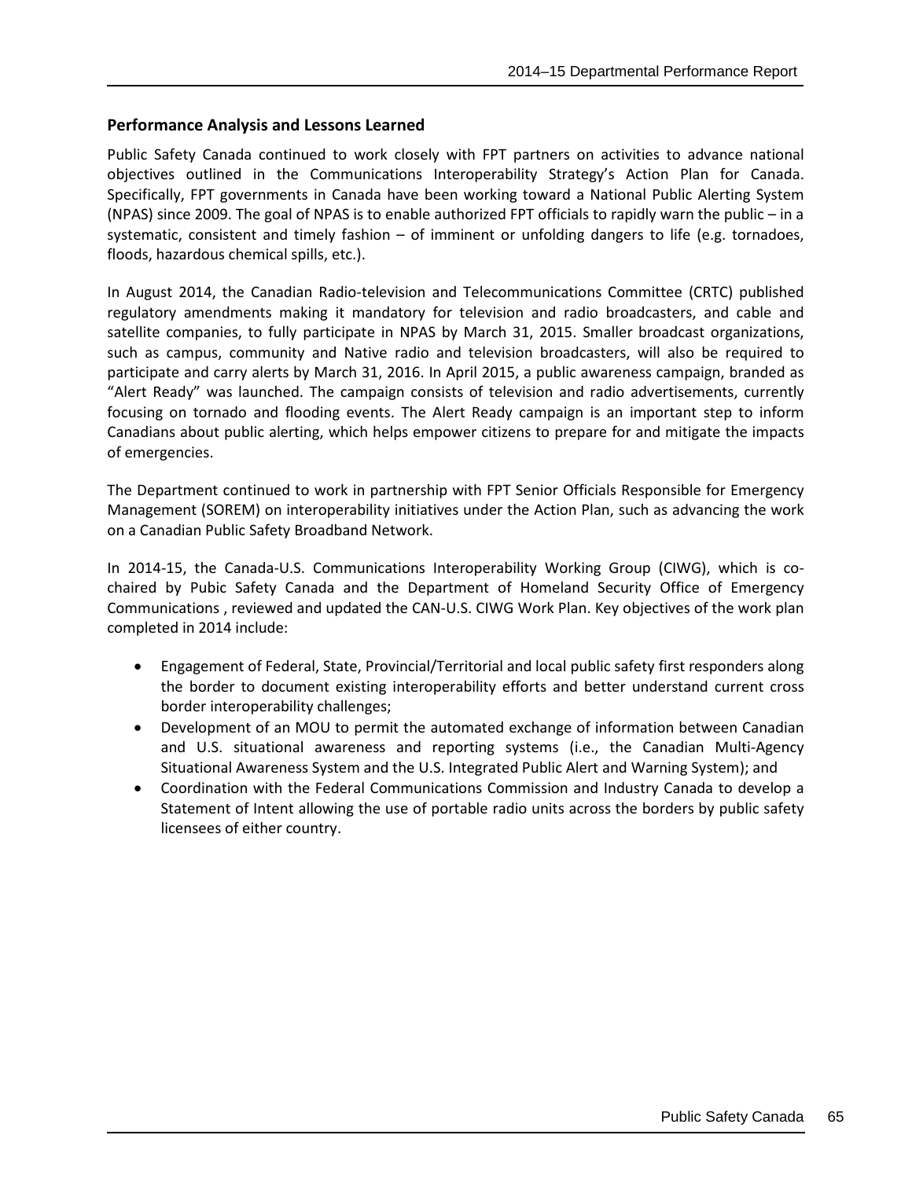### Performance Analysis and Lessons Learned

Public Safety Canada continued to work closely with FPT partners on activities to advance national objectives outlined in the Communications Interoperability Strategy's Action Plan for Canada. Specifically, FPT governments in Canada have been working toward a National Public Alerting System (NPAS) since 2009. The goal of NPAS is to enable authorized FPT officials to rapidly warn the public – in a systematic, consistent and timely fashion – of imminent or unfolding dangers to life (e.g. tornadoes, floods, hazardous chemical spills, etc.).

In August 2014, the Canadian Radio-television and Telecommunications Committee (CRTC) published regulatory amendments making it mandatory for television and radio broadcasters, and cable and satellite companies, to fully participate in NPAS by March 31, 2015. Smaller broadcast organizations, such as campus, community and Native radio and television broadcasters, will also be required to participate and carry alerts by March 31, 2016. In April 2015, a public awareness campaign, branded as "Alert Ready" was launched. The campaign consists of television and radio advertisements, currently focusing on tornado and flooding events. The Alert Ready campaign is an important step to inform Canadians about public alerting, which helps empower citizens to prepare for and mitigate the impacts of emergencies.

The Department continued to work in partnership with FPT Senior Officials Responsible for Emergency Management (SOREM) on interoperability initiatives under the Action Plan, such as advancing the work on a Canadian Public Safety Broadband Network.

In 2014-15, the Canada-U.S. Communications Interoperability Working Group (CIWG), which is co-chaired by Pubic Safety Canada and the Department of Homeland Security Office of Emergency Communications , reviewed and updated the CAN-U.S. CIWG Work Plan. Key objectives of the work plan completed in 2014 include:

- Engagement of Federal, State, Provincial/Territorial and local public safety first responders along the border to document existing interoperability efforts and better understand current cross border interoperability challenges;
- Development of an MOU to permit the automated exchange of information between Canadian and U.S. situational awareness and reporting systems (i.e., the Canadian Multi-Agency Situational Awareness System and the U.S. Integrated Public Alert and Warning System); and
- Coordination with the Federal Communications Commission and Industry Canada to develop a Statement of Intent allowing the use of portable radio units across the borders by public safety licensees of either country.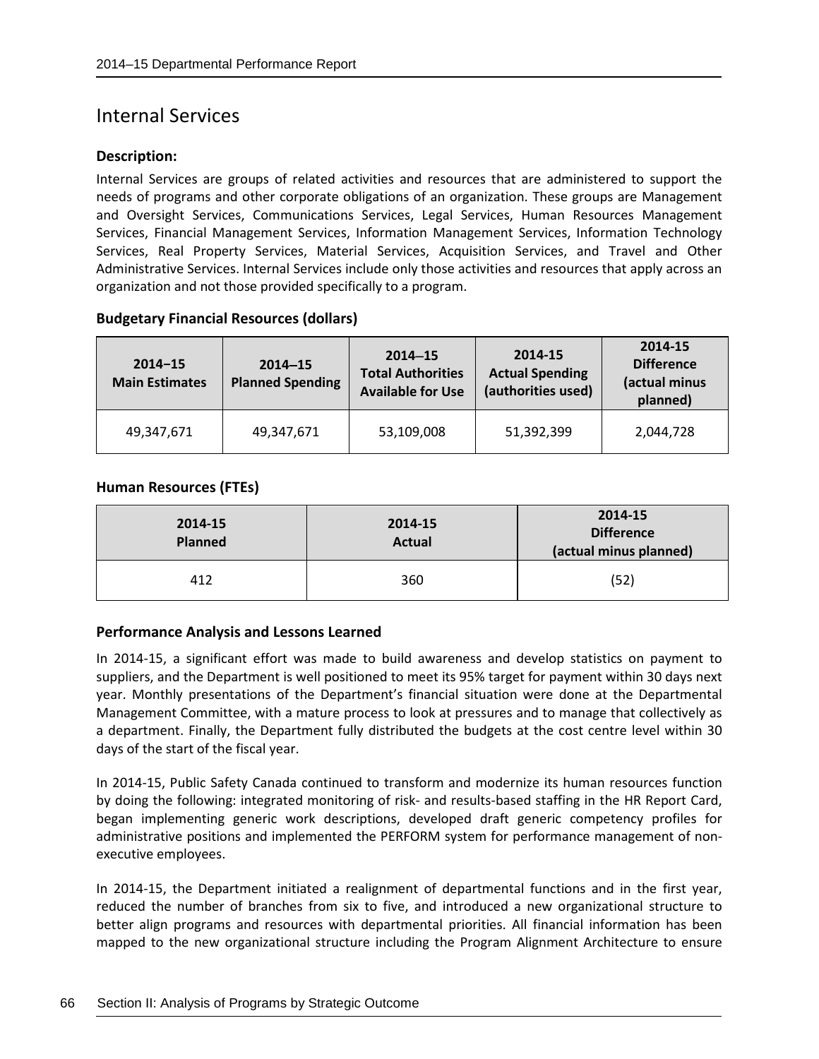## Internal Services

### Description:

Internal Services are groups of related activities and resources that are administered to support the needs of programs and other corporate obligations of an organization. These groups are Management and Oversight Services, Communications Services, Legal Services, Human Resources Management Services, Financial Management Services, Information Management Services, Information Technology Services, Real Property Services, Material Services, Acquisition Services, and Travel and Other Administrative Services. Internal Services include only those activities and resources that apply across an organization and not those provided specifically to a program.

### Budgetary Financial Resources (dollars)

| 2014–15 Main Estimates | 2014–15 Planned Spending | 2014–15 Total Authorities Available for Use | 2014-15 Actual Spending (authorities used) | 2014-15 Difference (actual minus planned) |
|---|---|---|---|---|
| 49,347,671 | 49,347,671 | 53,109,008 | 51,392,399 | 2,044,728 |

### Human Resources (FTEs)

| 2014-15 Planned | 2014-15 Actual | 2014-15 Difference (actual minus planned) |
|---|---|---|
| 412 | 360 | (52) |

### Performance Analysis and Lessons Learned

In 2014-15, a significant effort was made to build awareness and develop statistics on payment to suppliers, and the Department is well positioned to meet its 95% target for payment within 30 days next year. Monthly presentations of the Department's financial situation were done at the Departmental Management Committee, with a mature process to look at pressures and to manage that collectively as a department. Finally, the Department fully distributed the budgets at the cost centre level within 30 days of the start of the fiscal year.

In 2014-15, Public Safety Canada continued to transform and modernize its human resources function by doing the following: integrated monitoring of risk- and results-based staffing in the HR Report Card, began implementing generic work descriptions, developed draft generic competency profiles for administrative positions and implemented the PERFORM system for performance management of non-executive employees.

In 2014-15, the Department initiated a realignment of departmental functions and in the first year, reduced the number of branches from six to five, and introduced a new organizational structure to better align programs and resources with departmental priorities. All financial information has been mapped to the new organizational structure including the Program Alignment Architecture to ensure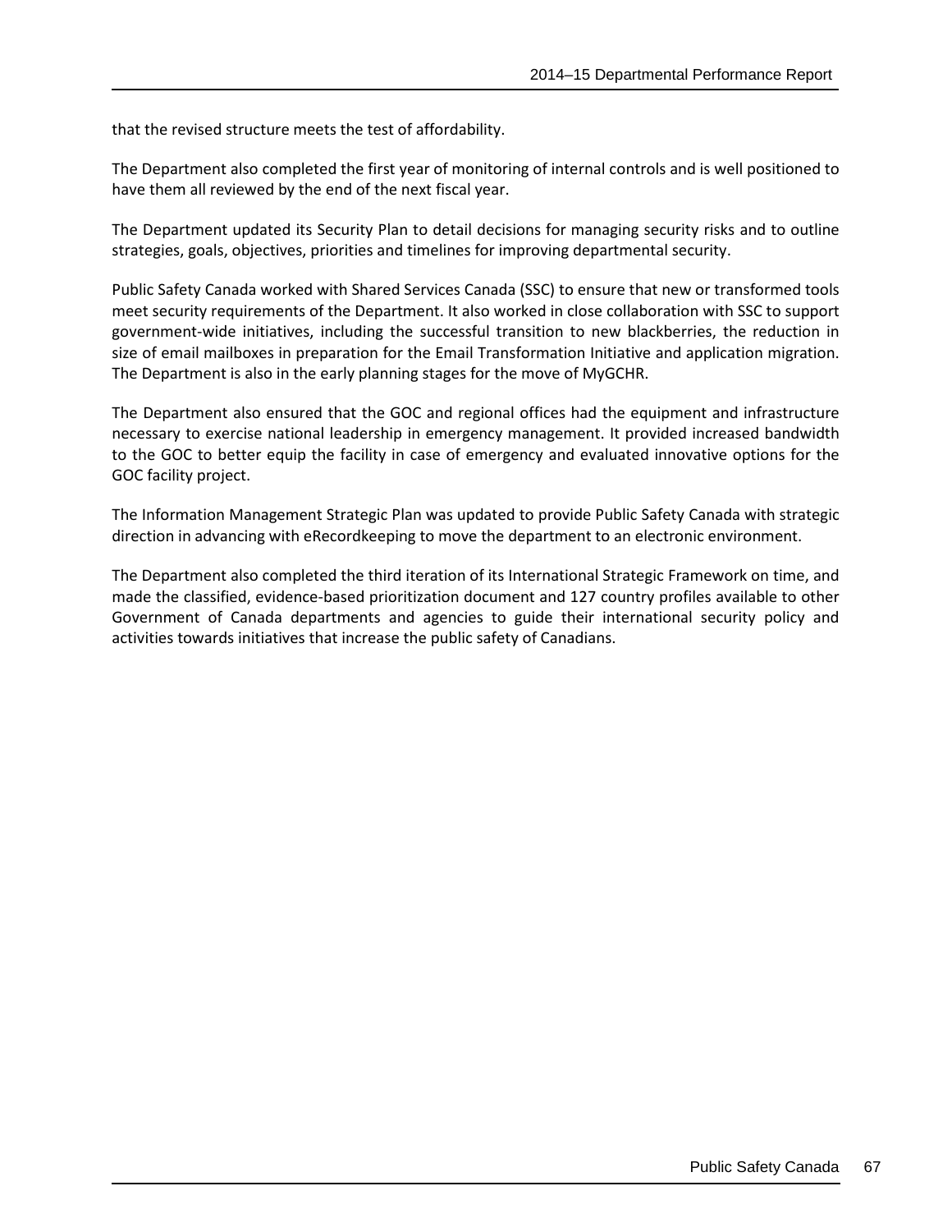that the revised structure meets the test of affordability.

The Department also completed the first year of monitoring of internal controls and is well positioned to have them all reviewed by the end of the next fiscal year.

The Department updated its Security Plan to detail decisions for managing security risks and to outline strategies, goals, objectives, priorities and timelines for improving departmental security.

Public Safety Canada worked with Shared Services Canada (SSC) to ensure that new or transformed tools meet security requirements of the Department. It also worked in close collaboration with SSC to support government-wide initiatives, including the successful transition to new blackberries, the reduction in size of email mailboxes in preparation for the Email Transformation Initiative and application migration. The Department is also in the early planning stages for the move of MyGCHR.

The Department also ensured that the GOC and regional offices had the equipment and infrastructure necessary to exercise national leadership in emergency management. It provided increased bandwidth to the GOC to better equip the facility in case of emergency and evaluated innovative options for the GOC facility project.

The Information Management Strategic Plan was updated to provide Public Safety Canada with strategic direction in advancing with eRecordkeeping to move the department to an electronic environment.

The Department also completed the third iteration of its International Strategic Framework on time, and made the classified, evidence-based prioritization document and 127 country profiles available to other Government of Canada departments and agencies to guide their international security policy and activities towards initiatives that increase the public safety of Canadians.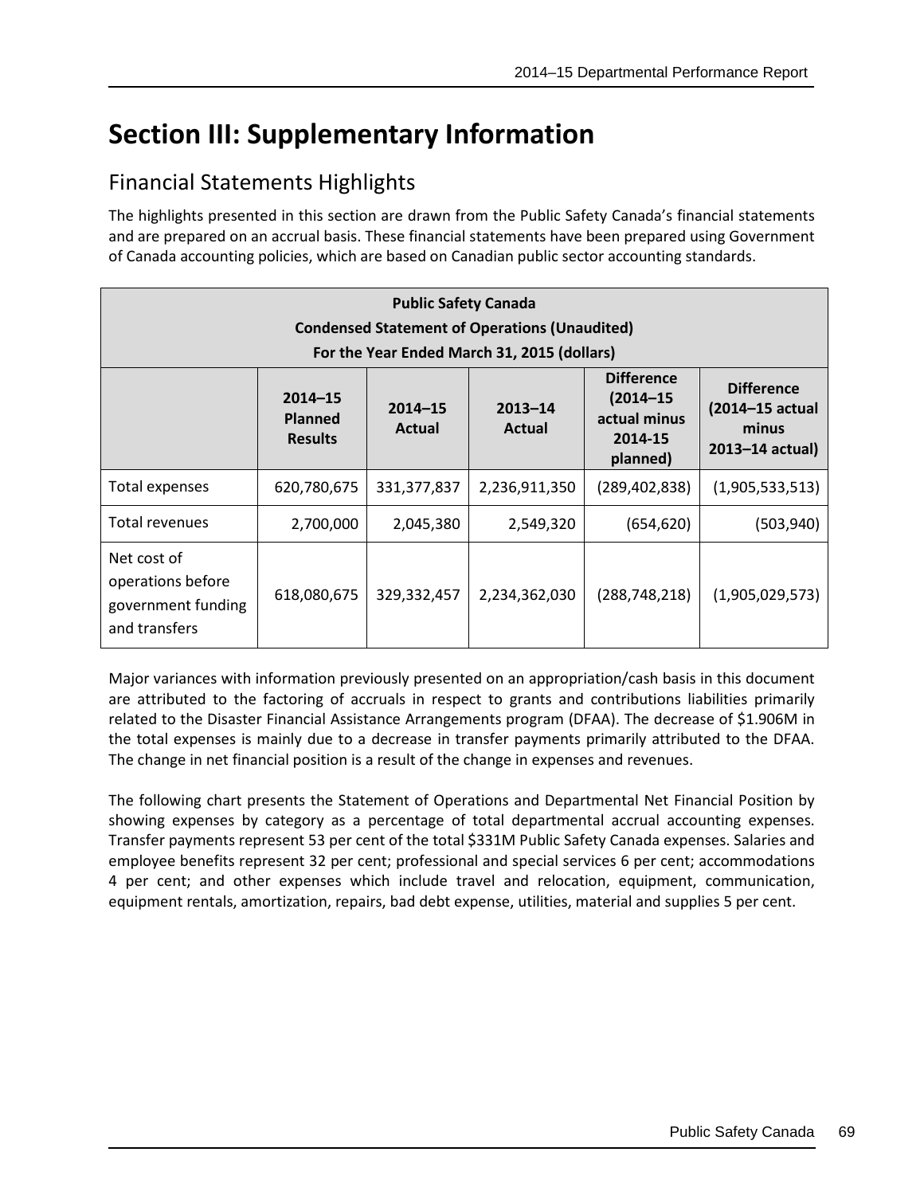# Section III: Supplementary Information

## Financial Statements Highlights

The highlights presented in this section are drawn from the Public Safety Canada's financial statements and are prepared on an accrual basis. These financial statements have been prepared using Government of Canada accounting policies, which are based on Canadian public sector accounting standards.

**Public Safety Canada**
**Condensed Statement of Operations (Unaudited)**
**For the Year Ended March 31, 2015 (dollars)**

| | 2014–15 Planned Results | 2014–15 Actual | 2013–14 Actual | Difference (2014–15 actual minus 2014-15 planned) | Difference (2014–15 actual minus 2013–14 actual) |
|---|---|---|---|---|---|
| Total expenses | 620,780,675 | 331,377,837 | 2,236,911,350 | (289,402,838) | (1,905,533,513) |
| Total revenues | 2,700,000 | 2,045,380 | 2,549,320 | (654,620) | (503,940) |
| Net cost of operations before government funding and transfers | 618,080,675 | 329,332,457 | 2,234,362,030 | (288,748,218) | (1,905,029,573) |

Major variances with information previously presented on an appropriation/cash basis in this document are attributed to the factoring of accruals in respect to grants and contributions liabilities primarily related to the Disaster Financial Assistance Arrangements program (DFAA). The decrease of $1.906M in the total expenses is mainly due to a decrease in transfer payments primarily attributed to the DFAA. The change in net financial position is a result of the change in expenses and revenues.

The following chart presents the Statement of Operations and Departmental Net Financial Position by showing expenses by category as a percentage of total departmental accrual accounting expenses. Transfer payments represent 53 per cent of the total $331M Public Safety Canada expenses. Salaries and employee benefits represent 32 per cent; professional and special services 6 per cent; accommodations 4 per cent; and other expenses which include travel and relocation, equipment, communication, equipment rentals, amortization, repairs, bad debt expense, utilities, material and supplies 5 per cent.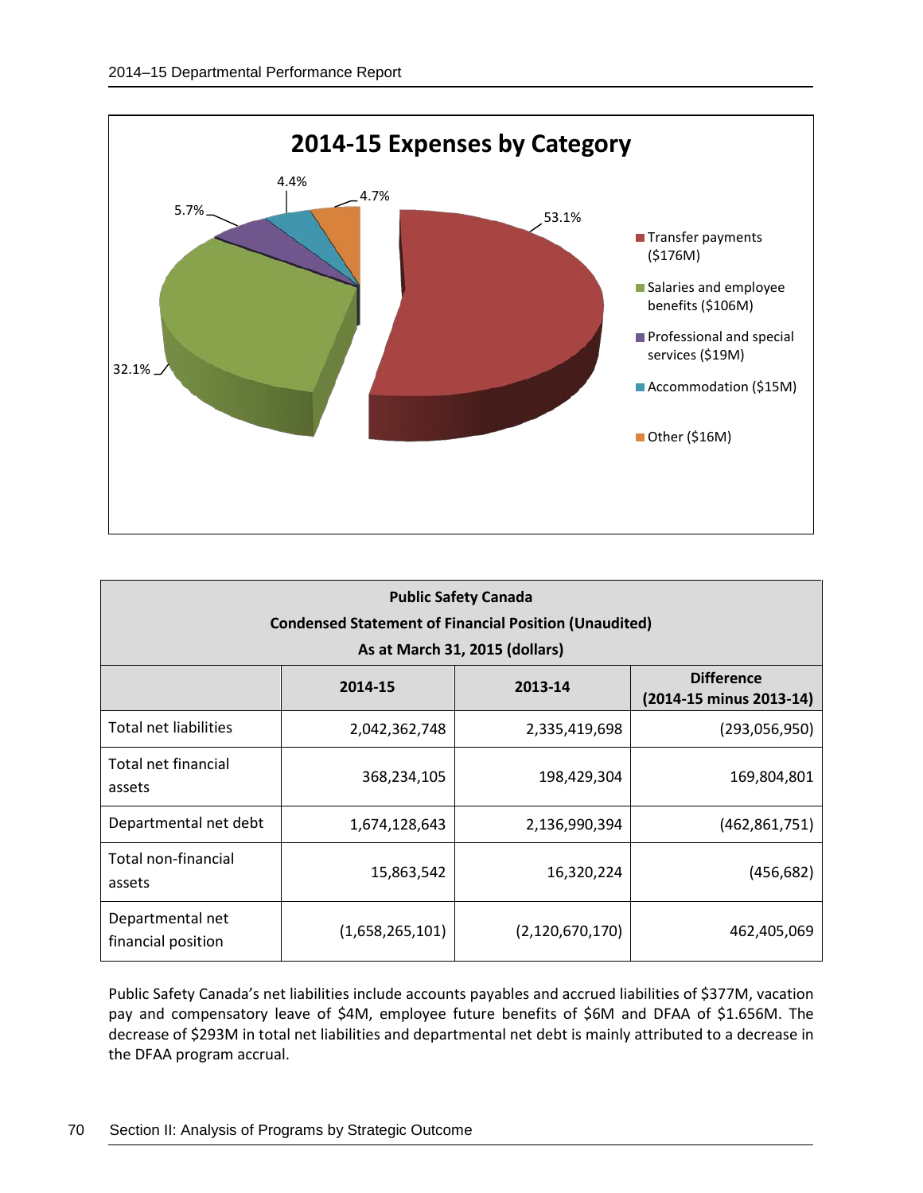## 2014-15 Expenses by Category

- Transfer payments ($176M) — 53.1%
- Salaries and employee benefits ($106M) — 32.1%
- Professional and special services ($19M) — 5.7%
- Accommodation ($15M) — 4.4%
- Other ($16M) — 4.7%

| Public Safety Canada<br>Condensed Statement of Financial Position (Unaudited)<br>As at March 31, 2015 (dollars) | | | |
|---|---|---|---|
| | **2014-15** | **2013-14** | **Difference (2014-15 minus 2013-14)** |
| Total net liabilities | 2,042,362,748 | 2,335,419,698 | (293,056,950) |
| Total net financial assets | 368,234,105 | 198,429,304 | 169,804,801 |
| Departmental net debt | 1,674,128,643 | 2,136,990,394 | (462,861,751) |
| Total non-financial assets | 15,863,542 | 16,320,224 | (456,682) |
| Departmental net financial position | (1,658,265,101) | (2,120,670,170) | 462,405,069 |

Public Safety Canada's net liabilities include accounts payables and accrued liabilities of $377M, vacation pay and compensatory leave of $4M, employee future benefits of $6M and DFAA of $1.656M. The decrease of $293M in total net liabilities and departmental net debt is mainly attributed to a decrease in the DFAA program accrual.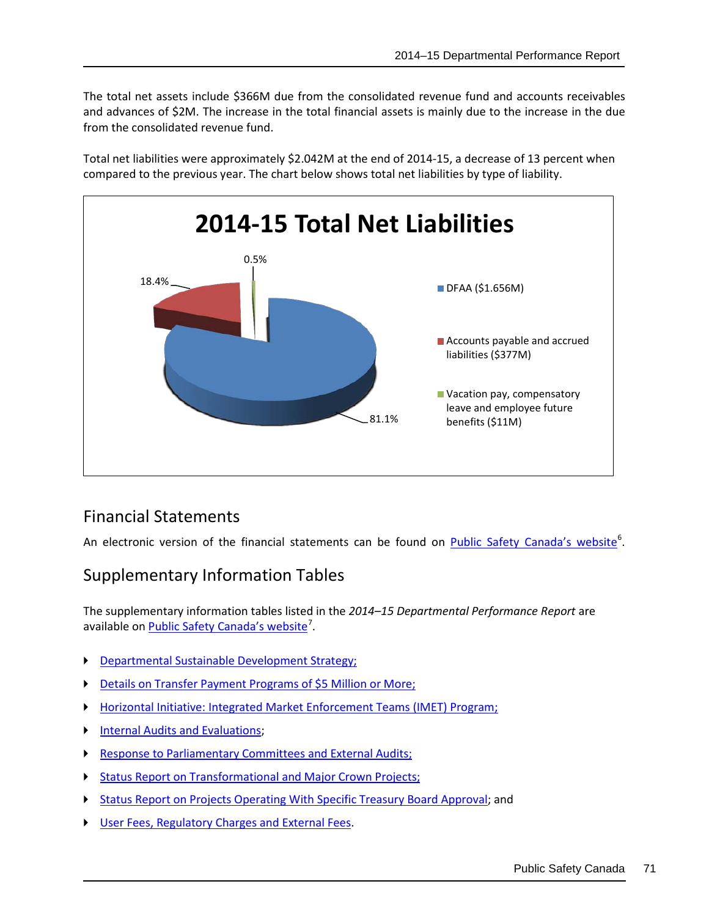The total net assets include $366M due from the consolidated revenue fund and accounts receivables and advances of $2M. The increase in the total financial assets is mainly due to the increase in the due from the consolidated revenue fund.

Total net liabilities were approximately $2.042M at the end of 2014-15, a decrease of 13 percent when compared to the previous year. The chart below shows total net liabilities by type of liability.

**2014-15 Total Net Liabilities**

| Type of liability | Amount | Percentage |
|---|---|---|
| DFAA | $1.656M | 81.1% |
| Accounts payable and accrued liabilities | $377M | 18.4% |
| Vacation pay, compensatory leave and employee future benefits | $11M | 0.5% |

## Financial Statements

An electronic version of the financial statements can be found on Public Safety Canada's website[6].

## Supplementary Information Tables

The supplementary information tables listed in the *2014–15 Departmental Performance Report* are available on Public Safety Canada's website[7].

- Departmental Sustainable Development Strategy;
- Details on Transfer Payment Programs of $5 Million or More;
- Horizontal Initiative: Integrated Market Enforcement Teams (IMET) Program;
- Internal Audits and Evaluations;
- Response to Parliamentary Committees and External Audits;
- Status Report on Transformational and Major Crown Projects;
- Status Report on Projects Operating With Specific Treasury Board Approval; and
- User Fees, Regulatory Charges and External Fees.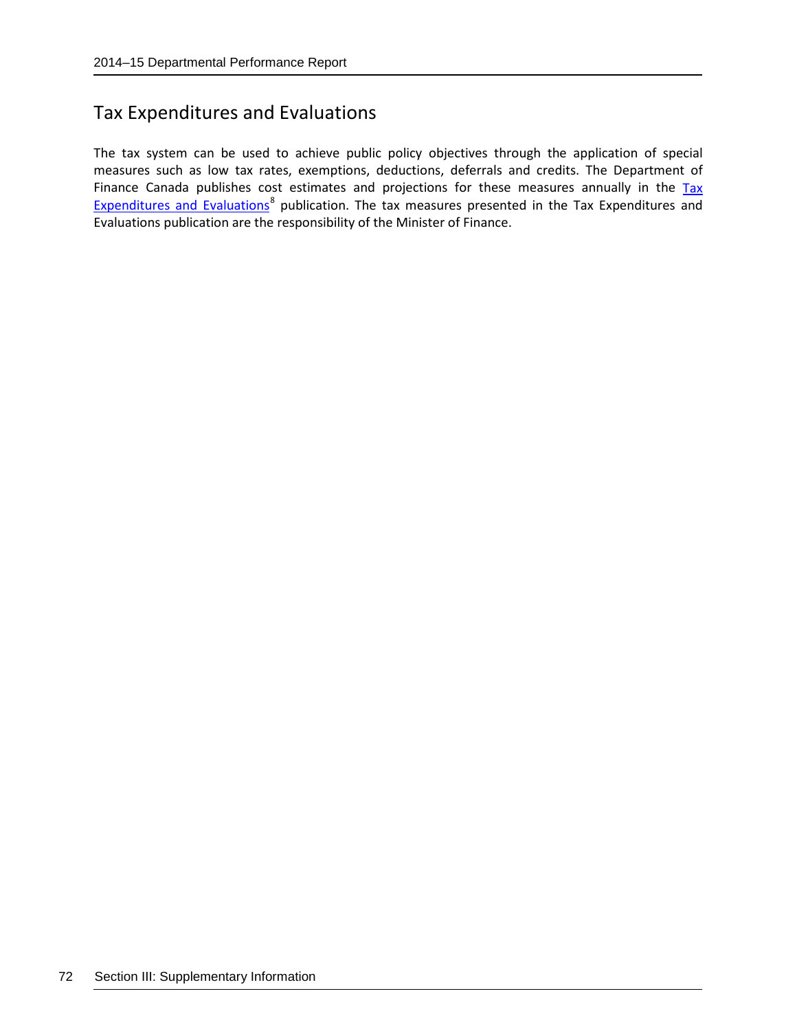## Tax Expenditures and Evaluations

The tax system can be used to achieve public policy objectives through the application of special measures such as low tax rates, exemptions, deductions, deferrals and credits. The Department of Finance Canada publishes cost estimates and projections for these measures annually in the Tax Expenditures and Evaluations[8] publication. The tax measures presented in the Tax Expenditures and Evaluations publication are the responsibility of the Minister of Finance.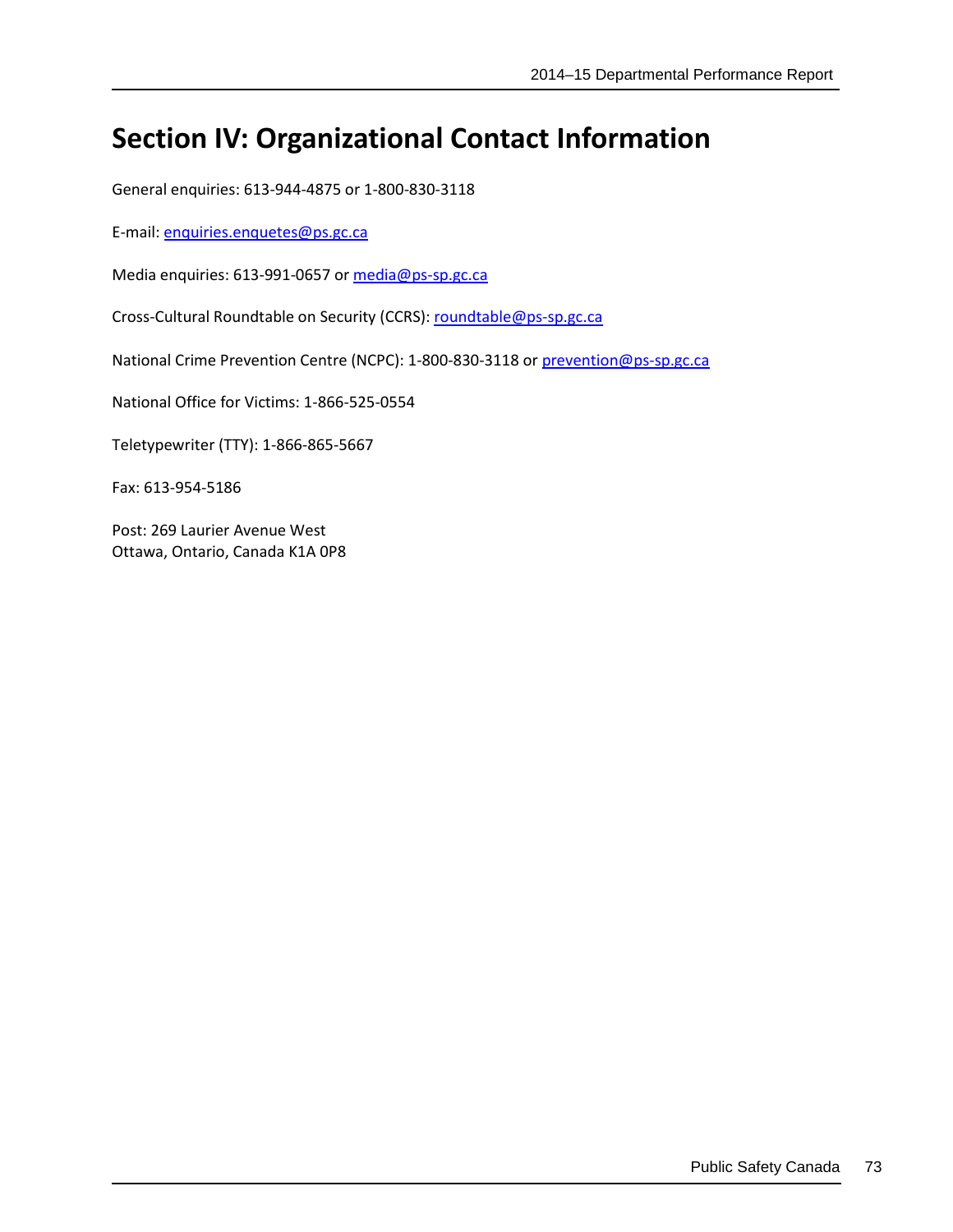# Section IV: Organizational Contact Information

General enquiries: 613-944-4875 or 1-800-830-3118

E-mail: enquiries.enquetes@ps.gc.ca

Media enquiries: 613-991-0657 or media@ps-sp.gc.ca

Cross-Cultural Roundtable on Security (CCRS): roundtable@ps-sp.gc.ca

National Crime Prevention Centre (NCPC): 1-800-830-3118 or prevention@ps-sp.gc.ca

National Office for Victims: 1-866-525-0554

Teletypewriter (TTY): 1-866-865-5667

Fax: 613-954-5186

Post: 269 Laurier Avenue West
Ottawa, Ontario, Canada K1A 0P8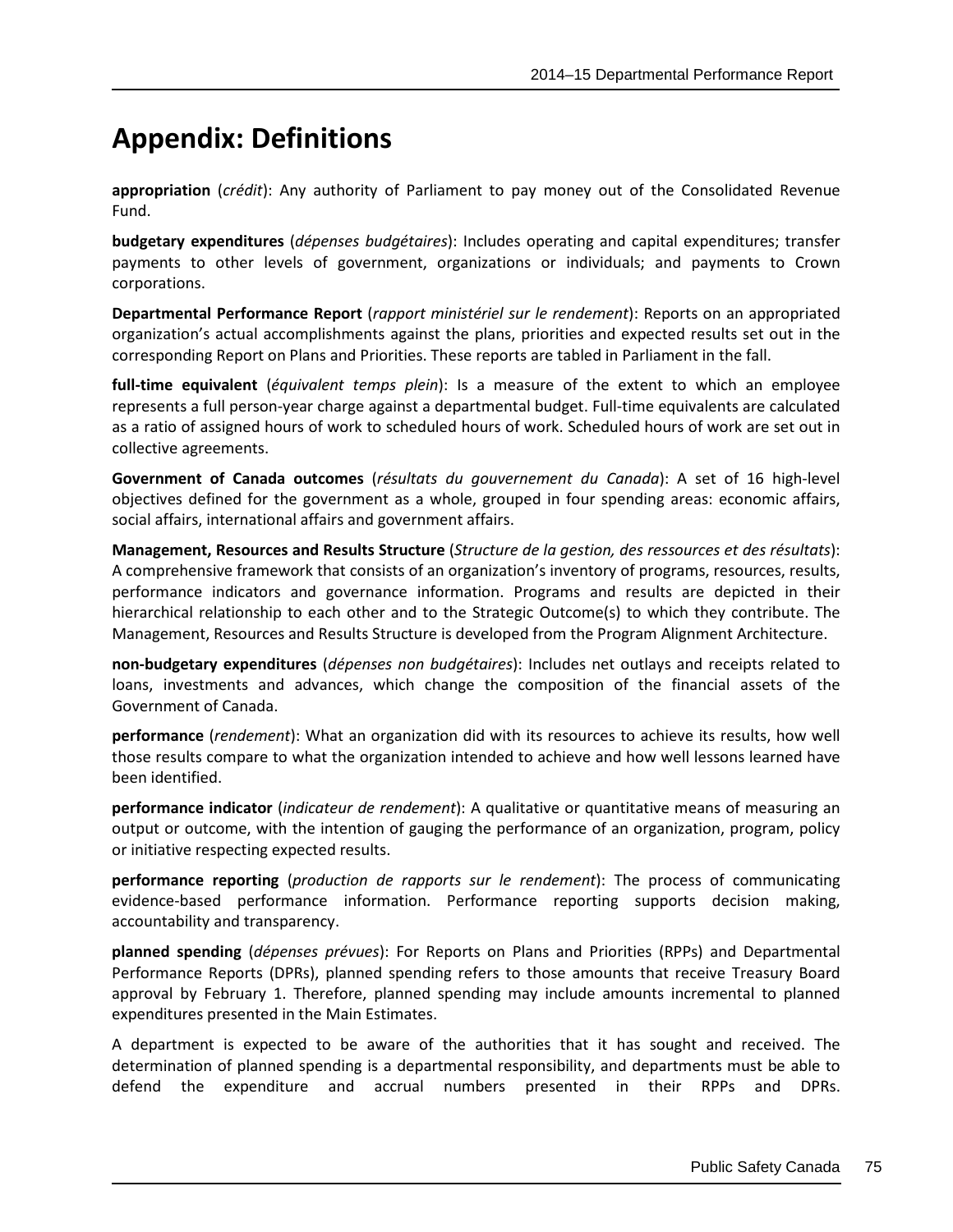# Appendix: Definitions

**appropriation** (*crédit*): Any authority of Parliament to pay money out of the Consolidated Revenue Fund.

**budgetary expenditures** (*dépenses budgétaires*): Includes operating and capital expenditures; transfer payments to other levels of government, organizations or individuals; and payments to Crown corporations.

**Departmental Performance Report** (*rapport ministériel sur le rendement*): Reports on an appropriated organization's actual accomplishments against the plans, priorities and expected results set out in the corresponding Report on Plans and Priorities. These reports are tabled in Parliament in the fall.

**full-time equivalent** (*équivalent temps plein*): Is a measure of the extent to which an employee represents a full person-year charge against a departmental budget. Full-time equivalents are calculated as a ratio of assigned hours of work to scheduled hours of work. Scheduled hours of work are set out in collective agreements.

**Government of Canada outcomes** (*résultats du gouvernement du Canada*): A set of 16 high-level objectives defined for the government as a whole, grouped in four spending areas: economic affairs, social affairs, international affairs and government affairs.

**Management, Resources and Results Structure** (*Structure de la gestion, des ressources et des résultats*): A comprehensive framework that consists of an organization's inventory of programs, resources, results, performance indicators and governance information. Programs and results are depicted in their hierarchical relationship to each other and to the Strategic Outcome(s) to which they contribute. The Management, Resources and Results Structure is developed from the Program Alignment Architecture.

**non-budgetary expenditures** (*dépenses non budgétaires*): Includes net outlays and receipts related to loans, investments and advances, which change the composition of the financial assets of the Government of Canada.

**performance** (*rendement*): What an organization did with its resources to achieve its results, how well those results compare to what the organization intended to achieve and how well lessons learned have been identified.

**performance indicator** (*indicateur de rendement*): A qualitative or quantitative means of measuring an output or outcome, with the intention of gauging the performance of an organization, program, policy or initiative respecting expected results.

**performance reporting** (*production de rapports sur le rendement*): The process of communicating evidence-based performance information. Performance reporting supports decision making, accountability and transparency.

**planned spending** (*dépenses prévues*): For Reports on Plans and Priorities (RPPs) and Departmental Performance Reports (DPRs), planned spending refers to those amounts that receive Treasury Board approval by February 1. Therefore, planned spending may include amounts incremental to planned expenditures presented in the Main Estimates.

A department is expected to be aware of the authorities that it has sought and received. The determination of planned spending is a departmental responsibility, and departments must be able to defend the expenditure and accrual numbers presented in their RPPs and DPRs.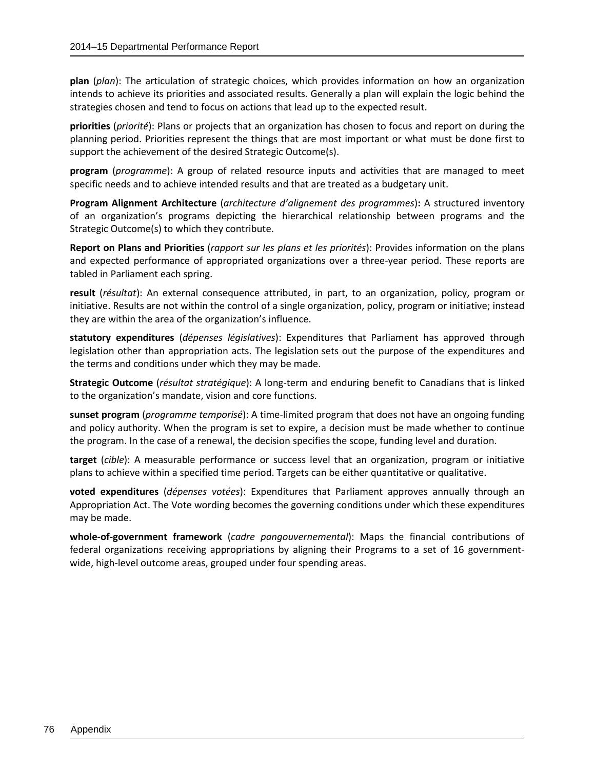**plan** (*plan*): The articulation of strategic choices, which provides information on how an organization intends to achieve its priorities and associated results. Generally a plan will explain the logic behind the strategies chosen and tend to focus on actions that lead up to the expected result.

**priorities** (*priorité*): Plans or projects that an organization has chosen to focus and report on during the planning period. Priorities represent the things that are most important or what must be done first to support the achievement of the desired Strategic Outcome(s).

**program** (*programme*): A group of related resource inputs and activities that are managed to meet specific needs and to achieve intended results and that are treated as a budgetary unit.

**Program Alignment Architecture** (*architecture d'alignement des programmes*)**:** A structured inventory of an organization's programs depicting the hierarchical relationship between programs and the Strategic Outcome(s) to which they contribute.

**Report on Plans and Priorities** (*rapport sur les plans et les priorités*): Provides information on the plans and expected performance of appropriated organizations over a three-year period. These reports are tabled in Parliament each spring.

**result** (*résultat*): An external consequence attributed, in part, to an organization, policy, program or initiative. Results are not within the control of a single organization, policy, program or initiative; instead they are within the area of the organization's influence.

**statutory expenditures** (*dépenses législatives*): Expenditures that Parliament has approved through legislation other than appropriation acts. The legislation sets out the purpose of the expenditures and the terms and conditions under which they may be made.

**Strategic Outcome** (*résultat stratégique*): A long-term and enduring benefit to Canadians that is linked to the organization's mandate, vision and core functions.

**sunset program** (*programme temporisé*): A time-limited program that does not have an ongoing funding and policy authority. When the program is set to expire, a decision must be made whether to continue the program. In the case of a renewal, the decision specifies the scope, funding level and duration.

**target** (*cible*): A measurable performance or success level that an organization, program or initiative plans to achieve within a specified time period. Targets can be either quantitative or qualitative.

**voted expenditures** (*dépenses votées*): Expenditures that Parliament approves annually through an Appropriation Act. The Vote wording becomes the governing conditions under which these expenditures may be made.

**whole-of-government framework** (*cadre pangouvernemental*): Maps the financial contributions of federal organizations receiving appropriations by aligning their Programs to a set of 16 government-wide, high-level outcome areas, grouped under four spending areas.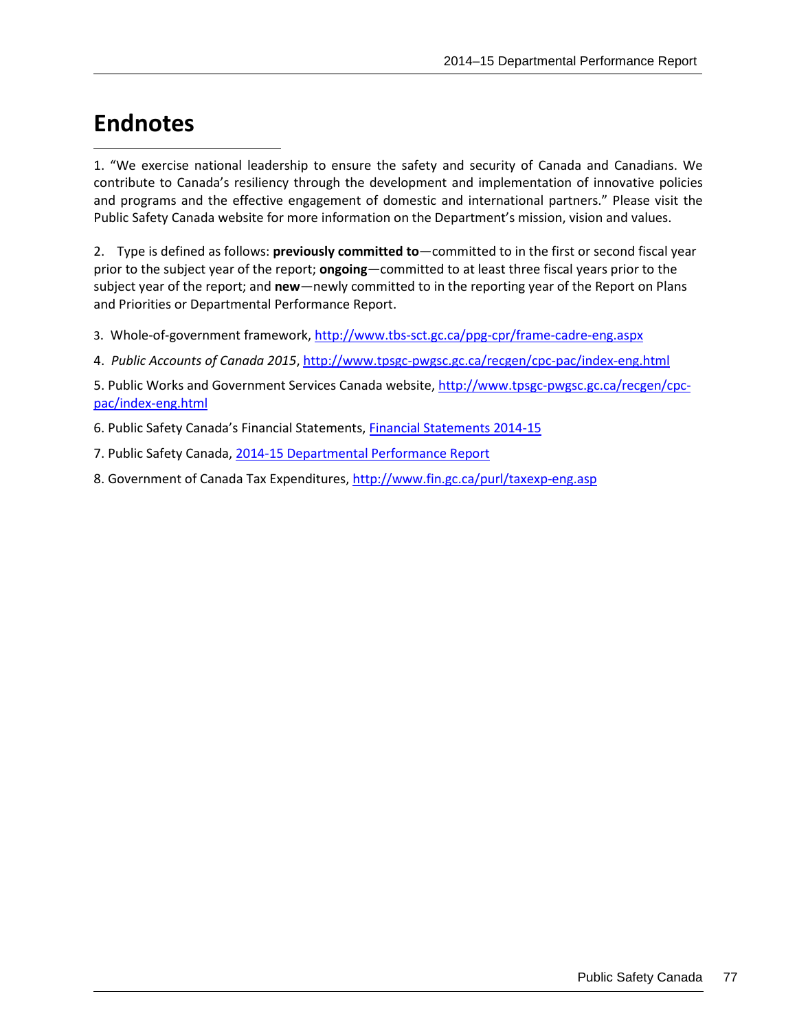# Endnotes

1. "We exercise national leadership to ensure the safety and security of Canada and Canadians. We contribute to Canada's resiliency through the development and implementation of innovative policies and programs and the effective engagement of domestic and international partners." Please visit the Public Safety Canada website for more information on the Department's mission, vision and values.

2. Type is defined as follows: **previously committed to**—committed to in the first or second fiscal year prior to the subject year of the report; **ongoing**—committed to at least three fiscal years prior to the subject year of the report; and **new**—newly committed to in the reporting year of the Report on Plans and Priorities or Departmental Performance Report.

3. Whole-of-government framework, http://www.tbs-sct.gc.ca/ppg-cpr/frame-cadre-eng.aspx

4. *Public Accounts of Canada 2015*, http://www.tpsgc-pwgsc.gc.ca/recgen/cpc-pac/index-eng.html

5. Public Works and Government Services Canada website, http://www.tpsgc-pwgsc.gc.ca/recgen/cpc-pac/index-eng.html

6. Public Safety Canada's Financial Statements, Financial Statements 2014-15

7. Public Safety Canada, 2014-15 Departmental Performance Report

8. Government of Canada Tax Expenditures, http://www.fin.gc.ca/purl/taxexp-eng.asp